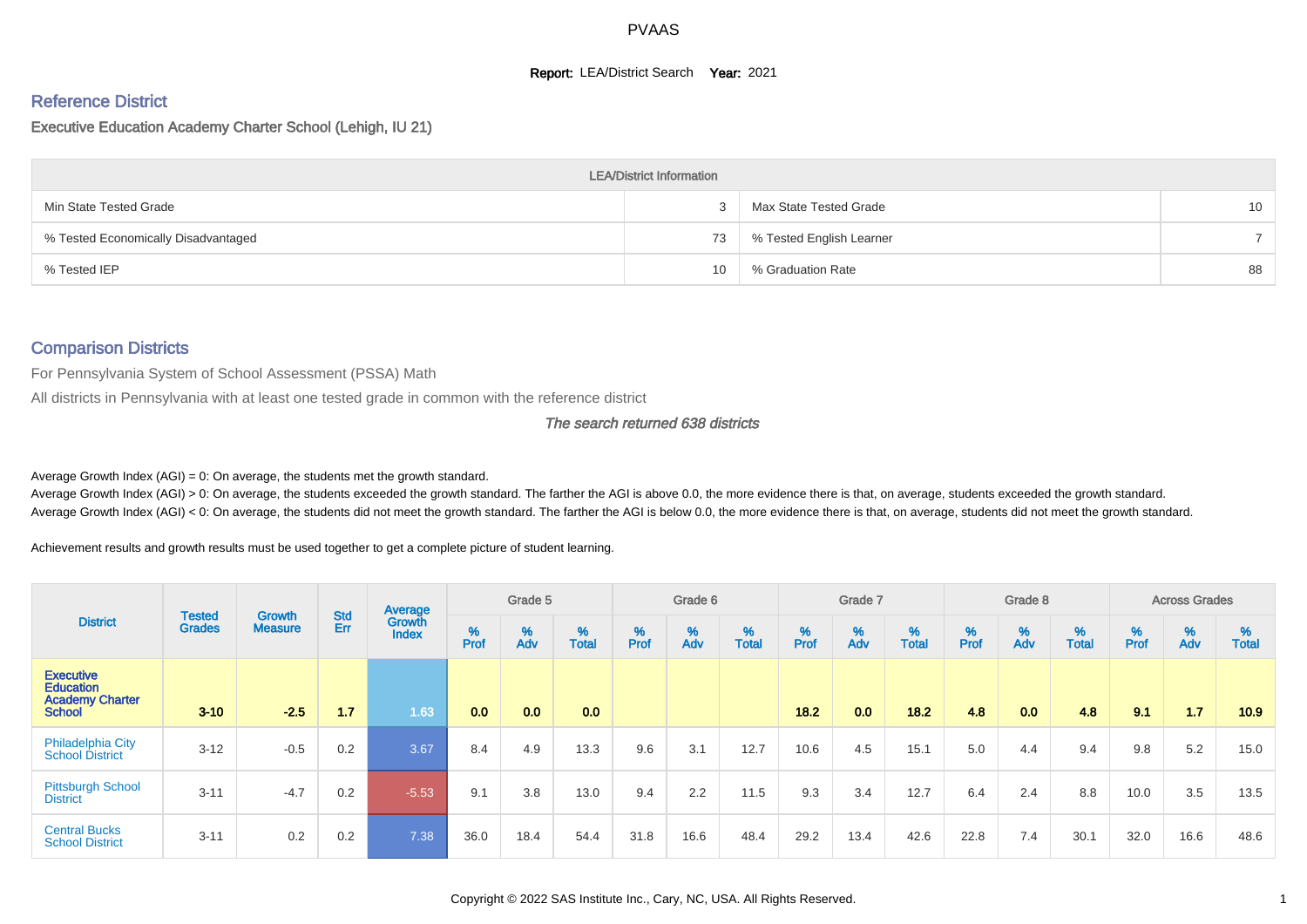PVAAS

**Report:** LEA/District Search **Year:** 2021

## Reference District

### Executive Education Academy Charter School (Lehigh, IU 21)

| LEA/District Information | | | |
|---|---|---|---|
| Min State Tested Grade | 3 | Max State Tested Grade | 10 |
| % Tested Economically Disadvantaged | 73 | % Tested English Learner | 7 |
| % Tested IEP | 10 | % Graduation Rate | 88 |

## Comparison Districts

For Pennsylvania System of School Assessment (PSSA) Math

All districts in Pennsylvania with at least one tested grade in common with the reference district

*The search returned 638 districts*

Average Growth Index (AGI) = 0: On average, the students met the growth standard.

Average Growth Index (AGI) > 0: On average, the students exceeded the growth standard. The farther the AGI is above 0.0, the more evidence there is that, on average, students exceeded the growth standard.

Average Growth Index (AGI) < 0: On average, the students did not meet the growth standard. The farther the AGI is below 0.0, the more evidence there is that, on average, students did not meet the growth standard.

Achievement results and growth results must be used together to get a complete picture of student learning.

| District | Tested Grades | Growth Measure | Std Err | Average Growth Index | Grade 5 | | | Grade 6 | | | Grade 7 | | | Grade 8 | | | Across Grades | | |
|---|---|---|---|---|---|---|---|---|---|---|---|---|---|---|---|---|---|---|---|
| | | | | | % Prof | % Adv | % Total | % Prof | % Adv | % Total | % Prof | % Adv | % Total | % Prof | % Adv | % Total | % Prof | % Adv | % Total |
| **Executive Education Academy Charter School** | **3-10** | **-2.5** | **1.7** | 1.63 | **0.0** | **0.0** | **0.0** | | | | **18.2** | **0.0** | **18.2** | **4.8** | **0.0** | **4.8** | **9.1** | **1.7** | **10.9** |
| Philadelphia City School District | 3-12 | -0.5 | 0.2 | 3.67 | 8.4 | 4.9 | 13.3 | 9.6 | 3.1 | 12.7 | 10.6 | 4.5 | 15.1 | 5.0 | 4.4 | 9.4 | 9.8 | 5.2 | 15.0 |
| Pittsburgh School District | 3-11 | -4.7 | 0.2 | -5.53 | 9.1 | 3.8 | 13.0 | 9.4 | 2.2 | 11.5 | 9.3 | 3.4 | 12.7 | 6.4 | 2.4 | 8.8 | 10.0 | 3.5 | 13.5 |
| Central Bucks School District | 3-11 | 0.2 | 0.2 | 7.38 | 36.0 | 18.4 | 54.4 | 31.8 | 16.6 | 48.4 | 29.2 | 13.4 | 42.6 | 22.8 | 7.4 | 30.1 | 32.0 | 16.6 | 48.6 |

Copyright © 2022 SAS Institute Inc., Cary, NC, USA. All Rights Reserved.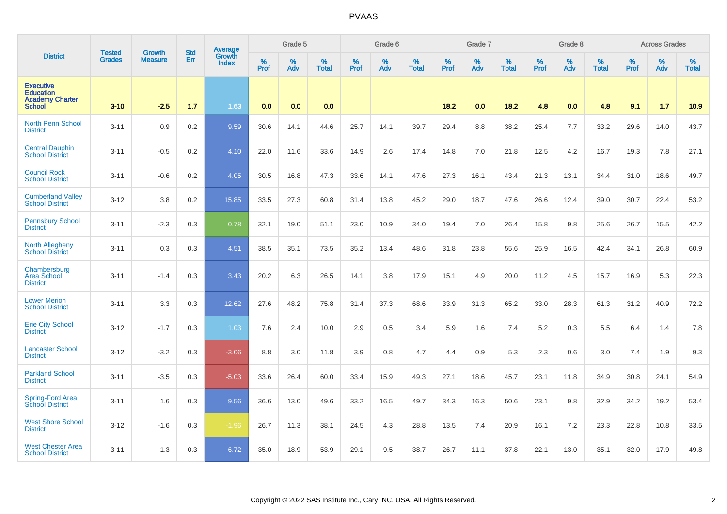| District | Tested Grades | Growth Measure | Std Err | Average Growth Index | Grade 5 | | | Grade 6 | | | Grade 7 | | | Grade 8 | | | Across Grades | | |
|---|---|---|---|---|---|---|---|---|---|---|---|---|---|---|---|---|---|---|---|
| | | | | | % Prof | % Adv | % Total | % Prof | % Adv | % Total | % Prof | % Adv | % Total | % Prof | % Adv | % Total | % Prof | % Adv | % Total |
| Executive Education Academy Charter School | 3-10 | -2.5 | 1.7 | 1.63 | 0.0 | 0.0 | 0.0 | | | | 18.2 | 0.0 | 18.2 | 4.8 | 0.0 | 4.8 | 9.1 | 1.7 | 10.9 |
| North Penn School District | 3-11 | 0.9 | 0.2 | 9.59 | 30.6 | 14.1 | 44.6 | 25.7 | 14.1 | 39.7 | 29.4 | 8.8 | 38.2 | 25.4 | 7.7 | 33.2 | 29.6 | 14.0 | 43.7 |
| Central Dauphin School District | 3-11 | -0.5 | 0.2 | 4.10 | 22.0 | 11.6 | 33.6 | 14.9 | 2.6 | 17.4 | 14.8 | 7.0 | 21.8 | 12.5 | 4.2 | 16.7 | 19.3 | 7.8 | 27.1 |
| Council Rock School District | 3-11 | -0.6 | 0.2 | 4.05 | 30.5 | 16.8 | 47.3 | 33.6 | 14.1 | 47.6 | 27.3 | 16.1 | 43.4 | 21.3 | 13.1 | 34.4 | 31.0 | 18.6 | 49.7 |
| Cumberland Valley School District | 3-12 | 3.8 | 0.2 | 15.85 | 33.5 | 27.3 | 60.8 | 31.4 | 13.8 | 45.2 | 29.0 | 18.7 | 47.6 | 26.6 | 12.4 | 39.0 | 30.7 | 22.4 | 53.2 |
| Pennsbury School District | 3-11 | -2.3 | 0.3 | 0.78 | 32.1 | 19.0 | 51.1 | 23.0 | 10.9 | 34.0 | 19.4 | 7.0 | 26.4 | 15.8 | 9.8 | 25.6 | 26.7 | 15.5 | 42.2 |
| North Allegheny School District | 3-11 | 0.3 | 0.3 | 4.51 | 38.5 | 35.1 | 73.5 | 35.2 | 13.4 | 48.6 | 31.8 | 23.8 | 55.6 | 25.9 | 16.5 | 42.4 | 34.1 | 26.8 | 60.9 |
| Chambersburg Area School District | 3-11 | -1.4 | 0.3 | 3.43 | 20.2 | 6.3 | 26.5 | 14.1 | 3.8 | 17.9 | 15.1 | 4.9 | 20.0 | 11.2 | 4.5 | 15.7 | 16.9 | 5.3 | 22.3 |
| Lower Merion School District | 3-11 | 3.3 | 0.3 | 12.62 | 27.6 | 48.2 | 75.8 | 31.4 | 37.3 | 68.6 | 33.9 | 31.3 | 65.2 | 33.0 | 28.3 | 61.3 | 31.2 | 40.9 | 72.2 |
| Erie City School District | 3-12 | -1.7 | 0.3 | 1.03 | 7.6 | 2.4 | 10.0 | 2.9 | 0.5 | 3.4 | 5.9 | 1.6 | 7.4 | 5.2 | 0.3 | 5.5 | 6.4 | 1.4 | 7.8 |
| Lancaster School District | 3-12 | -3.2 | 0.3 | -3.06 | 8.8 | 3.0 | 11.8 | 3.9 | 0.8 | 4.7 | 4.4 | 0.9 | 5.3 | 2.3 | 0.6 | 3.0 | 7.4 | 1.9 | 9.3 |
| Parkland School District | 3-11 | -3.5 | 0.3 | -5.03 | 33.6 | 26.4 | 60.0 | 33.4 | 15.9 | 49.3 | 27.1 | 18.6 | 45.7 | 23.1 | 11.8 | 34.9 | 30.8 | 24.1 | 54.9 |
| Spring-Ford Area School District | 3-11 | 1.6 | 0.3 | 9.56 | 36.6 | 13.0 | 49.6 | 33.2 | 16.5 | 49.7 | 34.3 | 16.3 | 50.6 | 23.1 | 9.8 | 32.9 | 34.2 | 19.2 | 53.4 |
| West Shore School District | 3-12 | -1.6 | 0.3 | -1.96 | 26.7 | 11.3 | 38.1 | 24.5 | 4.3 | 28.8 | 13.5 | 7.4 | 20.9 | 16.1 | 7.2 | 23.3 | 22.8 | 10.8 | 33.5 |
| West Chester Area School District | 3-11 | -1.3 | 0.3 | 6.72 | 35.0 | 18.9 | 53.9 | 29.1 | 9.5 | 38.7 | 26.7 | 11.1 | 37.8 | 22.1 | 13.0 | 35.1 | 32.0 | 17.9 | 49.8 |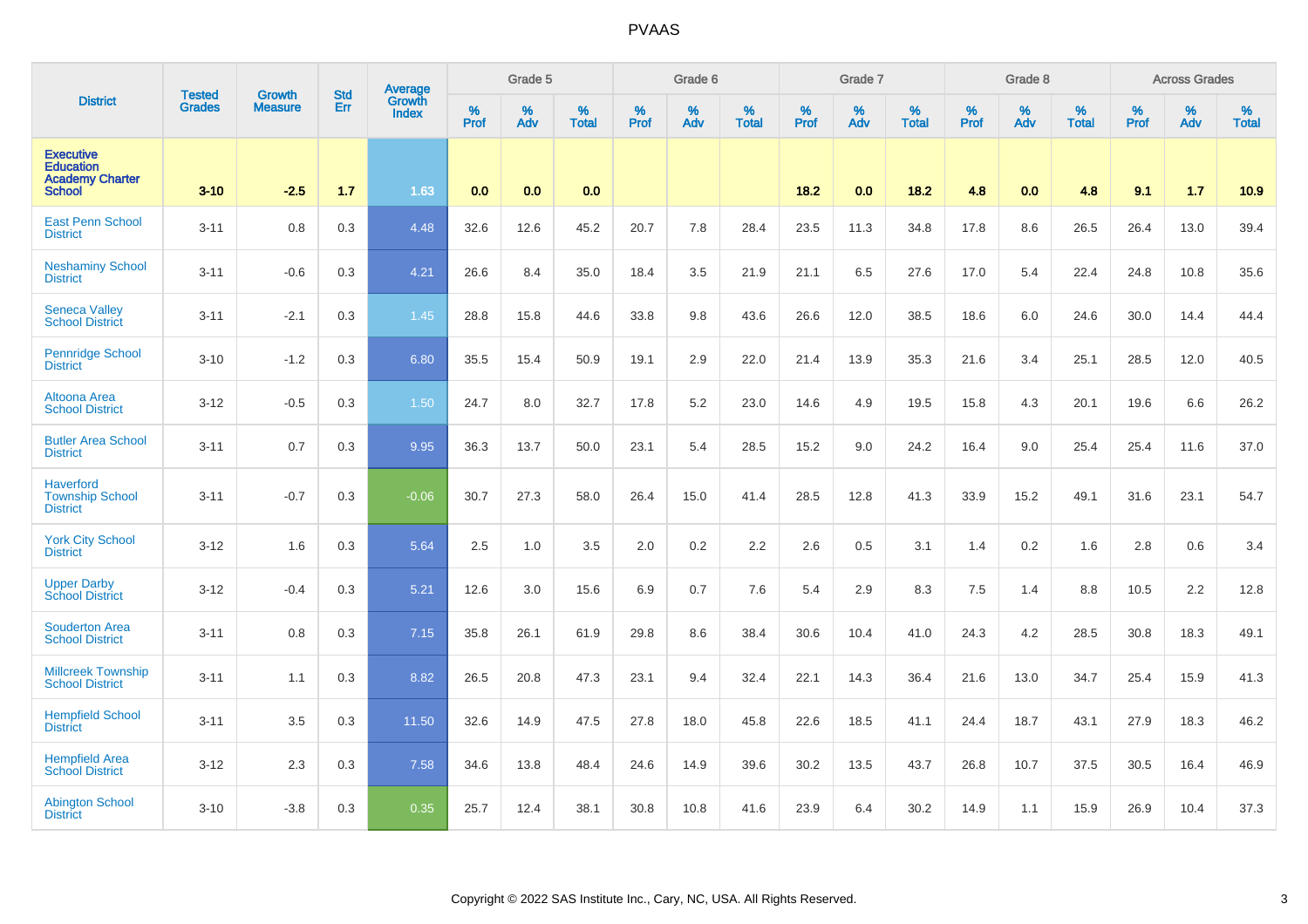# PVAAS

| District | Tested Grades | Growth Measure | Std Err | Average Growth Index | Grade 5 | | | Grade 6 | | | Grade 7 | | | Grade 8 | | | Across Grades | | |
|---|---|---|---|---|---|---|---|---|---|---|---|---|---|---|---|---|---|---|---|
| | | | | | % Prof | % Adv | % Total | % Prof | % Adv | % Total | % Prof | % Adv | % Total | % Prof | % Adv | % Total | % Prof | % Adv | % Total |
| **Executive Education Academy Charter School** | **3-10** | **-2.5** | **1.7** | **1.63** | **0.0** | **0.0** | **0.0** | | | | **18.2** | **0.0** | **18.2** | **4.8** | **0.0** | **4.8** | **9.1** | **1.7** | **10.9** |
| East Penn School District | 3-11 | 0.8 | 0.3 | 4.48 | 32.6 | 12.6 | 45.2 | 20.7 | 7.8 | 28.4 | 23.5 | 11.3 | 34.8 | 17.8 | 8.6 | 26.5 | 26.4 | 13.0 | 39.4 |
| Neshaminy School District | 3-11 | -0.6 | 0.3 | 4.21 | 26.6 | 8.4 | 35.0 | 18.4 | 3.5 | 21.9 | 21.1 | 6.5 | 27.6 | 17.0 | 5.4 | 22.4 | 24.8 | 10.8 | 35.6 |
| Seneca Valley School District | 3-11 | -2.1 | 0.3 | 1.45 | 28.8 | 15.8 | 44.6 | 33.8 | 9.8 | 43.6 | 26.6 | 12.0 | 38.5 | 18.6 | 6.0 | 24.6 | 30.0 | 14.4 | 44.4 |
| Pennridge School District | 3-10 | -1.2 | 0.3 | 6.80 | 35.5 | 15.4 | 50.9 | 19.1 | 2.9 | 22.0 | 21.4 | 13.9 | 35.3 | 21.6 | 3.4 | 25.1 | 28.5 | 12.0 | 40.5 |
| Altoona Area School District | 3-12 | -0.5 | 0.3 | 1.50 | 24.7 | 8.0 | 32.7 | 17.8 | 5.2 | 23.0 | 14.6 | 4.9 | 19.5 | 15.8 | 4.3 | 20.1 | 19.6 | 6.6 | 26.2 |
| Butler Area School District | 3-11 | 0.7 | 0.3 | 9.95 | 36.3 | 13.7 | 50.0 | 23.1 | 5.4 | 28.5 | 15.2 | 9.0 | 24.2 | 16.4 | 9.0 | 25.4 | 25.4 | 11.6 | 37.0 |
| Haverford Township School District | 3-11 | -0.7 | 0.3 | -0.06 | 30.7 | 27.3 | 58.0 | 26.4 | 15.0 | 41.4 | 28.5 | 12.8 | 41.3 | 33.9 | 15.2 | 49.1 | 31.6 | 23.1 | 54.7 |
| York City School District | 3-12 | 1.6 | 0.3 | 5.64 | 2.5 | 1.0 | 3.5 | 2.0 | 0.2 | 2.2 | 2.6 | 0.5 | 3.1 | 1.4 | 0.2 | 1.6 | 2.8 | 0.6 | 3.4 |
| Upper Darby School District | 3-12 | -0.4 | 0.3 | 5.21 | 12.6 | 3.0 | 15.6 | 6.9 | 0.7 | 7.6 | 5.4 | 2.9 | 8.3 | 7.5 | 1.4 | 8.8 | 10.5 | 2.2 | 12.8 |
| Souderton Area School District | 3-11 | 0.8 | 0.3 | 7.15 | 35.8 | 26.1 | 61.9 | 29.8 | 8.6 | 38.4 | 30.6 | 10.4 | 41.0 | 24.3 | 4.2 | 28.5 | 30.8 | 18.3 | 49.1 |
| Millcreek Township School District | 3-11 | 1.1 | 0.3 | 8.82 | 26.5 | 20.8 | 47.3 | 23.1 | 9.4 | 32.4 | 22.1 | 14.3 | 36.4 | 21.6 | 13.0 | 34.7 | 25.4 | 15.9 | 41.3 |
| Hempfield School District | 3-11 | 3.5 | 0.3 | 11.50 | 32.6 | 14.9 | 47.5 | 27.8 | 18.0 | 45.8 | 22.6 | 18.5 | 41.1 | 24.4 | 18.7 | 43.1 | 27.9 | 18.3 | 46.2 |
| Hempfield Area School District | 3-12 | 2.3 | 0.3 | 7.58 | 34.6 | 13.8 | 48.4 | 24.6 | 14.9 | 39.6 | 30.2 | 13.5 | 43.7 | 26.8 | 10.7 | 37.5 | 30.5 | 16.4 | 46.9 |
| Abington School District | 3-10 | -3.8 | 0.3 | 0.35 | 25.7 | 12.4 | 38.1 | 30.8 | 10.8 | 41.6 | 23.9 | 6.4 | 30.2 | 14.9 | 1.1 | 15.9 | 26.9 | 10.4 | 37.3 |

Copyright © 2022 SAS Institute Inc., Cary, NC, USA. All Rights Reserved.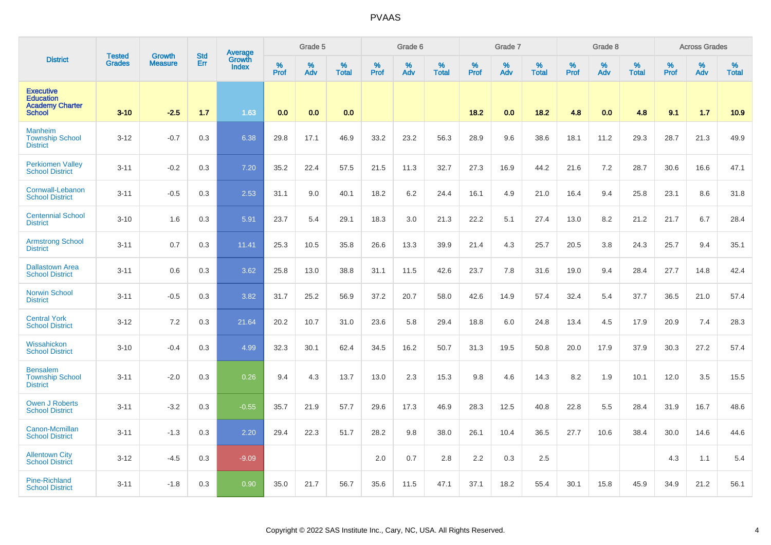| District | Tested Grades | Growth Measure | Std Err | Average Growth Index | Grade 5 | | | Grade 6 | | | Grade 7 | | | Grade 8 | | | Across Grades | | |
|---|---|---|---|---|---|---|---|---|---|---|---|---|---|---|---|---|---|---|---|
| | | | | | % Prof | % Adv | % Total | % Prof | % Adv | % Total | % Prof | % Adv | % Total | % Prof | % Adv | % Total | % Prof | % Adv | % Total |
| **Executive Education Academy Charter School** | **3-10** | **-2.5** | **1.7** | **1.63** | **0.0** | **0.0** | **0.0** | | | | **18.2** | **0.0** | **18.2** | **4.8** | **0.0** | **4.8** | **9.1** | **1.7** | **10.9** |
| Manheim Township School District | 3-12 | -0.7 | 0.3 | 6.38 | 29.8 | 17.1 | 46.9 | 33.2 | 23.2 | 56.3 | 28.9 | 9.6 | 38.6 | 18.1 | 11.2 | 29.3 | 28.7 | 21.3 | 49.9 |
| Perkiomen Valley School District | 3-11 | -0.2 | 0.3 | 7.20 | 35.2 | 22.4 | 57.5 | 21.5 | 11.3 | 32.7 | 27.3 | 16.9 | 44.2 | 21.6 | 7.2 | 28.7 | 30.6 | 16.6 | 47.1 |
| Cornwall-Lebanon School District | 3-11 | -0.5 | 0.3 | 2.53 | 31.1 | 9.0 | 40.1 | 18.2 | 6.2 | 24.4 | 16.1 | 4.9 | 21.0 | 16.4 | 9.4 | 25.8 | 23.1 | 8.6 | 31.8 |
| Centennial School District | 3-10 | 1.6 | 0.3 | 5.91 | 23.7 | 5.4 | 29.1 | 18.3 | 3.0 | 21.3 | 22.2 | 5.1 | 27.4 | 13.0 | 8.2 | 21.2 | 21.7 | 6.7 | 28.4 |
| Armstrong School District | 3-11 | 0.7 | 0.3 | 11.41 | 25.3 | 10.5 | 35.8 | 26.6 | 13.3 | 39.9 | 21.4 | 4.3 | 25.7 | 20.5 | 3.8 | 24.3 | 25.7 | 9.4 | 35.1 |
| Dallastown Area School District | 3-11 | 0.6 | 0.3 | 3.62 | 25.8 | 13.0 | 38.8 | 31.1 | 11.5 | 42.6 | 23.7 | 7.8 | 31.6 | 19.0 | 9.4 | 28.4 | 27.7 | 14.8 | 42.4 |
| Norwin School District | 3-11 | -0.5 | 0.3 | 3.82 | 31.7 | 25.2 | 56.9 | 37.2 | 20.7 | 58.0 | 42.6 | 14.9 | 57.4 | 32.4 | 5.4 | 37.7 | 36.5 | 21.0 | 57.4 |
| Central York School District | 3-12 | 7.2 | 0.3 | 21.64 | 20.2 | 10.7 | 31.0 | 23.6 | 5.8 | 29.4 | 18.8 | 6.0 | 24.8 | 13.4 | 4.5 | 17.9 | 20.9 | 7.4 | 28.3 |
| Wissahickon School District | 3-10 | -0.4 | 0.3 | 4.99 | 32.3 | 30.1 | 62.4 | 34.5 | 16.2 | 50.7 | 31.3 | 19.5 | 50.8 | 20.0 | 17.9 | 37.9 | 30.3 | 27.2 | 57.4 |
| Bensalem Township School District | 3-11 | -2.0 | 0.3 | 0.26 | 9.4 | 4.3 | 13.7 | 13.0 | 2.3 | 15.3 | 9.8 | 4.6 | 14.3 | 8.2 | 1.9 | 10.1 | 12.0 | 3.5 | 15.5 |
| Owen J Roberts School District | 3-11 | -3.2 | 0.3 | -0.55 | 35.7 | 21.9 | 57.7 | 29.6 | 17.3 | 46.9 | 28.3 | 12.5 | 40.8 | 22.8 | 5.5 | 28.4 | 31.9 | 16.7 | 48.6 |
| Canon-Mcmillan School District | 3-11 | -1.3 | 0.3 | 2.20 | 29.4 | 22.3 | 51.7 | 28.2 | 9.8 | 38.0 | 26.1 | 10.4 | 36.5 | 27.7 | 10.6 | 38.4 | 30.0 | 14.6 | 44.6 |
| Allentown City School District | 3-12 | -4.5 | 0.3 | -9.09 | | | | 2.0 | 0.7 | 2.8 | 2.2 | 0.3 | 2.5 | | | | 4.3 | 1.1 | 5.4 |
| Pine-Richland School District | 3-11 | -1.8 | 0.3 | 0.90 | 35.0 | 21.7 | 56.7 | 35.6 | 11.5 | 47.1 | 37.1 | 18.2 | 55.4 | 30.1 | 15.8 | 45.9 | 34.9 | 21.2 | 56.1 |

Copyright © 2022 SAS Institute Inc., Cary, NC, USA. All Rights Reserved.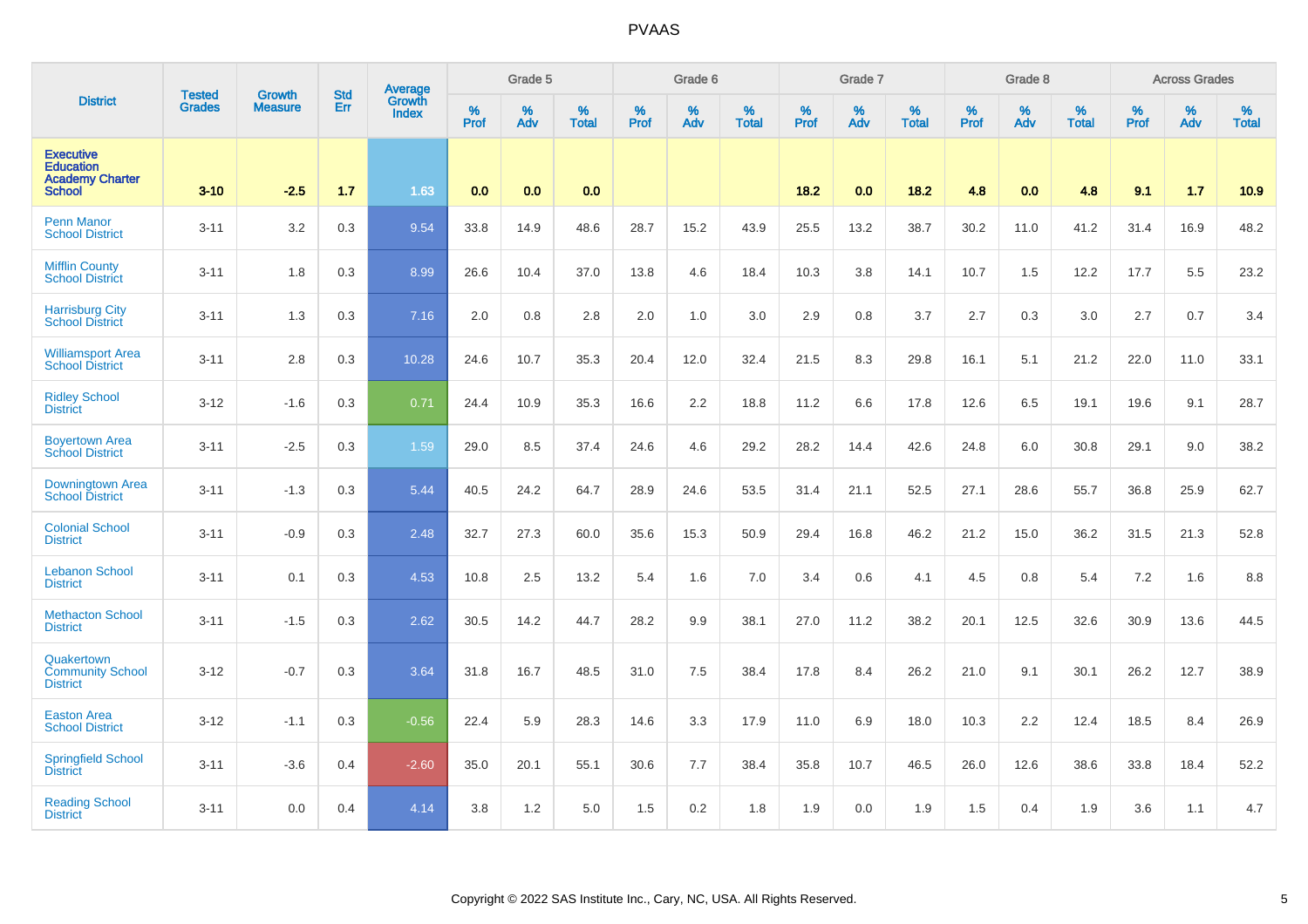# PVAAS

| District | Tested Grades | Growth Measure | Std Err | Average Growth Index | Grade 5 | | | Grade 6 | | | Grade 7 | | | Grade 8 | | | Across Grades | | |
|---|---|---|---|---|---|---|---|---|---|---|---|---|---|---|---|---|---|---|---|
| | | | | | % Prof | % Adv | % Total | % Prof | % Adv | % Total | % Prof | % Adv | % Total | % Prof | % Adv | % Total | % Prof | % Adv | % Total |
| **Executive Education Academy Charter School** | **3-10** | **-2.5** | **1.7** | **1.63** | **0.0** | **0.0** | **0.0** | | | | **18.2** | **0.0** | **18.2** | **4.8** | **0.0** | **4.8** | **9.1** | **1.7** | **10.9** |
| Penn Manor School District | 3-11 | 3.2 | 0.3 | 9.54 | 33.8 | 14.9 | 48.6 | 28.7 | 15.2 | 43.9 | 25.5 | 13.2 | 38.7 | 30.2 | 11.0 | 41.2 | 31.4 | 16.9 | 48.2 |
| Mifflin County School District | 3-11 | 1.8 | 0.3 | 8.99 | 26.6 | 10.4 | 37.0 | 13.8 | 4.6 | 18.4 | 10.3 | 3.8 | 14.1 | 10.7 | 1.5 | 12.2 | 17.7 | 5.5 | 23.2 |
| Harrisburg City School District | 3-11 | 1.3 | 0.3 | 7.16 | 2.0 | 0.8 | 2.8 | 2.0 | 1.0 | 3.0 | 2.9 | 0.8 | 3.7 | 2.7 | 0.3 | 3.0 | 2.7 | 0.7 | 3.4 |
| Williamsport Area School District | 3-11 | 2.8 | 0.3 | 10.28 | 24.6 | 10.7 | 35.3 | 20.4 | 12.0 | 32.4 | 21.5 | 8.3 | 29.8 | 16.1 | 5.1 | 21.2 | 22.0 | 11.0 | 33.1 |
| Ridley School District | 3-12 | -1.6 | 0.3 | 0.71 | 24.4 | 10.9 | 35.3 | 16.6 | 2.2 | 18.8 | 11.2 | 6.6 | 17.8 | 12.6 | 6.5 | 19.1 | 19.6 | 9.1 | 28.7 |
| Boyertown Area School District | 3-11 | -2.5 | 0.3 | 1.59 | 29.0 | 8.5 | 37.4 | 24.6 | 4.6 | 29.2 | 28.2 | 14.4 | 42.6 | 24.8 | 6.0 | 30.8 | 29.1 | 9.0 | 38.2 |
| Downingtown Area School District | 3-11 | -1.3 | 0.3 | 5.44 | 40.5 | 24.2 | 64.7 | 28.9 | 24.6 | 53.5 | 31.4 | 21.1 | 52.5 | 27.1 | 28.6 | 55.7 | 36.8 | 25.9 | 62.7 |
| Colonial School District | 3-11 | -0.9 | 0.3 | 2.48 | 32.7 | 27.3 | 60.0 | 35.6 | 15.3 | 50.9 | 29.4 | 16.8 | 46.2 | 21.2 | 15.0 | 36.2 | 31.5 | 21.3 | 52.8 |
| Lebanon School District | 3-11 | 0.1 | 0.3 | 4.53 | 10.8 | 2.5 | 13.2 | 5.4 | 1.6 | 7.0 | 3.4 | 0.6 | 4.1 | 4.5 | 0.8 | 5.4 | 7.2 | 1.6 | 8.8 |
| Methacton School District | 3-11 | -1.5 | 0.3 | 2.62 | 30.5 | 14.2 | 44.7 | 28.2 | 9.9 | 38.1 | 27.0 | 11.2 | 38.2 | 20.1 | 12.5 | 32.6 | 30.9 | 13.6 | 44.5 |
| Quakertown Community School District | 3-12 | -0.7 | 0.3 | 3.64 | 31.8 | 16.7 | 48.5 | 31.0 | 7.5 | 38.4 | 17.8 | 8.4 | 26.2 | 21.0 | 9.1 | 30.1 | 26.2 | 12.7 | 38.9 |
| Easton Area School District | 3-12 | -1.1 | 0.3 | -0.56 | 22.4 | 5.9 | 28.3 | 14.6 | 3.3 | 17.9 | 11.0 | 6.9 | 18.0 | 10.3 | 2.2 | 12.4 | 18.5 | 8.4 | 26.9 |
| Springfield School District | 3-11 | -3.6 | 0.4 | -2.60 | 35.0 | 20.1 | 55.1 | 30.6 | 7.7 | 38.4 | 35.8 | 10.7 | 46.5 | 26.0 | 12.6 | 38.6 | 33.8 | 18.4 | 52.2 |
| Reading School District | 3-11 | 0.0 | 0.4 | 4.14 | 3.8 | 1.2 | 5.0 | 1.5 | 0.2 | 1.8 | 1.9 | 0.0 | 1.9 | 1.5 | 0.4 | 1.9 | 3.6 | 1.1 | 4.7 |

Copyright © 2022 SAS Institute Inc., Cary, NC, USA. All Rights Reserved.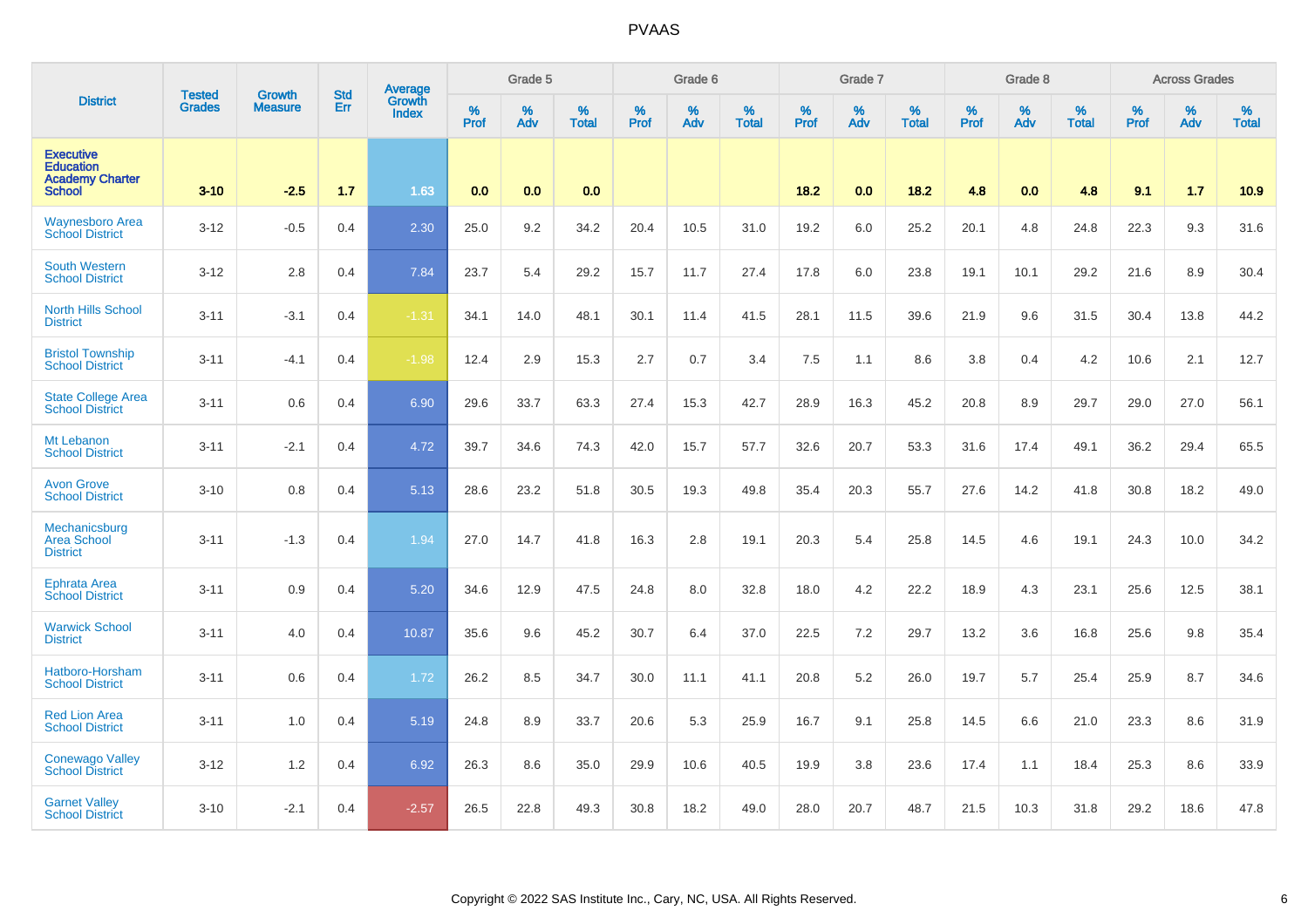| District | Tested Grades | Growth Measure | Std Err | Average Growth Index | Grade 5 | | | Grade 6 | | | Grade 7 | | | Grade 8 | | | Across Grades | | |
|---|---|---|---|---|---|---|---|---|---|---|---|---|---|---|---|---|---|---|---|
| | | | | | % Prof | % Adv | % Total | % Prof | % Adv | % Total | % Prof | % Adv | % Total | % Prof | % Adv | % Total | % Prof | % Adv | % Total |
| **Executive Education Academy Charter School** | **3-10** | **-2.5** | **1.7** | **1.63** | **0.0** | **0.0** | **0.0** | | | | **18.2** | **0.0** | **18.2** | **4.8** | **0.0** | **4.8** | **9.1** | **1.7** | **10.9** |
| Waynesboro Area School District | 3-12 | -0.5 | 0.4 | 2.30 | 25.0 | 9.2 | 34.2 | 20.4 | 10.5 | 31.0 | 19.2 | 6.0 | 25.2 | 20.1 | 4.8 | 24.8 | 22.3 | 9.3 | 31.6 |
| South Western School District | 3-12 | 2.8 | 0.4 | 7.84 | 23.7 | 5.4 | 29.2 | 15.7 | 11.7 | 27.4 | 17.8 | 6.0 | 23.8 | 19.1 | 10.1 | 29.2 | 21.6 | 8.9 | 30.4 |
| North Hills School District | 3-11 | -3.1 | 0.4 | -1.31 | 34.1 | 14.0 | 48.1 | 30.1 | 11.4 | 41.5 | 28.1 | 11.5 | 39.6 | 21.9 | 9.6 | 31.5 | 30.4 | 13.8 | 44.2 |
| Bristol Township School District | 3-11 | -4.1 | 0.4 | -1.98 | 12.4 | 2.9 | 15.3 | 2.7 | 0.7 | 3.4 | 7.5 | 1.1 | 8.6 | 3.8 | 0.4 | 4.2 | 10.6 | 2.1 | 12.7 |
| State College Area School District | 3-11 | 0.6 | 0.4 | 6.90 | 29.6 | 33.7 | 63.3 | 27.4 | 15.3 | 42.7 | 28.9 | 16.3 | 45.2 | 20.8 | 8.9 | 29.7 | 29.0 | 27.0 | 56.1 |
| Mt Lebanon School District | 3-11 | -2.1 | 0.4 | 4.72 | 39.7 | 34.6 | 74.3 | 42.0 | 15.7 | 57.7 | 32.6 | 20.7 | 53.3 | 31.6 | 17.4 | 49.1 | 36.2 | 29.4 | 65.5 |
| Avon Grove School District | 3-10 | 0.8 | 0.4 | 5.13 | 28.6 | 23.2 | 51.8 | 30.5 | 19.3 | 49.8 | 35.4 | 20.3 | 55.7 | 27.6 | 14.2 | 41.8 | 30.8 | 18.2 | 49.0 |
| Mechanicsburg Area School District | 3-11 | -1.3 | 0.4 | 1.94 | 27.0 | 14.7 | 41.8 | 16.3 | 2.8 | 19.1 | 20.3 | 5.4 | 25.8 | 14.5 | 4.6 | 19.1 | 24.3 | 10.0 | 34.2 |
| Ephrata Area School District | 3-11 | 0.9 | 0.4 | 5.20 | 34.6 | 12.9 | 47.5 | 24.8 | 8.0 | 32.8 | 18.0 | 4.2 | 22.2 | 18.9 | 4.3 | 23.1 | 25.6 | 12.5 | 38.1 |
| Warwick School District | 3-11 | 4.0 | 0.4 | 10.87 | 35.6 | 9.6 | 45.2 | 30.7 | 6.4 | 37.0 | 22.5 | 7.2 | 29.7 | 13.2 | 3.6 | 16.8 | 25.6 | 9.8 | 35.4 |
| Hatboro-Horsham School District | 3-11 | 0.6 | 0.4 | 1.72 | 26.2 | 8.5 | 34.7 | 30.0 | 11.1 | 41.1 | 20.8 | 5.2 | 26.0 | 19.7 | 5.7 | 25.4 | 25.9 | 8.7 | 34.6 |
| Red Lion Area School District | 3-11 | 1.0 | 0.4 | 5.19 | 24.8 | 8.9 | 33.7 | 20.6 | 5.3 | 25.9 | 16.7 | 9.1 | 25.8 | 14.5 | 6.6 | 21.0 | 23.3 | 8.6 | 31.9 |
| Conewago Valley School District | 3-12 | 1.2 | 0.4 | 6.92 | 26.3 | 8.6 | 35.0 | 29.9 | 10.6 | 40.5 | 19.9 | 3.8 | 23.6 | 17.4 | 1.1 | 18.4 | 25.3 | 8.6 | 33.9 |
| Garnet Valley School District | 3-10 | -2.1 | 0.4 | -2.57 | 26.5 | 22.8 | 49.3 | 30.8 | 18.2 | 49.0 | 28.0 | 20.7 | 48.7 | 21.5 | 10.3 | 31.8 | 29.2 | 18.6 | 47.8 |

Copyright © 2022 SAS Institute Inc., Cary, NC, USA. All Rights Reserved.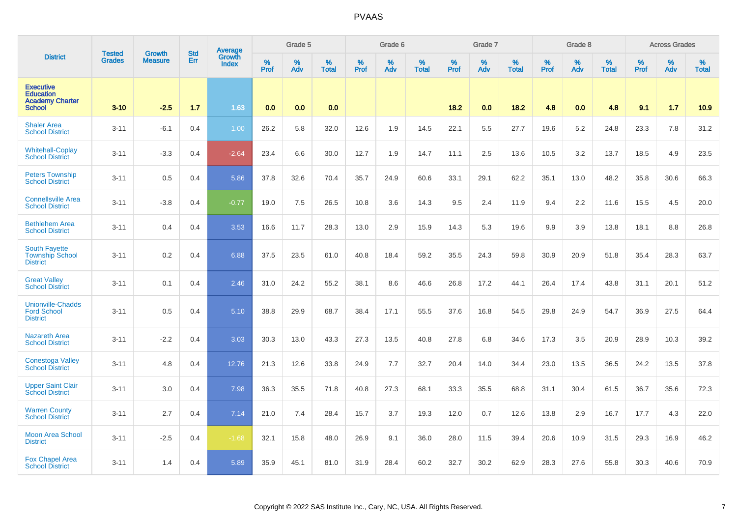# PVAAS

| District | Tested Grades | Growth Measure | Std Err | Average Growth Index | Grade 5 | | | Grade 6 | | | Grade 7 | | | Grade 8 | | | Across Grades | | |
|---|---|---|---|---|---|---|---|---|---|---|---|---|---|---|---|---|---|---|---|
| | | | | | % Prof | % Adv | % Total | % Prof | % Adv | % Total | % Prof | % Adv | % Total | % Prof | % Adv | % Total | % Prof | % Adv | % Total |
| **Executive Education Academy Charter School** | **3-10** | **-2.5** | **1.7** | **1.63** | **0.0** | **0.0** | **0.0** | | | | **18.2** | **0.0** | **18.2** | **4.8** | **0.0** | **4.8** | **9.1** | **1.7** | **10.9** |
| Shaler Area School District | 3-11 | -6.1 | 0.4 | 1.00 | 26.2 | 5.8 | 32.0 | 12.6 | 1.9 | 14.5 | 22.1 | 5.5 | 27.7 | 19.6 | 5.2 | 24.8 | 23.3 | 7.8 | 31.2 |
| Whitehall-Coplay School District | 3-11 | -3.3 | 0.4 | -2.64 | 23.4 | 6.6 | 30.0 | 12.7 | 1.9 | 14.7 | 11.1 | 2.5 | 13.6 | 10.5 | 3.2 | 13.7 | 18.5 | 4.9 | 23.5 |
| Peters Township School District | 3-11 | 0.5 | 0.4 | 5.86 | 37.8 | 32.6 | 70.4 | 35.7 | 24.9 | 60.6 | 33.1 | 29.1 | 62.2 | 35.1 | 13.0 | 48.2 | 35.8 | 30.6 | 66.3 |
| Connellsville Area School District | 3-11 | -3.8 | 0.4 | -0.77 | 19.0 | 7.5 | 26.5 | 10.8 | 3.6 | 14.3 | 9.5 | 2.4 | 11.9 | 9.4 | 2.2 | 11.6 | 15.5 | 4.5 | 20.0 |
| Bethlehem Area School District | 3-11 | 0.4 | 0.4 | 3.53 | 16.6 | 11.7 | 28.3 | 13.0 | 2.9 | 15.9 | 14.3 | 5.3 | 19.6 | 9.9 | 3.9 | 13.8 | 18.1 | 8.8 | 26.8 |
| South Fayette Township School District | 3-11 | 0.2 | 0.4 | 6.88 | 37.5 | 23.5 | 61.0 | 40.8 | 18.4 | 59.2 | 35.5 | 24.3 | 59.8 | 30.9 | 20.9 | 51.8 | 35.4 | 28.3 | 63.7 |
| Great Valley School District | 3-11 | 0.1 | 0.4 | 2.46 | 31.0 | 24.2 | 55.2 | 38.1 | 8.6 | 46.6 | 26.8 | 17.2 | 44.1 | 26.4 | 17.4 | 43.8 | 31.1 | 20.1 | 51.2 |
| Unionville-Chadds Ford School District | 3-11 | 0.5 | 0.4 | 5.10 | 38.8 | 29.9 | 68.7 | 38.4 | 17.1 | 55.5 | 37.6 | 16.8 | 54.5 | 29.8 | 24.9 | 54.7 | 36.9 | 27.5 | 64.4 |
| Nazareth Area School District | 3-11 | -2.2 | 0.4 | 3.03 | 30.3 | 13.0 | 43.3 | 27.3 | 13.5 | 40.8 | 27.8 | 6.8 | 34.6 | 17.3 | 3.5 | 20.9 | 28.9 | 10.3 | 39.2 |
| Conestoga Valley School District | 3-11 | 4.8 | 0.4 | 12.76 | 21.3 | 12.6 | 33.8 | 24.9 | 7.7 | 32.7 | 20.4 | 14.0 | 34.4 | 23.0 | 13.5 | 36.5 | 24.2 | 13.5 | 37.8 |
| Upper Saint Clair School District | 3-11 | 3.0 | 0.4 | 7.98 | 36.3 | 35.5 | 71.8 | 40.8 | 27.3 | 68.1 | 33.3 | 35.5 | 68.8 | 31.1 | 30.4 | 61.5 | 36.7 | 35.6 | 72.3 |
| Warren County School District | 3-11 | 2.7 | 0.4 | 7.14 | 21.0 | 7.4 | 28.4 | 15.7 | 3.7 | 19.3 | 12.0 | 0.7 | 12.6 | 13.8 | 2.9 | 16.7 | 17.7 | 4.3 | 22.0 |
| Moon Area School District | 3-11 | -2.5 | 0.4 | -1.68 | 32.1 | 15.8 | 48.0 | 26.9 | 9.1 | 36.0 | 28.0 | 11.5 | 39.4 | 20.6 | 10.9 | 31.5 | 29.3 | 16.9 | 46.2 |
| Fox Chapel Area School District | 3-11 | 1.4 | 0.4 | 5.89 | 35.9 | 45.1 | 81.0 | 31.9 | 28.4 | 60.2 | 32.7 | 30.2 | 62.9 | 28.3 | 27.6 | 55.8 | 30.3 | 40.6 | 70.9 |

Copyright © 2022 SAS Institute Inc., Cary, NC, USA. All Rights Reserved.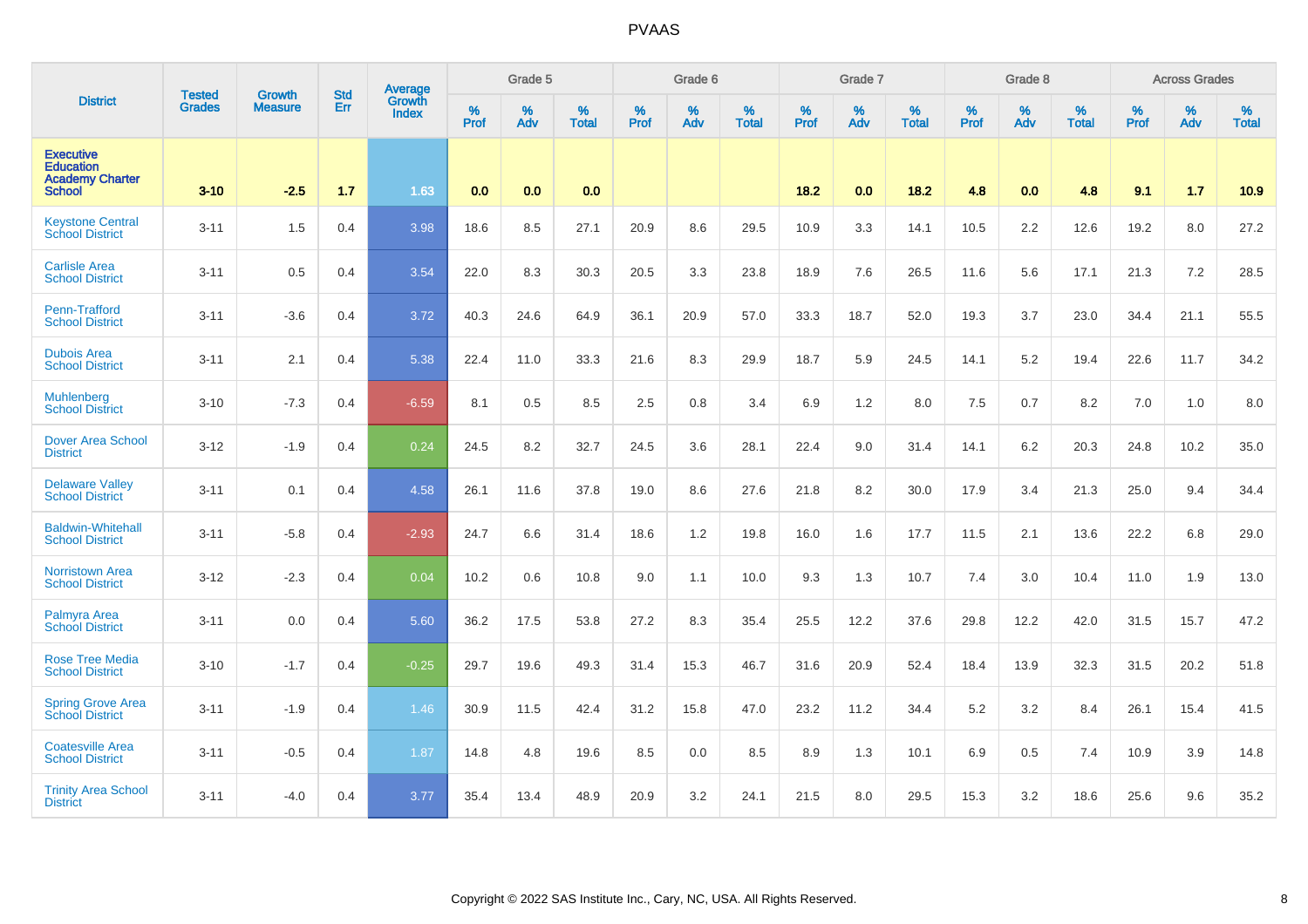# PVAAS

| District | Tested Grades | Growth Measure | Std Err | Average Growth Index | Grade 5 | | | Grade 6 | | | Grade 7 | | | Grade 8 | | | Across Grades | | |
|---|---|---|---|---|---|---|---|---|---|---|---|---|---|---|---|---|---|---|---|
| | | | | | % Prof | % Adv | % Total | % Prof | % Adv | % Total | % Prof | % Adv | % Total | % Prof | % Adv | % Total | % Prof | % Adv | % Total |
| **Executive Education Academy Charter School** | **3-10** | **-2.5** | **1.7** | **1.63** | **0.0** | **0.0** | **0.0** | | | | **18.2** | **0.0** | **18.2** | **4.8** | **0.0** | **4.8** | **9.1** | **1.7** | **10.9** |
| Keystone Central School District | 3-11 | 1.5 | 0.4 | 3.98 | 18.6 | 8.5 | 27.1 | 20.9 | 8.6 | 29.5 | 10.9 | 3.3 | 14.1 | 10.5 | 2.2 | 12.6 | 19.2 | 8.0 | 27.2 |
| Carlisle Area School District | 3-11 | 0.5 | 0.4 | 3.54 | 22.0 | 8.3 | 30.3 | 20.5 | 3.3 | 23.8 | 18.9 | 7.6 | 26.5 | 11.6 | 5.6 | 17.1 | 21.3 | 7.2 | 28.5 |
| Penn-Trafford School District | 3-11 | -3.6 | 0.4 | 3.72 | 40.3 | 24.6 | 64.9 | 36.1 | 20.9 | 57.0 | 33.3 | 18.7 | 52.0 | 19.3 | 3.7 | 23.0 | 34.4 | 21.1 | 55.5 |
| Dubois Area School District | 3-11 | 2.1 | 0.4 | 5.38 | 22.4 | 11.0 | 33.3 | 21.6 | 8.3 | 29.9 | 18.7 | 5.9 | 24.5 | 14.1 | 5.2 | 19.4 | 22.6 | 11.7 | 34.2 |
| Muhlenberg School District | 3-10 | -7.3 | 0.4 | -6.59 | 8.1 | 0.5 | 8.5 | 2.5 | 0.8 | 3.4 | 6.9 | 1.2 | 8.0 | 7.5 | 0.7 | 8.2 | 7.0 | 1.0 | 8.0 |
| Dover Area School District | 3-12 | -1.9 | 0.4 | 0.24 | 24.5 | 8.2 | 32.7 | 24.5 | 3.6 | 28.1 | 22.4 | 9.0 | 31.4 | 14.1 | 6.2 | 20.3 | 24.8 | 10.2 | 35.0 |
| Delaware Valley School District | 3-11 | 0.1 | 0.4 | 4.58 | 26.1 | 11.6 | 37.8 | 19.0 | 8.6 | 27.6 | 21.8 | 8.2 | 30.0 | 17.9 | 3.4 | 21.3 | 25.0 | 9.4 | 34.4 |
| Baldwin-Whitehall School District | 3-11 | -5.8 | 0.4 | -2.93 | 24.7 | 6.6 | 31.4 | 18.6 | 1.2 | 19.8 | 16.0 | 1.6 | 17.7 | 11.5 | 2.1 | 13.6 | 22.2 | 6.8 | 29.0 |
| Norristown Area School District | 3-12 | -2.3 | 0.4 | 0.04 | 10.2 | 0.6 | 10.8 | 9.0 | 1.1 | 10.0 | 9.3 | 1.3 | 10.7 | 7.4 | 3.0 | 10.4 | 11.0 | 1.9 | 13.0 |
| Palmyra Area School District | 3-11 | 0.0 | 0.4 | 5.60 | 36.2 | 17.5 | 53.8 | 27.2 | 8.3 | 35.4 | 25.5 | 12.2 | 37.6 | 29.8 | 12.2 | 42.0 | 31.5 | 15.7 | 47.2 |
| Rose Tree Media School District | 3-10 | -1.7 | 0.4 | -0.25 | 29.7 | 19.6 | 49.3 | 31.4 | 15.3 | 46.7 | 31.6 | 20.9 | 52.4 | 18.4 | 13.9 | 32.3 | 31.5 | 20.2 | 51.8 |
| Spring Grove Area School District | 3-11 | -1.9 | 0.4 | 1.46 | 30.9 | 11.5 | 42.4 | 31.2 | 15.8 | 47.0 | 23.2 | 11.2 | 34.4 | 5.2 | 3.2 | 8.4 | 26.1 | 15.4 | 41.5 |
| Coatesville Area School District | 3-11 | -0.5 | 0.4 | 1.87 | 14.8 | 4.8 | 19.6 | 8.5 | 0.0 | 8.5 | 8.9 | 1.3 | 10.1 | 6.9 | 0.5 | 7.4 | 10.9 | 3.9 | 14.8 |
| Trinity Area School District | 3-11 | -4.0 | 0.4 | 3.77 | 35.4 | 13.4 | 48.9 | 20.9 | 3.2 | 24.1 | 21.5 | 8.0 | 29.5 | 15.3 | 3.2 | 18.6 | 25.6 | 9.6 | 35.2 |

Copyright © 2022 SAS Institute Inc., Cary, NC, USA. All Rights Reserved.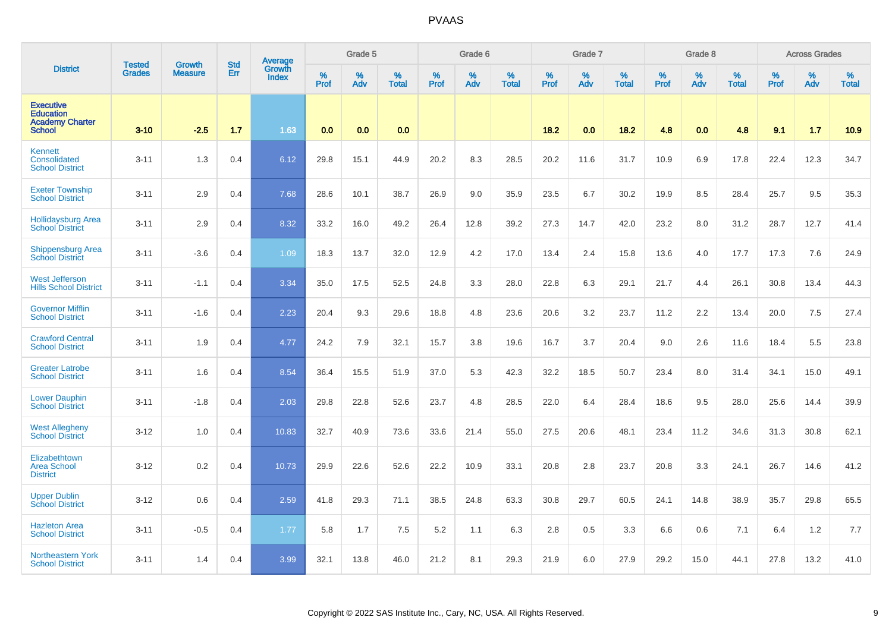| District | Tested Grades | Growth Measure | Std Err | Average Growth Index | Grade 5 | | | Grade 6 | | | Grade 7 | | | Grade 8 | | | Across Grades | | |
|---|---|---|---|---|---|---|---|---|---|---|---|---|---|---|---|---|---|---|---|
| | | | | | % Prof | % Adv | % Total | % Prof | % Adv | % Total | % Prof | % Adv | % Total | % Prof | % Adv | % Total | % Prof | % Adv | % Total |
| **Executive Education Academy Charter School** | **3-10** | **-2.5** | **1.7** | **1.63** | **0.0** | **0.0** | **0.0** | | | | **18.2** | **0.0** | **18.2** | **4.8** | **0.0** | **4.8** | **9.1** | **1.7** | **10.9** |
| Kennett Consolidated School District | 3-11 | 1.3 | 0.4 | 6.12 | 29.8 | 15.1 | 44.9 | 20.2 | 8.3 | 28.5 | 20.2 | 11.6 | 31.7 | 10.9 | 6.9 | 17.8 | 22.4 | 12.3 | 34.7 |
| Exeter Township School District | 3-11 | 2.9 | 0.4 | 7.68 | 28.6 | 10.1 | 38.7 | 26.9 | 9.0 | 35.9 | 23.5 | 6.7 | 30.2 | 19.9 | 8.5 | 28.4 | 25.7 | 9.5 | 35.3 |
| Hollidaysburg Area School District | 3-11 | 2.9 | 0.4 | 8.32 | 33.2 | 16.0 | 49.2 | 26.4 | 12.8 | 39.2 | 27.3 | 14.7 | 42.0 | 23.2 | 8.0 | 31.2 | 28.7 | 12.7 | 41.4 |
| Shippensburg Area School District | 3-11 | -3.6 | 0.4 | 1.09 | 18.3 | 13.7 | 32.0 | 12.9 | 4.2 | 17.0 | 13.4 | 2.4 | 15.8 | 13.6 | 4.0 | 17.7 | 17.3 | 7.6 | 24.9 |
| West Jefferson Hills School District | 3-11 | -1.1 | 0.4 | 3.34 | 35.0 | 17.5 | 52.5 | 24.8 | 3.3 | 28.0 | 22.8 | 6.3 | 29.1 | 21.7 | 4.4 | 26.1 | 30.8 | 13.4 | 44.3 |
| Governor Mifflin School District | 3-11 | -1.6 | 0.4 | 2.23 | 20.4 | 9.3 | 29.6 | 18.8 | 4.8 | 23.6 | 20.6 | 3.2 | 23.7 | 11.2 | 2.2 | 13.4 | 20.0 | 7.5 | 27.4 |
| Crawford Central School District | 3-11 | 1.9 | 0.4 | 4.77 | 24.2 | 7.9 | 32.1 | 15.7 | 3.8 | 19.6 | 16.7 | 3.7 | 20.4 | 9.0 | 2.6 | 11.6 | 18.4 | 5.5 | 23.8 |
| Greater Latrobe School District | 3-11 | 1.6 | 0.4 | 8.54 | 36.4 | 15.5 | 51.9 | 37.0 | 5.3 | 42.3 | 32.2 | 18.5 | 50.7 | 23.4 | 8.0 | 31.4 | 34.1 | 15.0 | 49.1 |
| Lower Dauphin School District | 3-11 | -1.8 | 0.4 | 2.03 | 29.8 | 22.8 | 52.6 | 23.7 | 4.8 | 28.5 | 22.0 | 6.4 | 28.4 | 18.6 | 9.5 | 28.0 | 25.6 | 14.4 | 39.9 |
| West Allegheny School District | 3-12 | 1.0 | 0.4 | 10.83 | 32.7 | 40.9 | 73.6 | 33.6 | 21.4 | 55.0 | 27.5 | 20.6 | 48.1 | 23.4 | 11.2 | 34.6 | 31.3 | 30.8 | 62.1 |
| Elizabethtown Area School District | 3-12 | 0.2 | 0.4 | 10.73 | 29.9 | 22.6 | 52.6 | 22.2 | 10.9 | 33.1 | 20.8 | 2.8 | 23.7 | 20.8 | 3.3 | 24.1 | 26.7 | 14.6 | 41.2 |
| Upper Dublin School District | 3-12 | 0.6 | 0.4 | 2.59 | 41.8 | 29.3 | 71.1 | 38.5 | 24.8 | 63.3 | 30.8 | 29.7 | 60.5 | 24.1 | 14.8 | 38.9 | 35.7 | 29.8 | 65.5 |
| Hazleton Area School District | 3-11 | -0.5 | 0.4 | 1.77 | 5.8 | 1.7 | 7.5 | 5.2 | 1.1 | 6.3 | 2.8 | 0.5 | 3.3 | 6.6 | 0.6 | 7.1 | 6.4 | 1.2 | 7.7 |
| Northeastern York School District | 3-11 | 1.4 | 0.4 | 3.99 | 32.1 | 13.8 | 46.0 | 21.2 | 8.1 | 29.3 | 21.9 | 6.0 | 27.9 | 29.2 | 15.0 | 44.1 | 27.8 | 13.2 | 41.0 |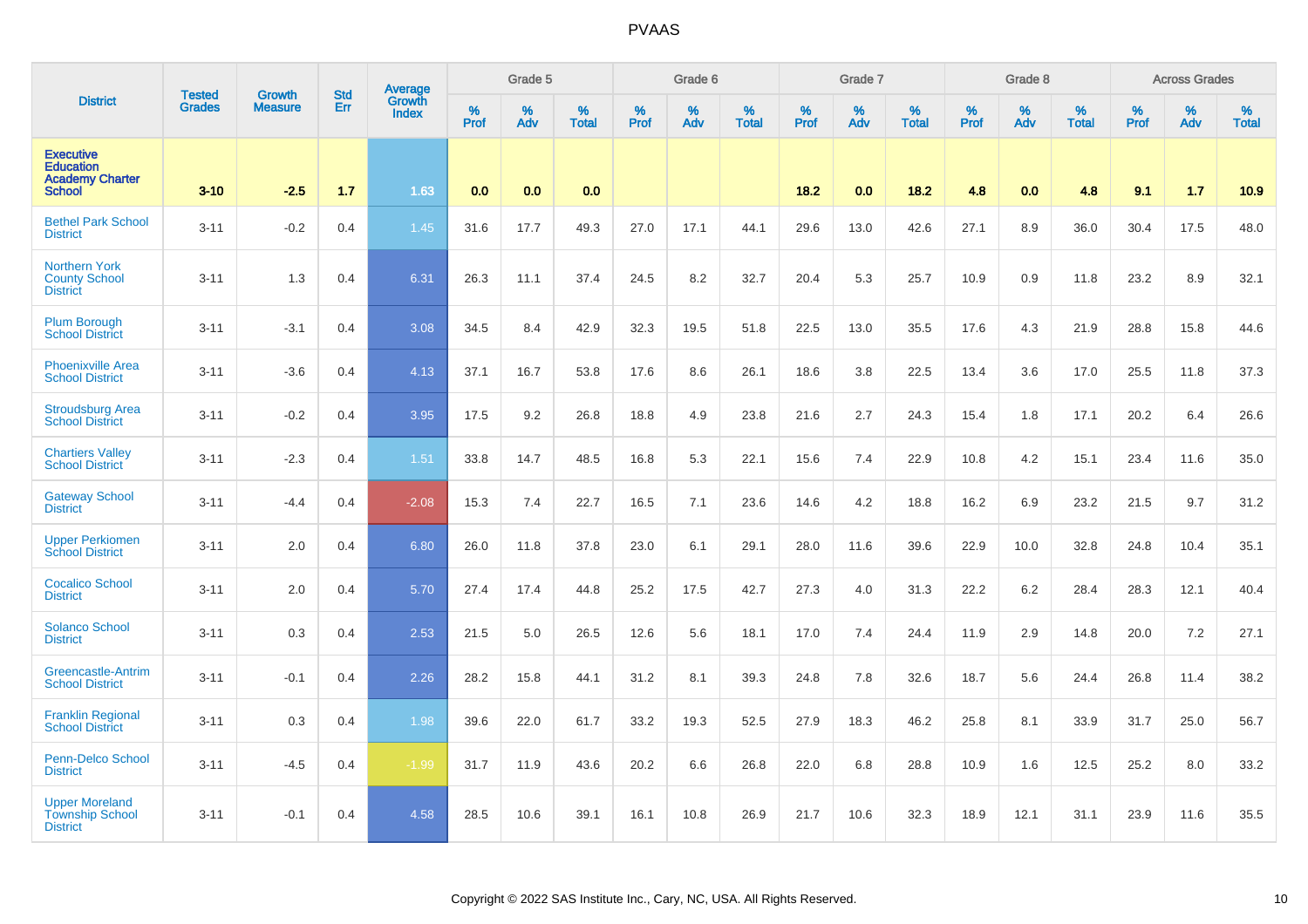# PVAAS

| District | Tested Grades | Growth Measure | Std Err | Average Growth Index | Grade 5 | | | Grade 6 | | | Grade 7 | | | Grade 8 | | | Across Grades | | |
|---|---|---|---|---|---|---|---|---|---|---|---|---|---|---|---|---|---|---|---|
| | | | | | % Prof | % Adv | % Total | % Prof | % Adv | % Total | % Prof | % Adv | % Total | % Prof | % Adv | % Total | % Prof | % Adv | % Total |
| **Executive Education Academy Charter School** | **3-10** | **-2.5** | **1.7** | **1.63** | **0.0** | **0.0** | **0.0** | | | | **18.2** | **0.0** | **18.2** | **4.8** | **0.0** | **4.8** | **9.1** | **1.7** | **10.9** |
| Bethel Park School District | 3-11 | -0.2 | 0.4 | 1.45 | 31.6 | 17.7 | 49.3 | 27.0 | 17.1 | 44.1 | 29.6 | 13.0 | 42.6 | 27.1 | 8.9 | 36.0 | 30.4 | 17.5 | 48.0 |
| Northern York County School District | 3-11 | 1.3 | 0.4 | 6.31 | 26.3 | 11.1 | 37.4 | 24.5 | 8.2 | 32.7 | 20.4 | 5.3 | 25.7 | 10.9 | 0.9 | 11.8 | 23.2 | 8.9 | 32.1 |
| Plum Borough School District | 3-11 | -3.1 | 0.4 | 3.08 | 34.5 | 8.4 | 42.9 | 32.3 | 19.5 | 51.8 | 22.5 | 13.0 | 35.5 | 17.6 | 4.3 | 21.9 | 28.8 | 15.8 | 44.6 |
| Phoenixville Area School District | 3-11 | -3.6 | 0.4 | 4.13 | 37.1 | 16.7 | 53.8 | 17.6 | 8.6 | 26.1 | 18.6 | 3.8 | 22.5 | 13.4 | 3.6 | 17.0 | 25.5 | 11.8 | 37.3 |
| Stroudsburg Area School District | 3-11 | -0.2 | 0.4 | 3.95 | 17.5 | 9.2 | 26.8 | 18.8 | 4.9 | 23.8 | 21.6 | 2.7 | 24.3 | 15.4 | 1.8 | 17.1 | 20.2 | 6.4 | 26.6 |
| Chartiers Valley School District | 3-11 | -2.3 | 0.4 | 1.51 | 33.8 | 14.7 | 48.5 | 16.8 | 5.3 | 22.1 | 15.6 | 7.4 | 22.9 | 10.8 | 4.2 | 15.1 | 23.4 | 11.6 | 35.0 |
| Gateway School District | 3-11 | -4.4 | 0.4 | -2.08 | 15.3 | 7.4 | 22.7 | 16.5 | 7.1 | 23.6 | 14.6 | 4.2 | 18.8 | 16.2 | 6.9 | 23.2 | 21.5 | 9.7 | 31.2 |
| Upper Perkiomen School District | 3-11 | 2.0 | 0.4 | 6.80 | 26.0 | 11.8 | 37.8 | 23.0 | 6.1 | 29.1 | 28.0 | 11.6 | 39.6 | 22.9 | 10.0 | 32.8 | 24.8 | 10.4 | 35.1 |
| Cocalico School District | 3-11 | 2.0 | 0.4 | 5.70 | 27.4 | 17.4 | 44.8 | 25.2 | 17.5 | 42.7 | 27.3 | 4.0 | 31.3 | 22.2 | 6.2 | 28.4 | 28.3 | 12.1 | 40.4 |
| Solanco School District | 3-11 | 0.3 | 0.4 | 2.53 | 21.5 | 5.0 | 26.5 | 12.6 | 5.6 | 18.1 | 17.0 | 7.4 | 24.4 | 11.9 | 2.9 | 14.8 | 20.0 | 7.2 | 27.1 |
| Greencastle-Antrim School District | 3-11 | -0.1 | 0.4 | 2.26 | 28.2 | 15.8 | 44.1 | 31.2 | 8.1 | 39.3 | 24.8 | 7.8 | 32.6 | 18.7 | 5.6 | 24.4 | 26.8 | 11.4 | 38.2 |
| Franklin Regional School District | 3-11 | 0.3 | 0.4 | 1.98 | 39.6 | 22.0 | 61.7 | 33.2 | 19.3 | 52.5 | 27.9 | 18.3 | 46.2 | 25.8 | 8.1 | 33.9 | 31.7 | 25.0 | 56.7 |
| Penn-Delco School District | 3-11 | -4.5 | 0.4 | -1.99 | 31.7 | 11.9 | 43.6 | 20.2 | 6.6 | 26.8 | 22.0 | 6.8 | 28.8 | 10.9 | 1.6 | 12.5 | 25.2 | 8.0 | 33.2 |
| Upper Moreland Township School District | 3-11 | -0.1 | 0.4 | 4.58 | 28.5 | 10.6 | 39.1 | 16.1 | 10.8 | 26.9 | 21.7 | 10.6 | 32.3 | 18.9 | 12.1 | 31.1 | 23.9 | 11.6 | 35.5 |

Copyright © 2022 SAS Institute Inc., Cary, NC, USA. All Rights Reserved.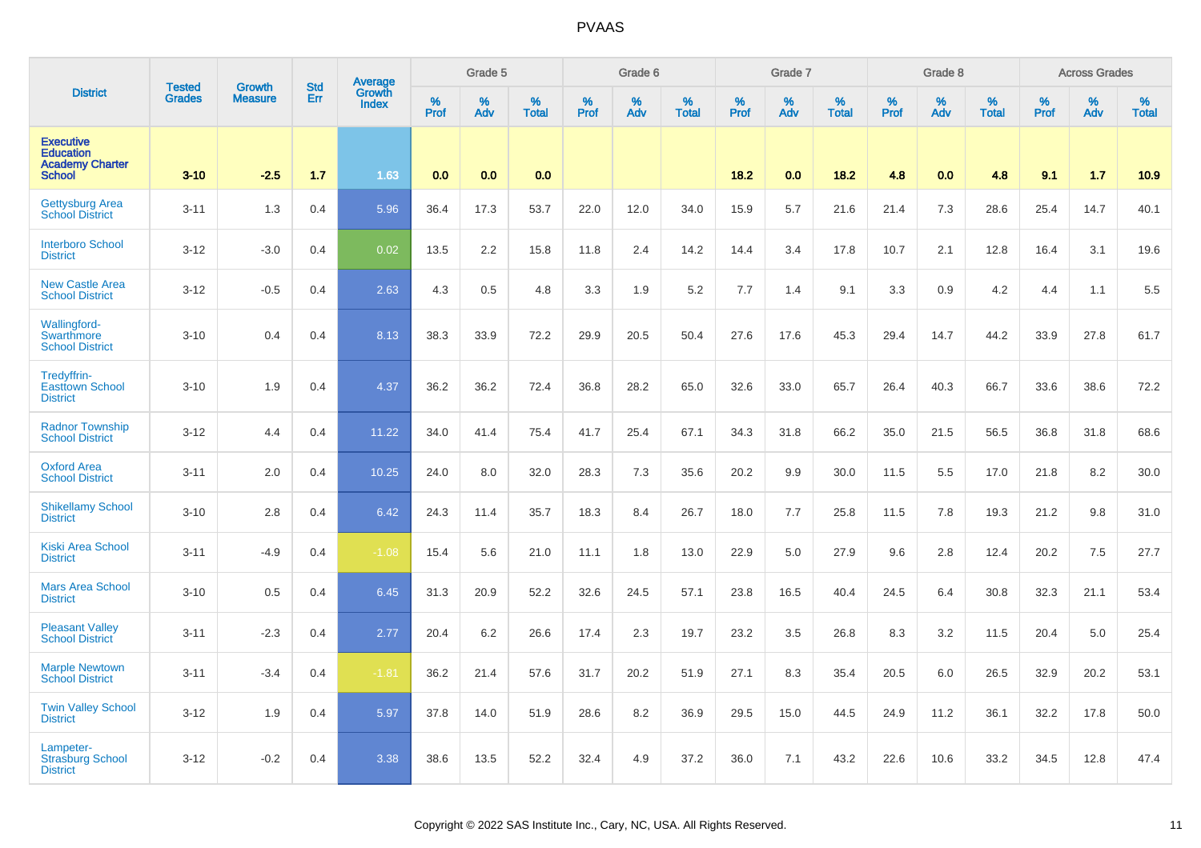# PVAAS

| District | Tested Grades | Growth Measure | Std Err | Average Growth Index | Grade 5 | | | Grade 6 | | | Grade 7 | | | Grade 8 | | | Across Grades | | |
|---|---|---|---|---|---|---|---|---|---|---|---|---|---|---|---|---|---|---|---|
| | | | | | % Prof | % Adv | % Total | % Prof | % Adv | % Total | % Prof | % Adv | % Total | % Prof | % Adv | % Total | % Prof | % Adv | % Total |
| Executive Education Academy Charter School | 3-10 | -2.5 | 1.7 | 1.63 | 0.0 | 0.0 | 0.0 | | | | 18.2 | 0.0 | 18.2 | 4.8 | 0.0 | 4.8 | 9.1 | 1.7 | 10.9 |
| Gettysburg Area School District | 3-11 | 1.3 | 0.4 | 5.96 | 36.4 | 17.3 | 53.7 | 22.0 | 12.0 | 34.0 | 15.9 | 5.7 | 21.6 | 21.4 | 7.3 | 28.6 | 25.4 | 14.7 | 40.1 |
| Interboro School District | 3-12 | -3.0 | 0.4 | 0.02 | 13.5 | 2.2 | 15.8 | 11.8 | 2.4 | 14.2 | 14.4 | 3.4 | 17.8 | 10.7 | 2.1 | 12.8 | 16.4 | 3.1 | 19.6 |
| New Castle Area School District | 3-12 | -0.5 | 0.4 | 2.63 | 4.3 | 0.5 | 4.8 | 3.3 | 1.9 | 5.2 | 7.7 | 1.4 | 9.1 | 3.3 | 0.9 | 4.2 | 4.4 | 1.1 | 5.5 |
| Wallingford-Swarthmore School District | 3-10 | 0.4 | 0.4 | 8.13 | 38.3 | 33.9 | 72.2 | 29.9 | 20.5 | 50.4 | 27.6 | 17.6 | 45.3 | 29.4 | 14.7 | 44.2 | 33.9 | 27.8 | 61.7 |
| Tredyffrin-Easttown School District | 3-10 | 1.9 | 0.4 | 4.37 | 36.2 | 36.2 | 72.4 | 36.8 | 28.2 | 65.0 | 32.6 | 33.0 | 65.7 | 26.4 | 40.3 | 66.7 | 33.6 | 38.6 | 72.2 |
| Radnor Township School District | 3-12 | 4.4 | 0.4 | 11.22 | 34.0 | 41.4 | 75.4 | 41.7 | 25.4 | 67.1 | 34.3 | 31.8 | 66.2 | 35.0 | 21.5 | 56.5 | 36.8 | 31.8 | 68.6 |
| Oxford Area School District | 3-11 | 2.0 | 0.4 | 10.25 | 24.0 | 8.0 | 32.0 | 28.3 | 7.3 | 35.6 | 20.2 | 9.9 | 30.0 | 11.5 | 5.5 | 17.0 | 21.8 | 8.2 | 30.0 |
| Shikellamy School District | 3-10 | 2.8 | 0.4 | 6.42 | 24.3 | 11.4 | 35.7 | 18.3 | 8.4 | 26.7 | 18.0 | 7.7 | 25.8 | 11.5 | 7.8 | 19.3 | 21.2 | 9.8 | 31.0 |
| Kiski Area School District | 3-11 | -4.9 | 0.4 | -1.08 | 15.4 | 5.6 | 21.0 | 11.1 | 1.8 | 13.0 | 22.9 | 5.0 | 27.9 | 9.6 | 2.8 | 12.4 | 20.2 | 7.5 | 27.7 |
| Mars Area School District | 3-10 | 0.5 | 0.4 | 6.45 | 31.3 | 20.9 | 52.2 | 32.6 | 24.5 | 57.1 | 23.8 | 16.5 | 40.4 | 24.5 | 6.4 | 30.8 | 32.3 | 21.1 | 53.4 |
| Pleasant Valley School District | 3-11 | -2.3 | 0.4 | 2.77 | 20.4 | 6.2 | 26.6 | 17.4 | 2.3 | 19.7 | 23.2 | 3.5 | 26.8 | 8.3 | 3.2 | 11.5 | 20.4 | 5.0 | 25.4 |
| Marple Newtown School District | 3-11 | -3.4 | 0.4 | -1.81 | 36.2 | 21.4 | 57.6 | 31.7 | 20.2 | 51.9 | 27.1 | 8.3 | 35.4 | 20.5 | 6.0 | 26.5 | 32.9 | 20.2 | 53.1 |
| Twin Valley School District | 3-12 | 1.9 | 0.4 | 5.97 | 37.8 | 14.0 | 51.9 | 28.6 | 8.2 | 36.9 | 29.5 | 15.0 | 44.5 | 24.9 | 11.2 | 36.1 | 32.2 | 17.8 | 50.0 |
| Lampeter-Strasburg School District | 3-12 | -0.2 | 0.4 | 3.38 | 38.6 | 13.5 | 52.2 | 32.4 | 4.9 | 37.2 | 36.0 | 7.1 | 43.2 | 22.6 | 10.6 | 33.2 | 34.5 | 12.8 | 47.4 |

Copyright © 2022 SAS Institute Inc., Cary, NC, USA. All Rights Reserved.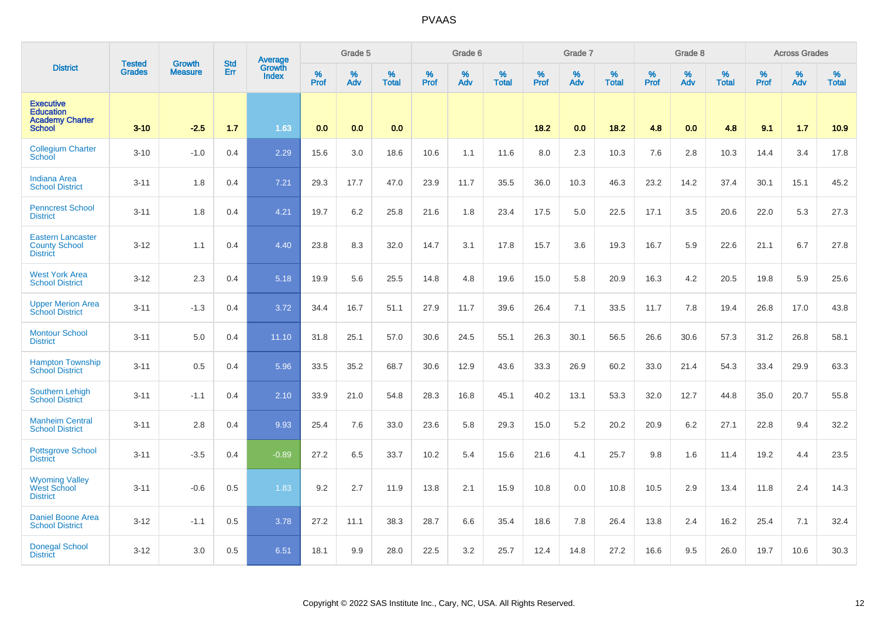# PVAAS

| District | Tested Grades | Growth Measure | Std Err | Average Growth Index | Grade 5 | | | Grade 6 | | | Grade 7 | | | Grade 8 | | | Across Grades | | |
|---|---|---|---|---|---|---|---|---|---|---|---|---|---|---|---|---|---|---|---|
| | | | | | % Prof | % Adv | % Total | % Prof | % Adv | % Total | % Prof | % Adv | % Total | % Prof | % Adv | % Total | % Prof | % Adv | % Total |
| **Executive Education Academy Charter School** | **3-10** | **-2.5** | **1.7** | **1.63** | **0.0** | **0.0** | **0.0** | | | | **18.2** | **0.0** | **18.2** | **4.8** | **0.0** | **4.8** | **9.1** | **1.7** | **10.9** |
| Collegium Charter School | 3-10 | -1.0 | 0.4 | 2.29 | 15.6 | 3.0 | 18.6 | 10.6 | 1.1 | 11.6 | 8.0 | 2.3 | 10.3 | 7.6 | 2.8 | 10.3 | 14.4 | 3.4 | 17.8 |
| Indiana Area School District | 3-11 | 1.8 | 0.4 | 7.21 | 29.3 | 17.7 | 47.0 | 23.9 | 11.7 | 35.5 | 36.0 | 10.3 | 46.3 | 23.2 | 14.2 | 37.4 | 30.1 | 15.1 | 45.2 |
| Penncrest School District | 3-11 | 1.8 | 0.4 | 4.21 | 19.7 | 6.2 | 25.8 | 21.6 | 1.8 | 23.4 | 17.5 | 5.0 | 22.5 | 17.1 | 3.5 | 20.6 | 22.0 | 5.3 | 27.3 |
| Eastern Lancaster County School District | 3-12 | 1.1 | 0.4 | 4.40 | 23.8 | 8.3 | 32.0 | 14.7 | 3.1 | 17.8 | 15.7 | 3.6 | 19.3 | 16.7 | 5.9 | 22.6 | 21.1 | 6.7 | 27.8 |
| West York Area School District | 3-12 | 2.3 | 0.4 | 5.18 | 19.9 | 5.6 | 25.5 | 14.8 | 4.8 | 19.6 | 15.0 | 5.8 | 20.9 | 16.3 | 4.2 | 20.5 | 19.8 | 5.9 | 25.6 |
| Upper Merion Area School District | 3-11 | -1.3 | 0.4 | 3.72 | 34.4 | 16.7 | 51.1 | 27.9 | 11.7 | 39.6 | 26.4 | 7.1 | 33.5 | 11.7 | 7.8 | 19.4 | 26.8 | 17.0 | 43.8 |
| Montour School District | 3-11 | 5.0 | 0.4 | 11.10 | 31.8 | 25.1 | 57.0 | 30.6 | 24.5 | 55.1 | 26.3 | 30.1 | 56.5 | 26.6 | 30.6 | 57.3 | 31.2 | 26.8 | 58.1 |
| Hampton Township School District | 3-11 | 0.5 | 0.4 | 5.96 | 33.5 | 35.2 | 68.7 | 30.6 | 12.9 | 43.6 | 33.3 | 26.9 | 60.2 | 33.0 | 21.4 | 54.3 | 33.4 | 29.9 | 63.3 |
| Southern Lehigh School District | 3-11 | -1.1 | 0.4 | 2.10 | 33.9 | 21.0 | 54.8 | 28.3 | 16.8 | 45.1 | 40.2 | 13.1 | 53.3 | 32.0 | 12.7 | 44.8 | 35.0 | 20.7 | 55.8 |
| Manheim Central School District | 3-11 | 2.8 | 0.4 | 9.93 | 25.4 | 7.6 | 33.0 | 23.6 | 5.8 | 29.3 | 15.0 | 5.2 | 20.2 | 20.9 | 6.2 | 27.1 | 22.8 | 9.4 | 32.2 |
| Pottsgrove School District | 3-11 | -3.5 | 0.4 | -0.89 | 27.2 | 6.5 | 33.7 | 10.2 | 5.4 | 15.6 | 21.6 | 4.1 | 25.7 | 9.8 | 1.6 | 11.4 | 19.2 | 4.4 | 23.5 |
| Wyoming Valley West School District | 3-11 | -0.6 | 0.5 | 1.83 | 9.2 | 2.7 | 11.9 | 13.8 | 2.1 | 15.9 | 10.8 | 0.0 | 10.8 | 10.5 | 2.9 | 13.4 | 11.8 | 2.4 | 14.3 |
| Daniel Boone Area School District | 3-12 | -1.1 | 0.5 | 3.78 | 27.2 | 11.1 | 38.3 | 28.7 | 6.6 | 35.4 | 18.6 | 7.8 | 26.4 | 13.8 | 2.4 | 16.2 | 25.4 | 7.1 | 32.4 |
| Donegal School District | 3-12 | 3.0 | 0.5 | 6.51 | 18.1 | 9.9 | 28.0 | 22.5 | 3.2 | 25.7 | 12.4 | 14.8 | 27.2 | 16.6 | 9.5 | 26.0 | 19.7 | 10.6 | 30.3 |

Copyright © 2022 SAS Institute Inc., Cary, NC, USA. All Rights Reserved.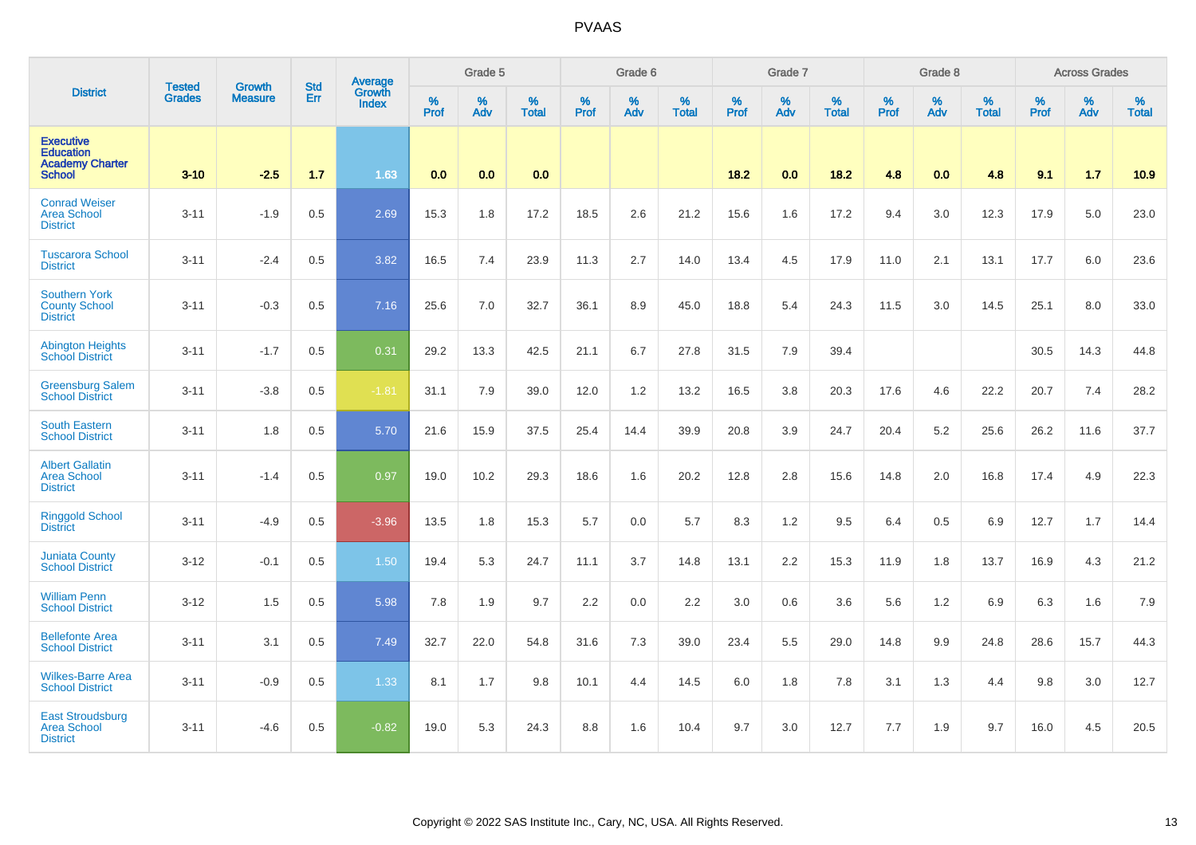| District | Tested Grades | Growth Measure | Std Err | Average Growth Index | Grade 5 | | | Grade 6 | | | Grade 7 | | | Grade 8 | | | Across Grades | | |
|---|---|---|---|---|---|---|---|---|---|---|---|---|---|---|---|---|---|---|---|
| | | | | | % Prof | % Adv | % Total | % Prof | % Adv | % Total | % Prof | % Adv | % Total | % Prof | % Adv | % Total | % Prof | % Adv | % Total |
| **Executive Education Academy Charter School** | **3-10** | **-2.5** | **1.7** | **1.63** | **0.0** | **0.0** | **0.0** | | | | **18.2** | **0.0** | **18.2** | **4.8** | **0.0** | **4.8** | **9.1** | **1.7** | **10.9** |
| Conrad Weiser Area School District | 3-11 | -1.9 | 0.5 | 2.69 | 15.3 | 1.8 | 17.2 | 18.5 | 2.6 | 21.2 | 15.6 | 1.6 | 17.2 | 9.4 | 3.0 | 12.3 | 17.9 | 5.0 | 23.0 |
| Tuscarora School District | 3-11 | -2.4 | 0.5 | 3.82 | 16.5 | 7.4 | 23.9 | 11.3 | 2.7 | 14.0 | 13.4 | 4.5 | 17.9 | 11.0 | 2.1 | 13.1 | 17.7 | 6.0 | 23.6 |
| Southern York County School District | 3-11 | -0.3 | 0.5 | 7.16 | 25.6 | 7.0 | 32.7 | 36.1 | 8.9 | 45.0 | 18.8 | 5.4 | 24.3 | 11.5 | 3.0 | 14.5 | 25.1 | 8.0 | 33.0 |
| Abington Heights School District | 3-11 | -1.7 | 0.5 | 0.31 | 29.2 | 13.3 | 42.5 | 21.1 | 6.7 | 27.8 | 31.5 | 7.9 | 39.4 | | | | 30.5 | 14.3 | 44.8 |
| Greensburg Salem School District | 3-11 | -3.8 | 0.5 | -1.81 | 31.1 | 7.9 | 39.0 | 12.0 | 1.2 | 13.2 | 16.5 | 3.8 | 20.3 | 17.6 | 4.6 | 22.2 | 20.7 | 7.4 | 28.2 |
| South Eastern School District | 3-11 | 1.8 | 0.5 | 5.70 | 21.6 | 15.9 | 37.5 | 25.4 | 14.4 | 39.9 | 20.8 | 3.9 | 24.7 | 20.4 | 5.2 | 25.6 | 26.2 | 11.6 | 37.7 |
| Albert Gallatin Area School District | 3-11 | -1.4 | 0.5 | 0.97 | 19.0 | 10.2 | 29.3 | 18.6 | 1.6 | 20.2 | 12.8 | 2.8 | 15.6 | 14.8 | 2.0 | 16.8 | 17.4 | 4.9 | 22.3 |
| Ringgold School District | 3-11 | -4.9 | 0.5 | -3.96 | 13.5 | 1.8 | 15.3 | 5.7 | 0.0 | 5.7 | 8.3 | 1.2 | 9.5 | 6.4 | 0.5 | 6.9 | 12.7 | 1.7 | 14.4 |
| Juniata County School District | 3-12 | -0.1 | 0.5 | 1.50 | 19.4 | 5.3 | 24.7 | 11.1 | 3.7 | 14.8 | 13.1 | 2.2 | 15.3 | 11.9 | 1.8 | 13.7 | 16.9 | 4.3 | 21.2 |
| William Penn School District | 3-12 | 1.5 | 0.5 | 5.98 | 7.8 | 1.9 | 9.7 | 2.2 | 0.0 | 2.2 | 3.0 | 0.6 | 3.6 | 5.6 | 1.2 | 6.9 | 6.3 | 1.6 | 7.9 |
| Bellefonte Area School District | 3-11 | 3.1 | 0.5 | 7.49 | 32.7 | 22.0 | 54.8 | 31.6 | 7.3 | 39.0 | 23.4 | 5.5 | 29.0 | 14.8 | 9.9 | 24.8 | 28.6 | 15.7 | 44.3 |
| Wilkes-Barre Area School District | 3-11 | -0.9 | 0.5 | 1.33 | 8.1 | 1.7 | 9.8 | 10.1 | 4.4 | 14.5 | 6.0 | 1.8 | 7.8 | 3.1 | 1.3 | 4.4 | 9.8 | 3.0 | 12.7 |
| East Stroudsburg Area School District | 3-11 | -4.6 | 0.5 | -0.82 | 19.0 | 5.3 | 24.3 | 8.8 | 1.6 | 10.4 | 9.7 | 3.0 | 12.7 | 7.7 | 1.9 | 9.7 | 16.0 | 4.5 | 20.5 |

Copyright © 2022 SAS Institute Inc., Cary, NC, USA. All Rights Reserved.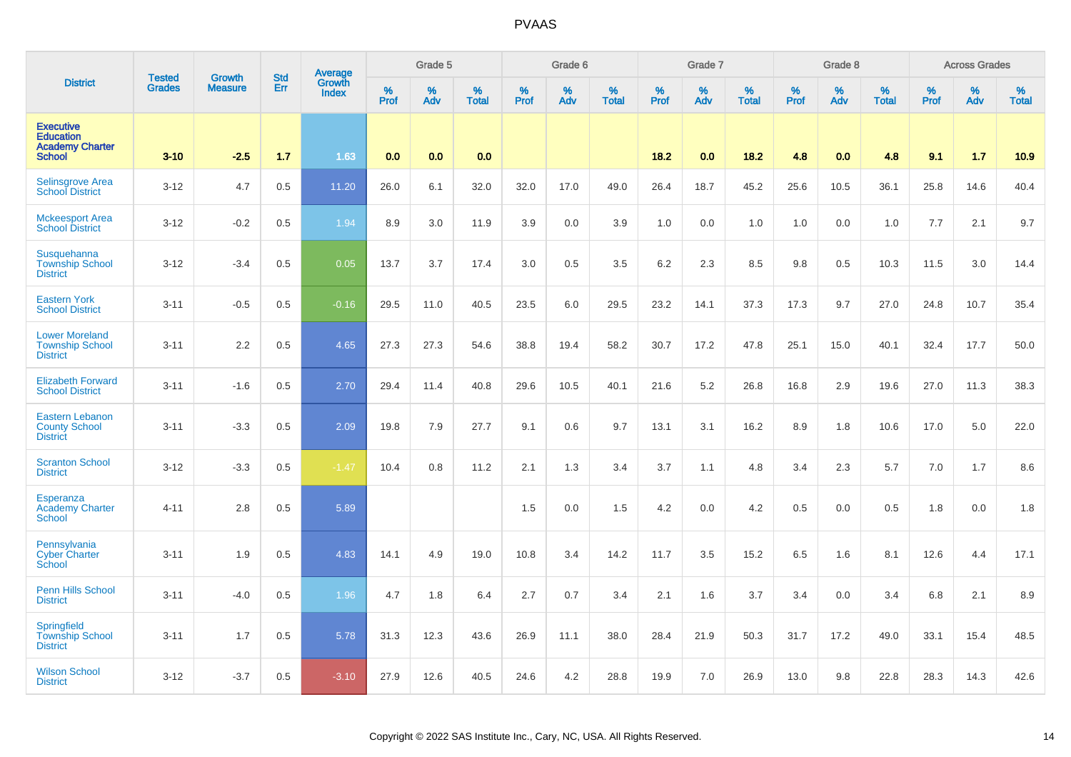# PVAAS

| District | Tested Grades | Growth Measure | Std Err | Average Growth Index | Grade 5 | | | Grade 6 | | | Grade 7 | | | Grade 8 | | | Across Grades | | |
|---|---|---|---|---|---|---|---|---|---|---|---|---|---|---|---|---|---|---|---|
| | | | | | % Prof | % Adv | % Total | % Prof | % Adv | % Total | % Prof | % Adv | % Total | % Prof | % Adv | % Total | % Prof | % Adv | % Total |
| **Executive Education Academy Charter School** | **3-10** | **-2.5** | **1.7** | **1.63** | **0.0** | **0.0** | **0.0** | | | | **18.2** | **0.0** | **18.2** | **4.8** | **0.0** | **4.8** | **9.1** | **1.7** | **10.9** |
| Selinsgrove Area School District | 3-12 | 4.7 | 0.5 | 11.20 | 26.0 | 6.1 | 32.0 | 32.0 | 17.0 | 49.0 | 26.4 | 18.7 | 45.2 | 25.6 | 10.5 | 36.1 | 25.8 | 14.6 | 40.4 |
| Mckeesport Area School District | 3-12 | -0.2 | 0.5 | 1.94 | 8.9 | 3.0 | 11.9 | 3.9 | 0.0 | 3.9 | 1.0 | 0.0 | 1.0 | 1.0 | 0.0 | 1.0 | 7.7 | 2.1 | 9.7 |
| Susquehanna Township School District | 3-12 | -3.4 | 0.5 | 0.05 | 13.7 | 3.7 | 17.4 | 3.0 | 0.5 | 3.5 | 6.2 | 2.3 | 8.5 | 9.8 | 0.5 | 10.3 | 11.5 | 3.0 | 14.4 |
| Eastern York School District | 3-11 | -0.5 | 0.5 | -0.16 | 29.5 | 11.0 | 40.5 | 23.5 | 6.0 | 29.5 | 23.2 | 14.1 | 37.3 | 17.3 | 9.7 | 27.0 | 24.8 | 10.7 | 35.4 |
| Lower Moreland Township School District | 3-11 | 2.2 | 0.5 | 4.65 | 27.3 | 27.3 | 54.6 | 38.8 | 19.4 | 58.2 | 30.7 | 17.2 | 47.8 | 25.1 | 15.0 | 40.1 | 32.4 | 17.7 | 50.0 |
| Elizabeth Forward School District | 3-11 | -1.6 | 0.5 | 2.70 | 29.4 | 11.4 | 40.8 | 29.6 | 10.5 | 40.1 | 21.6 | 5.2 | 26.8 | 16.8 | 2.9 | 19.6 | 27.0 | 11.3 | 38.3 |
| Eastern Lebanon County School District | 3-11 | -3.3 | 0.5 | 2.09 | 19.8 | 7.9 | 27.7 | 9.1 | 0.6 | 9.7 | 13.1 | 3.1 | 16.2 | 8.9 | 1.8 | 10.6 | 17.0 | 5.0 | 22.0 |
| Scranton School District | 3-12 | -3.3 | 0.5 | -1.47 | 10.4 | 0.8 | 11.2 | 2.1 | 1.3 | 3.4 | 3.7 | 1.1 | 4.8 | 3.4 | 2.3 | 5.7 | 7.0 | 1.7 | 8.6 |
| Esperanza Academy Charter School | 4-11 | 2.8 | 0.5 | 5.89 | | | | 1.5 | 0.0 | 1.5 | 4.2 | 0.0 | 4.2 | 0.5 | 0.0 | 0.5 | 1.8 | 0.0 | 1.8 |
| Pennsylvania Cyber Charter School | 3-11 | 1.9 | 0.5 | 4.83 | 14.1 | 4.9 | 19.0 | 10.8 | 3.4 | 14.2 | 11.7 | 3.5 | 15.2 | 6.5 | 1.6 | 8.1 | 12.6 | 4.4 | 17.1 |
| Penn Hills School District | 3-11 | -4.0 | 0.5 | 1.96 | 4.7 | 1.8 | 6.4 | 2.7 | 0.7 | 3.4 | 2.1 | 1.6 | 3.7 | 3.4 | 0.0 | 3.4 | 6.8 | 2.1 | 8.9 |
| Springfield Township School District | 3-11 | 1.7 | 0.5 | 5.78 | 31.3 | 12.3 | 43.6 | 26.9 | 11.1 | 38.0 | 28.4 | 21.9 | 50.3 | 31.7 | 17.2 | 49.0 | 33.1 | 15.4 | 48.5 |
| Wilson School District | 3-12 | -3.7 | 0.5 | -3.10 | 27.9 | 12.6 | 40.5 | 24.6 | 4.2 | 28.8 | 19.9 | 7.0 | 26.9 | 13.0 | 9.8 | 22.8 | 28.3 | 14.3 | 42.6 |

Copyright © 2022 SAS Institute Inc., Cary, NC, USA. All Rights Reserved.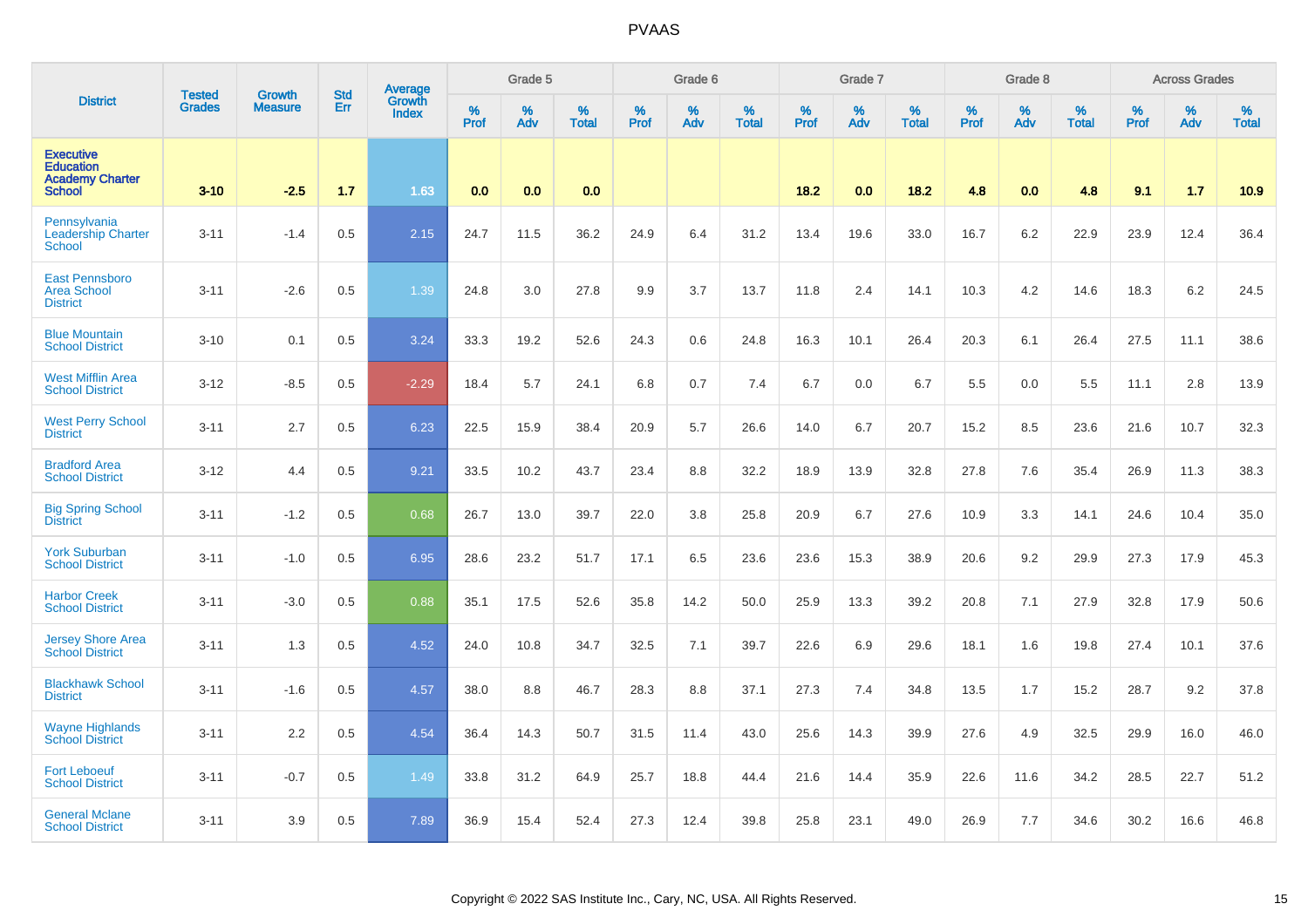# PVAAS

| District | Tested Grades | Growth Measure | Std Err | Average Growth Index | Grade 5 | | | Grade 6 | | | Grade 7 | | | Grade 8 | | | Across Grades | | |
|---|---|---|---|---|---|---|---|---|---|---|---|---|---|---|---|---|---|---|---|
| | | | | | % Prof | % Adv | % Total | % Prof | % Adv | % Total | % Prof | % Adv | % Total | % Prof | % Adv | % Total | % Prof | % Adv | % Total |
| **Executive Education Academy Charter School** | **3-10** | **-2.5** | **1.7** | **1.63** | **0.0** | **0.0** | **0.0** | | | | **18.2** | **0.0** | **18.2** | **4.8** | **0.0** | **4.8** | **9.1** | **1.7** | **10.9** |
| Pennsylvania Leadership Charter School | 3-11 | -1.4 | 0.5 | 2.15 | 24.7 | 11.5 | 36.2 | 24.9 | 6.4 | 31.2 | 13.4 | 19.6 | 33.0 | 16.7 | 6.2 | 22.9 | 23.9 | 12.4 | 36.4 |
| East Pennsboro Area School District | 3-11 | -2.6 | 0.5 | 1.39 | 24.8 | 3.0 | 27.8 | 9.9 | 3.7 | 13.7 | 11.8 | 2.4 | 14.1 | 10.3 | 4.2 | 14.6 | 18.3 | 6.2 | 24.5 |
| Blue Mountain School District | 3-10 | 0.1 | 0.5 | 3.24 | 33.3 | 19.2 | 52.6 | 24.3 | 0.6 | 24.8 | 16.3 | 10.1 | 26.4 | 20.3 | 6.1 | 26.4 | 27.5 | 11.1 | 38.6 |
| West Mifflin Area School District | 3-12 | -8.5 | 0.5 | -2.29 | 18.4 | 5.7 | 24.1 | 6.8 | 0.7 | 7.4 | 6.7 | 0.0 | 6.7 | 5.5 | 0.0 | 5.5 | 11.1 | 2.8 | 13.9 |
| West Perry School District | 3-11 | 2.7 | 0.5 | 6.23 | 22.5 | 15.9 | 38.4 | 20.9 | 5.7 | 26.6 | 14.0 | 6.7 | 20.7 | 15.2 | 8.5 | 23.6 | 21.6 | 10.7 | 32.3 |
| Bradford Area School District | 3-12 | 4.4 | 0.5 | 9.21 | 33.5 | 10.2 | 43.7 | 23.4 | 8.8 | 32.2 | 18.9 | 13.9 | 32.8 | 27.8 | 7.6 | 35.4 | 26.9 | 11.3 | 38.3 |
| Big Spring School District | 3-11 | -1.2 | 0.5 | 0.68 | 26.7 | 13.0 | 39.7 | 22.0 | 3.8 | 25.8 | 20.9 | 6.7 | 27.6 | 10.9 | 3.3 | 14.1 | 24.6 | 10.4 | 35.0 |
| York Suburban School District | 3-11 | -1.0 | 0.5 | 6.95 | 28.6 | 23.2 | 51.7 | 17.1 | 6.5 | 23.6 | 23.6 | 15.3 | 38.9 | 20.6 | 9.2 | 29.9 | 27.3 | 17.9 | 45.3 |
| Harbor Creek School District | 3-11 | -3.0 | 0.5 | 0.88 | 35.1 | 17.5 | 52.6 | 35.8 | 14.2 | 50.0 | 25.9 | 13.3 | 39.2 | 20.8 | 7.1 | 27.9 | 32.8 | 17.9 | 50.6 |
| Jersey Shore Area School District | 3-11 | 1.3 | 0.5 | 4.52 | 24.0 | 10.8 | 34.7 | 32.5 | 7.1 | 39.7 | 22.6 | 6.9 | 29.6 | 18.1 | 1.6 | 19.8 | 27.4 | 10.1 | 37.6 |
| Blackhawk School District | 3-11 | -1.6 | 0.5 | 4.57 | 38.0 | 8.8 | 46.7 | 28.3 | 8.8 | 37.1 | 27.3 | 7.4 | 34.8 | 13.5 | 1.7 | 15.2 | 28.7 | 9.2 | 37.8 |
| Wayne Highlands School District | 3-11 | 2.2 | 0.5 | 4.54 | 36.4 | 14.3 | 50.7 | 31.5 | 11.4 | 43.0 | 25.6 | 14.3 | 39.9 | 27.6 | 4.9 | 32.5 | 29.9 | 16.0 | 46.0 |
| Fort Leboeuf School District | 3-11 | -0.7 | 0.5 | 1.49 | 33.8 | 31.2 | 64.9 | 25.7 | 18.8 | 44.4 | 21.6 | 14.4 | 35.9 | 22.6 | 11.6 | 34.2 | 28.5 | 22.7 | 51.2 |
| General Mclane School District | 3-11 | 3.9 | 0.5 | 7.89 | 36.9 | 15.4 | 52.4 | 27.3 | 12.4 | 39.8 | 25.8 | 23.1 | 49.0 | 26.9 | 7.7 | 34.6 | 30.2 | 16.6 | 46.8 |

Copyright © 2022 SAS Institute Inc., Cary, NC, USA. All Rights Reserved.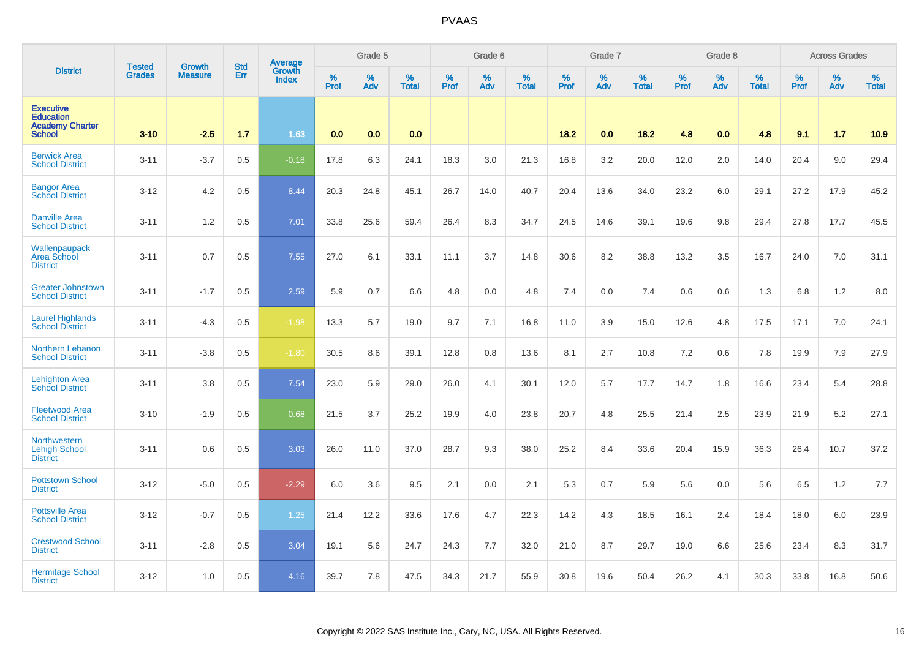# PVAAS

| District | Tested Grades | Growth Measure | Std Err | Average Growth Index | Grade 5 | | | Grade 6 | | | Grade 7 | | | Grade 8 | | | Across Grades | | |
|---|---|---|---|---|---|---|---|---|---|---|---|---|---|---|---|---|---|---|---|
| | | | | | % Prof | % Adv | % Total | % Prof | % Adv | % Total | % Prof | % Adv | % Total | % Prof | % Adv | % Total | % Prof | % Adv | % Total |
| **Executive Education Academy Charter School** | **3-10** | **-2.5** | **1.7** | **1.63** | **0.0** | **0.0** | **0.0** | | | | **18.2** | **0.0** | **18.2** | **4.8** | **0.0** | **4.8** | **9.1** | **1.7** | **10.9** |
| Berwick Area School District | 3-11 | -3.7 | 0.5 | -0.18 | 17.8 | 6.3 | 24.1 | 18.3 | 3.0 | 21.3 | 16.8 | 3.2 | 20.0 | 12.0 | 2.0 | 14.0 | 20.4 | 9.0 | 29.4 |
| Bangor Area School District | 3-12 | 4.2 | 0.5 | 8.44 | 20.3 | 24.8 | 45.1 | 26.7 | 14.0 | 40.7 | 20.4 | 13.6 | 34.0 | 23.2 | 6.0 | 29.1 | 27.2 | 17.9 | 45.2 |
| Danville Area School District | 3-11 | 1.2 | 0.5 | 7.01 | 33.8 | 25.6 | 59.4 | 26.4 | 8.3 | 34.7 | 24.5 | 14.6 | 39.1 | 19.6 | 9.8 | 29.4 | 27.8 | 17.7 | 45.5 |
| Wallenpaupack Area School District | 3-11 | 0.7 | 0.5 | 7.55 | 27.0 | 6.1 | 33.1 | 11.1 | 3.7 | 14.8 | 30.6 | 8.2 | 38.8 | 13.2 | 3.5 | 16.7 | 24.0 | 7.0 | 31.1 |
| Greater Johnstown School District | 3-11 | -1.7 | 0.5 | 2.59 | 5.9 | 0.7 | 6.6 | 4.8 | 0.0 | 4.8 | 7.4 | 0.0 | 7.4 | 0.6 | 0.6 | 1.3 | 6.8 | 1.2 | 8.0 |
| Laurel Highlands School District | 3-11 | -4.3 | 0.5 | -1.98 | 13.3 | 5.7 | 19.0 | 9.7 | 7.1 | 16.8 | 11.0 | 3.9 | 15.0 | 12.6 | 4.8 | 17.5 | 17.1 | 7.0 | 24.1 |
| Northern Lebanon School District | 3-11 | -3.8 | 0.5 | -1.80 | 30.5 | 8.6 | 39.1 | 12.8 | 0.8 | 13.6 | 8.1 | 2.7 | 10.8 | 7.2 | 0.6 | 7.8 | 19.9 | 7.9 | 27.9 |
| Lehighton Area School District | 3-11 | 3.8 | 0.5 | 7.54 | 23.0 | 5.9 | 29.0 | 26.0 | 4.1 | 30.1 | 12.0 | 5.7 | 17.7 | 14.7 | 1.8 | 16.6 | 23.4 | 5.4 | 28.8 |
| Fleetwood Area School District | 3-10 | -1.9 | 0.5 | 0.68 | 21.5 | 3.7 | 25.2 | 19.9 | 4.0 | 23.8 | 20.7 | 4.8 | 25.5 | 21.4 | 2.5 | 23.9 | 21.9 | 5.2 | 27.1 |
| Northwestern Lehigh School District | 3-11 | 0.6 | 0.5 | 3.03 | 26.0 | 11.0 | 37.0 | 28.7 | 9.3 | 38.0 | 25.2 | 8.4 | 33.6 | 20.4 | 15.9 | 36.3 | 26.4 | 10.7 | 37.2 |
| Pottstown School District | 3-12 | -5.0 | 0.5 | -2.29 | 6.0 | 3.6 | 9.5 | 2.1 | 0.0 | 2.1 | 5.3 | 0.7 | 5.9 | 5.6 | 0.0 | 5.6 | 6.5 | 1.2 | 7.7 |
| Pottsville Area School District | 3-12 | -0.7 | 0.5 | 1.25 | 21.4 | 12.2 | 33.6 | 17.6 | 4.7 | 22.3 | 14.2 | 4.3 | 18.5 | 16.1 | 2.4 | 18.4 | 18.0 | 6.0 | 23.9 |
| Crestwood School District | 3-11 | -2.8 | 0.5 | 3.04 | 19.1 | 5.6 | 24.7 | 24.3 | 7.7 | 32.0 | 21.0 | 8.7 | 29.7 | 19.0 | 6.6 | 25.6 | 23.4 | 8.3 | 31.7 |
| Hermitage School District | 3-12 | 1.0 | 0.5 | 4.16 | 39.7 | 7.8 | 47.5 | 34.3 | 21.7 | 55.9 | 30.8 | 19.6 | 50.4 | 26.2 | 4.1 | 30.3 | 33.8 | 16.8 | 50.6 |

Copyright © 2022 SAS Institute Inc., Cary, NC, USA. All Rights Reserved.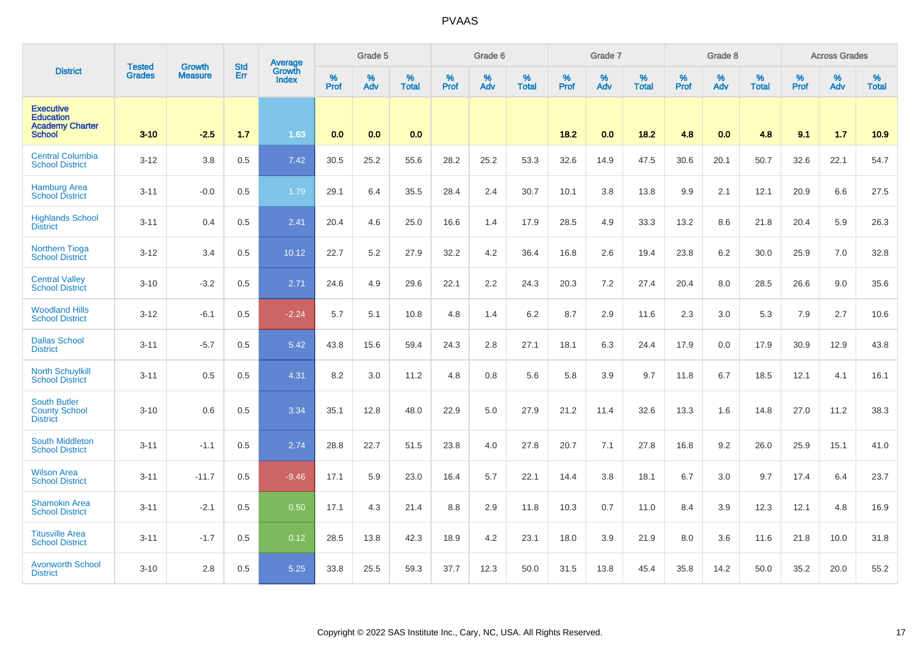| District | Tested Grades | Growth Measure | Std Err | Average Growth Index | Grade 5 | | | Grade 6 | | | Grade 7 | | | Grade 8 | | | Across Grades | | |
|---|---|---|---|---|---|---|---|---|---|---|---|---|---|---|---|---|---|---|---|
| | | | | | % Prof | % Adv | % Total | % Prof | % Adv | % Total | % Prof | % Adv | % Total | % Prof | % Adv | % Total | % Prof | % Adv | % Total |
| **Executive Education Academy Charter School** | **3-10** | **-2.5** | **1.7** | **1.63** | **0.0** | **0.0** | **0.0** | | | | **18.2** | **0.0** | **18.2** | **4.8** | **0.0** | **4.8** | **9.1** | **1.7** | **10.9** |
| Central Columbia School District | 3-12 | 3.8 | 0.5 | 7.42 | 30.5 | 25.2 | 55.6 | 28.2 | 25.2 | 53.3 | 32.6 | 14.9 | 47.5 | 30.6 | 20.1 | 50.7 | 32.6 | 22.1 | 54.7 |
| Hamburg Area School District | 3-11 | -0.0 | 0.5 | 1.79 | 29.1 | 6.4 | 35.5 | 28.4 | 2.4 | 30.7 | 10.1 | 3.8 | 13.8 | 9.9 | 2.1 | 12.1 | 20.9 | 6.6 | 27.5 |
| Highlands School District | 3-11 | 0.4 | 0.5 | 2.41 | 20.4 | 4.6 | 25.0 | 16.6 | 1.4 | 17.9 | 28.5 | 4.9 | 33.3 | 13.2 | 8.6 | 21.8 | 20.4 | 5.9 | 26.3 |
| Northern Tioga School District | 3-12 | 3.4 | 0.5 | 10.12 | 22.7 | 5.2 | 27.9 | 32.2 | 4.2 | 36.4 | 16.8 | 2.6 | 19.4 | 23.8 | 6.2 | 30.0 | 25.9 | 7.0 | 32.8 |
| Central Valley School District | 3-10 | -3.2 | 0.5 | 2.71 | 24.6 | 4.9 | 29.6 | 22.1 | 2.2 | 24.3 | 20.3 | 7.2 | 27.4 | 20.4 | 8.0 | 28.5 | 26.6 | 9.0 | 35.6 |
| Woodland Hills School District | 3-12 | -6.1 | 0.5 | -2.24 | 5.7 | 5.1 | 10.8 | 4.8 | 1.4 | 6.2 | 8.7 | 2.9 | 11.6 | 2.3 | 3.0 | 5.3 | 7.9 | 2.7 | 10.6 |
| Dallas School District | 3-11 | -5.7 | 0.5 | 5.42 | 43.8 | 15.6 | 59.4 | 24.3 | 2.8 | 27.1 | 18.1 | 6.3 | 24.4 | 17.9 | 0.0 | 17.9 | 30.9 | 12.9 | 43.8 |
| North Schuylkill School District | 3-11 | 0.5 | 0.5 | 4.31 | 8.2 | 3.0 | 11.2 | 4.8 | 0.8 | 5.6 | 5.8 | 3.9 | 9.7 | 11.8 | 6.7 | 18.5 | 12.1 | 4.1 | 16.1 |
| South Butler County School District | 3-10 | 0.6 | 0.5 | 3.34 | 35.1 | 12.8 | 48.0 | 22.9 | 5.0 | 27.9 | 21.2 | 11.4 | 32.6 | 13.3 | 1.6 | 14.8 | 27.0 | 11.2 | 38.3 |
| South Middleton School District | 3-11 | -1.1 | 0.5 | 2.74 | 28.8 | 22.7 | 51.5 | 23.8 | 4.0 | 27.8 | 20.7 | 7.1 | 27.8 | 16.8 | 9.2 | 26.0 | 25.9 | 15.1 | 41.0 |
| Wilson Area School District | 3-11 | -11.7 | 0.5 | -9.46 | 17.1 | 5.9 | 23.0 | 16.4 | 5.7 | 22.1 | 14.4 | 3.8 | 18.1 | 6.7 | 3.0 | 9.7 | 17.4 | 6.4 | 23.7 |
| Shamokin Area School District | 3-11 | -2.1 | 0.5 | 0.50 | 17.1 | 4.3 | 21.4 | 8.8 | 2.9 | 11.8 | 10.3 | 0.7 | 11.0 | 8.4 | 3.9 | 12.3 | 12.1 | 4.8 | 16.9 |
| Titusville Area School District | 3-11 | -1.7 | 0.5 | 0.12 | 28.5 | 13.8 | 42.3 | 18.9 | 4.2 | 23.1 | 18.0 | 3.9 | 21.9 | 8.0 | 3.6 | 11.6 | 21.8 | 10.0 | 31.8 |
| Avonworth School District | 3-10 | 2.8 | 0.5 | 5.25 | 33.8 | 25.5 | 59.3 | 37.7 | 12.3 | 50.0 | 31.5 | 13.8 | 45.4 | 35.8 | 14.2 | 50.0 | 35.2 | 20.0 | 55.2 |

Copyright © 2022 SAS Institute Inc., Cary, NC, USA. All Rights Reserved.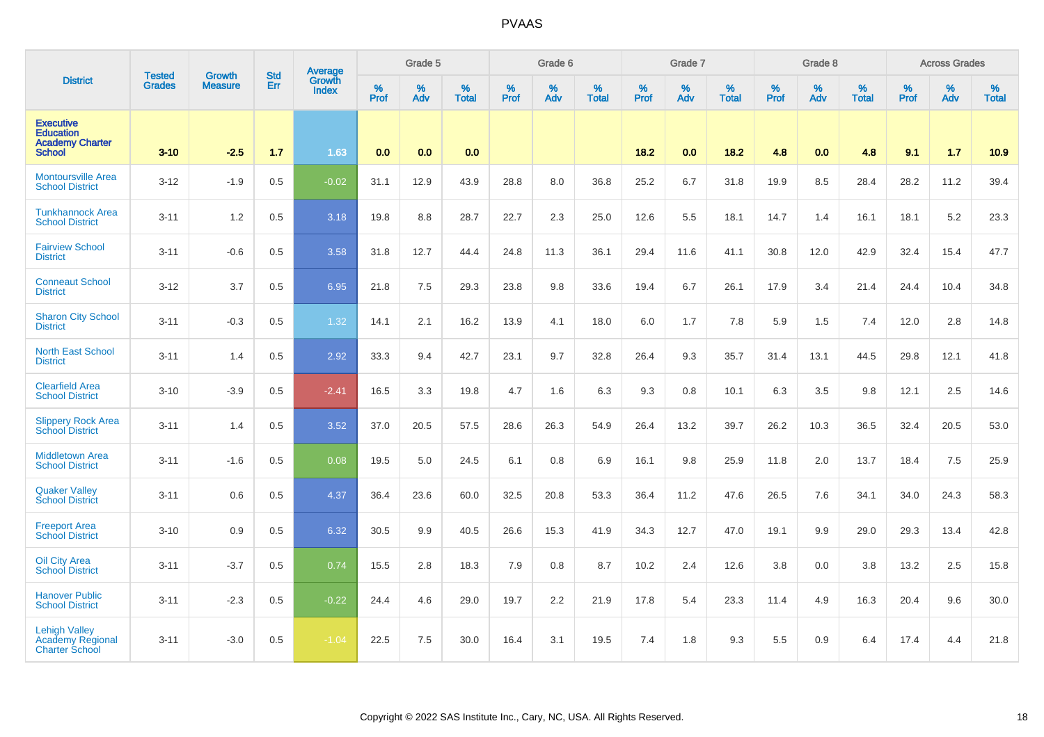| District | Tested Grades | Growth Measure | Std Err | Average Growth Index | Grade 5 | | | Grade 6 | | | Grade 7 | | | Grade 8 | | | Across Grades | | |
|---|---|---|---|---|---|---|---|---|---|---|---|---|---|---|---|---|---|---|---|
| | | | | | % Prof | % Adv | % Total | % Prof | % Adv | % Total | % Prof | % Adv | % Total | % Prof | % Adv | % Total | % Prof | % Adv | % Total |
| **Executive Education Academy Charter School** | **3-10** | **-2.5** | **1.7** | **1.63** | **0.0** | **0.0** | **0.0** | | | | **18.2** | **0.0** | **18.2** | **4.8** | **0.0** | **4.8** | **9.1** | **1.7** | **10.9** |
| Montoursville Area School District | 3-12 | -1.9 | 0.5 | -0.02 | 31.1 | 12.9 | 43.9 | 28.8 | 8.0 | 36.8 | 25.2 | 6.7 | 31.8 | 19.9 | 8.5 | 28.4 | 28.2 | 11.2 | 39.4 |
| Tunkhannock Area School District | 3-11 | 1.2 | 0.5 | 3.18 | 19.8 | 8.8 | 28.7 | 22.7 | 2.3 | 25.0 | 12.6 | 5.5 | 18.1 | 14.7 | 1.4 | 16.1 | 18.1 | 5.2 | 23.3 |
| Fairview School District | 3-11 | -0.6 | 0.5 | 3.58 | 31.8 | 12.7 | 44.4 | 24.8 | 11.3 | 36.1 | 29.4 | 11.6 | 41.1 | 30.8 | 12.0 | 42.9 | 32.4 | 15.4 | 47.7 |
| Conneaut School District | 3-12 | 3.7 | 0.5 | 6.95 | 21.8 | 7.5 | 29.3 | 23.8 | 9.8 | 33.6 | 19.4 | 6.7 | 26.1 | 17.9 | 3.4 | 21.4 | 24.4 | 10.4 | 34.8 |
| Sharon City School District | 3-11 | -0.3 | 0.5 | 1.32 | 14.1 | 2.1 | 16.2 | 13.9 | 4.1 | 18.0 | 6.0 | 1.7 | 7.8 | 5.9 | 1.5 | 7.4 | 12.0 | 2.8 | 14.8 |
| North East School District | 3-11 | 1.4 | 0.5 | 2.92 | 33.3 | 9.4 | 42.7 | 23.1 | 9.7 | 32.8 | 26.4 | 9.3 | 35.7 | 31.4 | 13.1 | 44.5 | 29.8 | 12.1 | 41.8 |
| Clearfield Area School District | 3-10 | -3.9 | 0.5 | -2.41 | 16.5 | 3.3 | 19.8 | 4.7 | 1.6 | 6.3 | 9.3 | 0.8 | 10.1 | 6.3 | 3.5 | 9.8 | 12.1 | 2.5 | 14.6 |
| Slippery Rock Area School District | 3-11 | 1.4 | 0.5 | 3.52 | 37.0 | 20.5 | 57.5 | 28.6 | 26.3 | 54.9 | 26.4 | 13.2 | 39.7 | 26.2 | 10.3 | 36.5 | 32.4 | 20.5 | 53.0 |
| Middletown Area School District | 3-11 | -1.6 | 0.5 | 0.08 | 19.5 | 5.0 | 24.5 | 6.1 | 0.8 | 6.9 | 16.1 | 9.8 | 25.9 | 11.8 | 2.0 | 13.7 | 18.4 | 7.5 | 25.9 |
| Quaker Valley School District | 3-11 | 0.6 | 0.5 | 4.37 | 36.4 | 23.6 | 60.0 | 32.5 | 20.8 | 53.3 | 36.4 | 11.2 | 47.6 | 26.5 | 7.6 | 34.1 | 34.0 | 24.3 | 58.3 |
| Freeport Area School District | 3-10 | 0.9 | 0.5 | 6.32 | 30.5 | 9.9 | 40.5 | 26.6 | 15.3 | 41.9 | 34.3 | 12.7 | 47.0 | 19.1 | 9.9 | 29.0 | 29.3 | 13.4 | 42.8 |
| Oil City Area School District | 3-11 | -3.7 | 0.5 | 0.74 | 15.5 | 2.8 | 18.3 | 7.9 | 0.8 | 8.7 | 10.2 | 2.4 | 12.6 | 3.8 | 0.0 | 3.8 | 13.2 | 2.5 | 15.8 |
| Hanover Public School District | 3-11 | -2.3 | 0.5 | -0.22 | 24.4 | 4.6 | 29.0 | 19.7 | 2.2 | 21.9 | 17.8 | 5.4 | 23.3 | 11.4 | 4.9 | 16.3 | 20.4 | 9.6 | 30.0 |
| Lehigh Valley Academy Regional Charter School | 3-11 | -3.0 | 0.5 | -1.04 | 22.5 | 7.5 | 30.0 | 16.4 | 3.1 | 19.5 | 7.4 | 1.8 | 9.3 | 5.5 | 0.9 | 6.4 | 17.4 | 4.4 | 21.8 |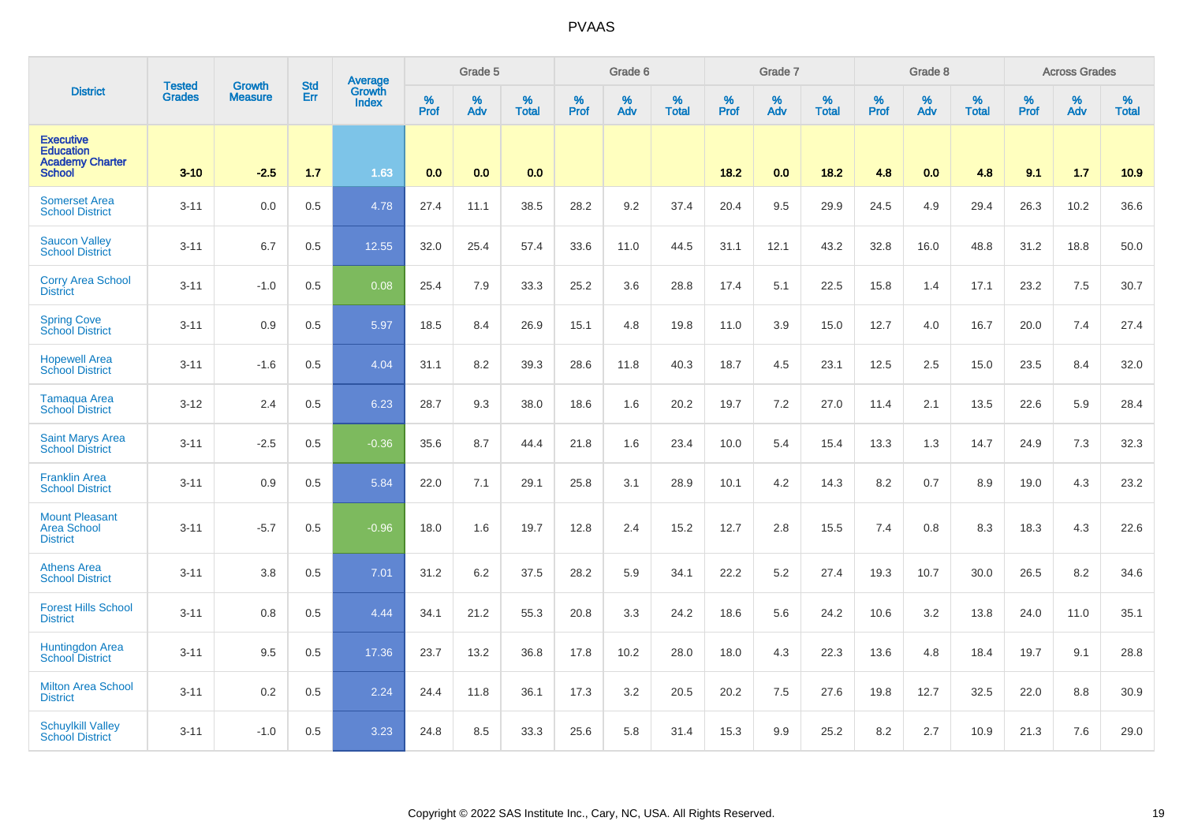# PVAAS

| District | Tested Grades | Growth Measure | Std Err | Average Growth Index | Grade 5 | | | Grade 6 | | | Grade 7 | | | Grade 8 | | | Across Grades | | |
|---|---|---|---|---|---|---|---|---|---|---|---|---|---|---|---|---|---|---|---|
| | | | | | % Prof | % Adv | % Total | % Prof | % Adv | % Total | % Prof | % Adv | % Total | % Prof | % Adv | % Total | % Prof | % Adv | % Total |
| **Executive Education Academy Charter School** | **3-10** | **-2.5** | **1.7** | **1.63** | **0.0** | **0.0** | **0.0** | | | | **18.2** | **0.0** | **18.2** | **4.8** | **0.0** | **4.8** | **9.1** | **1.7** | **10.9** |
| Somerset Area School District | 3-11 | 0.0 | 0.5 | 4.78 | 27.4 | 11.1 | 38.5 | 28.2 | 9.2 | 37.4 | 20.4 | 9.5 | 29.9 | 24.5 | 4.9 | 29.4 | 26.3 | 10.2 | 36.6 |
| Saucon Valley School District | 3-11 | 6.7 | 0.5 | 12.55 | 32.0 | 25.4 | 57.4 | 33.6 | 11.0 | 44.5 | 31.1 | 12.1 | 43.2 | 32.8 | 16.0 | 48.8 | 31.2 | 18.8 | 50.0 |
| Corry Area School District | 3-11 | -1.0 | 0.5 | 0.08 | 25.4 | 7.9 | 33.3 | 25.2 | 3.6 | 28.8 | 17.4 | 5.1 | 22.5 | 15.8 | 1.4 | 17.1 | 23.2 | 7.5 | 30.7 |
| Spring Cove School District | 3-11 | 0.9 | 0.5 | 5.97 | 18.5 | 8.4 | 26.9 | 15.1 | 4.8 | 19.8 | 11.0 | 3.9 | 15.0 | 12.7 | 4.0 | 16.7 | 20.0 | 7.4 | 27.4 |
| Hopewell Area School District | 3-11 | -1.6 | 0.5 | 4.04 | 31.1 | 8.2 | 39.3 | 28.6 | 11.8 | 40.3 | 18.7 | 4.5 | 23.1 | 12.5 | 2.5 | 15.0 | 23.5 | 8.4 | 32.0 |
| Tamaqua Area School District | 3-12 | 2.4 | 0.5 | 6.23 | 28.7 | 9.3 | 38.0 | 18.6 | 1.6 | 20.2 | 19.7 | 7.2 | 27.0 | 11.4 | 2.1 | 13.5 | 22.6 | 5.9 | 28.4 |
| Saint Marys Area School District | 3-11 | -2.5 | 0.5 | -0.36 | 35.6 | 8.7 | 44.4 | 21.8 | 1.6 | 23.4 | 10.0 | 5.4 | 15.4 | 13.3 | 1.3 | 14.7 | 24.9 | 7.3 | 32.3 |
| Franklin Area School District | 3-11 | 0.9 | 0.5 | 5.84 | 22.0 | 7.1 | 29.1 | 25.8 | 3.1 | 28.9 | 10.1 | 4.2 | 14.3 | 8.2 | 0.7 | 8.9 | 19.0 | 4.3 | 23.2 |
| Mount Pleasant Area School District | 3-11 | -5.7 | 0.5 | -0.96 | 18.0 | 1.6 | 19.7 | 12.8 | 2.4 | 15.2 | 12.7 | 2.8 | 15.5 | 7.4 | 0.8 | 8.3 | 18.3 | 4.3 | 22.6 |
| Athens Area School District | 3-11 | 3.8 | 0.5 | 7.01 | 31.2 | 6.2 | 37.5 | 28.2 | 5.9 | 34.1 | 22.2 | 5.2 | 27.4 | 19.3 | 10.7 | 30.0 | 26.5 | 8.2 | 34.6 |
| Forest Hills School District | 3-11 | 0.8 | 0.5 | 4.44 | 34.1 | 21.2 | 55.3 | 20.8 | 3.3 | 24.2 | 18.6 | 5.6 | 24.2 | 10.6 | 3.2 | 13.8 | 24.0 | 11.0 | 35.1 |
| Huntingdon Area School District | 3-11 | 9.5 | 0.5 | 17.36 | 23.7 | 13.2 | 36.8 | 17.8 | 10.2 | 28.0 | 18.0 | 4.3 | 22.3 | 13.6 | 4.8 | 18.4 | 19.7 | 9.1 | 28.8 |
| Milton Area School District | 3-11 | 0.2 | 0.5 | 2.24 | 24.4 | 11.8 | 36.1 | 17.3 | 3.2 | 20.5 | 20.2 | 7.5 | 27.6 | 19.8 | 12.7 | 32.5 | 22.0 | 8.8 | 30.9 |
| Schuylkill Valley School District | 3-11 | -1.0 | 0.5 | 3.23 | 24.8 | 8.5 | 33.3 | 25.6 | 5.8 | 31.4 | 15.3 | 9.9 | 25.2 | 8.2 | 2.7 | 10.9 | 21.3 | 7.6 | 29.0 |

Copyright © 2022 SAS Institute Inc., Cary, NC, USA. All Rights Reserved.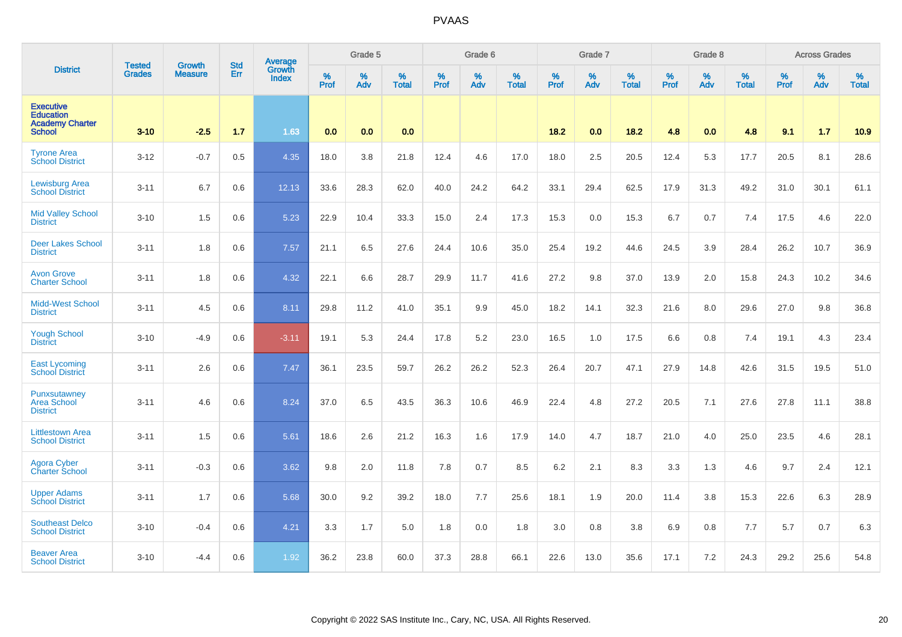# PVAAS

| District | Tested Grades | Growth Measure | Std Err | Average Growth Index | Grade 5 | | | Grade 6 | | | Grade 7 | | | Grade 8 | | | Across Grades | | |
|---|---|---|---|---|---|---|---|---|---|---|---|---|---|---|---|---|---|---|---|
| | | | | | % Prof | % Adv | % Total | % Prof | % Adv | % Total | % Prof | % Adv | % Total | % Prof | % Adv | % Total | % Prof | % Adv | % Total |
| **Executive Education Academy Charter School** | **3-10** | **-2.5** | **1.7** | **1.63** | **0.0** | **0.0** | **0.0** | | | | **18.2** | **0.0** | **18.2** | **4.8** | **0.0** | **4.8** | **9.1** | **1.7** | **10.9** |
| Tyrone Area School District | 3-12 | -0.7 | 0.5 | 4.35 | 18.0 | 3.8 | 21.8 | 12.4 | 4.6 | 17.0 | 18.0 | 2.5 | 20.5 | 12.4 | 5.3 | 17.7 | 20.5 | 8.1 | 28.6 |
| Lewisburg Area School District | 3-11 | 6.7 | 0.6 | 12.13 | 33.6 | 28.3 | 62.0 | 40.0 | 24.2 | 64.2 | 33.1 | 29.4 | 62.5 | 17.9 | 31.3 | 49.2 | 31.0 | 30.1 | 61.1 |
| Mid Valley School District | 3-10 | 1.5 | 0.6 | 5.23 | 22.9 | 10.4 | 33.3 | 15.0 | 2.4 | 17.3 | 15.3 | 0.0 | 15.3 | 6.7 | 0.7 | 7.4 | 17.5 | 4.6 | 22.0 |
| Deer Lakes School District | 3-11 | 1.8 | 0.6 | 7.57 | 21.1 | 6.5 | 27.6 | 24.4 | 10.6 | 35.0 | 25.4 | 19.2 | 44.6 | 24.5 | 3.9 | 28.4 | 26.2 | 10.7 | 36.9 |
| Avon Grove Charter School | 3-11 | 1.8 | 0.6 | 4.32 | 22.1 | 6.6 | 28.7 | 29.9 | 11.7 | 41.6 | 27.2 | 9.8 | 37.0 | 13.9 | 2.0 | 15.8 | 24.3 | 10.2 | 34.6 |
| Midd-West School District | 3-11 | 4.5 | 0.6 | 8.11 | 29.8 | 11.2 | 41.0 | 35.1 | 9.9 | 45.0 | 18.2 | 14.1 | 32.3 | 21.6 | 8.0 | 29.6 | 27.0 | 9.8 | 36.8 |
| Yough School District | 3-10 | -4.9 | 0.6 | -3.11 | 19.1 | 5.3 | 24.4 | 17.8 | 5.2 | 23.0 | 16.5 | 1.0 | 17.5 | 6.6 | 0.8 | 7.4 | 19.1 | 4.3 | 23.4 |
| East Lycoming School District | 3-11 | 2.6 | 0.6 | 7.47 | 36.1 | 23.5 | 59.7 | 26.2 | 26.2 | 52.3 | 26.4 | 20.7 | 47.1 | 27.9 | 14.8 | 42.6 | 31.5 | 19.5 | 51.0 |
| Punxsutawney Area School District | 3-11 | 4.6 | 0.6 | 8.24 | 37.0 | 6.5 | 43.5 | 36.3 | 10.6 | 46.9 | 22.4 | 4.8 | 27.2 | 20.5 | 7.1 | 27.6 | 27.8 | 11.1 | 38.8 |
| Littlestown Area School District | 3-11 | 1.5 | 0.6 | 5.61 | 18.6 | 2.6 | 21.2 | 16.3 | 1.6 | 17.9 | 14.0 | 4.7 | 18.7 | 21.0 | 4.0 | 25.0 | 23.5 | 4.6 | 28.1 |
| Agora Cyber Charter School | 3-11 | -0.3 | 0.6 | 3.62 | 9.8 | 2.0 | 11.8 | 7.8 | 0.7 | 8.5 | 6.2 | 2.1 | 8.3 | 3.3 | 1.3 | 4.6 | 9.7 | 2.4 | 12.1 |
| Upper Adams School District | 3-11 | 1.7 | 0.6 | 5.68 | 30.0 | 9.2 | 39.2 | 18.0 | 7.7 | 25.6 | 18.1 | 1.9 | 20.0 | 11.4 | 3.8 | 15.3 | 22.6 | 6.3 | 28.9 |
| Southeast Delco School District | 3-10 | -0.4 | 0.6 | 4.21 | 3.3 | 1.7 | 5.0 | 1.8 | 0.0 | 1.8 | 3.0 | 0.8 | 3.8 | 6.9 | 0.8 | 7.7 | 5.7 | 0.7 | 6.3 |
| Beaver Area School District | 3-10 | -4.4 | 0.6 | 1.92 | 36.2 | 23.8 | 60.0 | 37.3 | 28.8 | 66.1 | 22.6 | 13.0 | 35.6 | 17.1 | 7.2 | 24.3 | 29.2 | 25.6 | 54.8 |

Copyright © 2022 SAS Institute Inc., Cary, NC, USA. All Rights Reserved.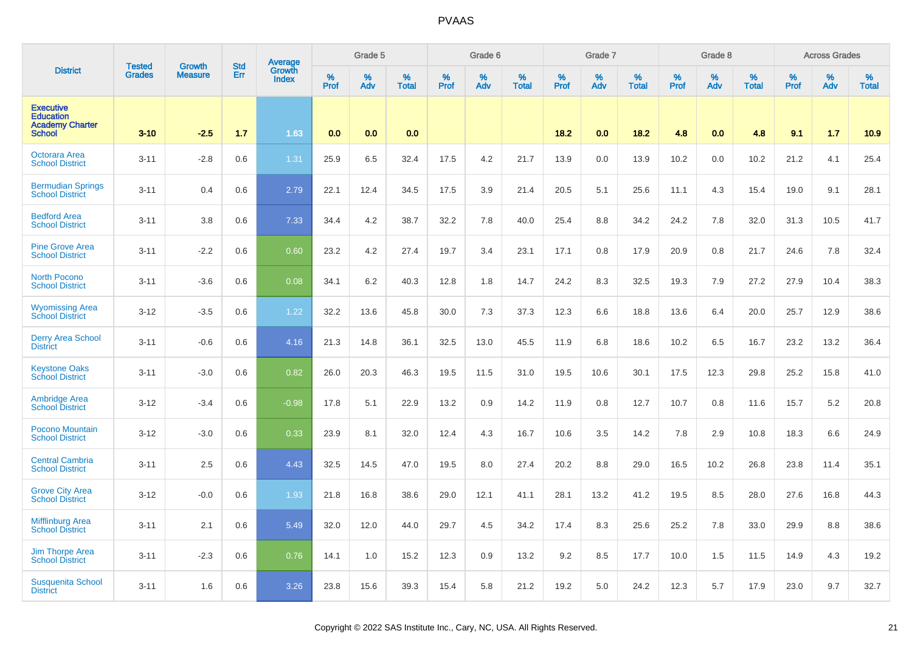| District | Tested Grades | Growth Measure | Std Err | Average Growth Index | Grade 5 | | | Grade 6 | | | Grade 7 | | | Grade 8 | | | Across Grades | | |
|---|---|---|---|---|---|---|---|---|---|---|---|---|---|---|---|---|---|---|---|
| | | | | | % Prof | % Adv | % Total | % Prof | % Adv | % Total | % Prof | % Adv | % Total | % Prof | % Adv | % Total | % Prof | % Adv | % Total |
| **Executive Education Academy Charter School** | **3-10** | **-2.5** | **1.7** | **1.63** | **0.0** | **0.0** | **0.0** | | | | **18.2** | **0.0** | **18.2** | **4.8** | **0.0** | **4.8** | **9.1** | **1.7** | **10.9** |
| Octorara Area School District | 3-11 | -2.8 | 0.6 | 1.31 | 25.9 | 6.5 | 32.4 | 17.5 | 4.2 | 21.7 | 13.9 | 0.0 | 13.9 | 10.2 | 0.0 | 10.2 | 21.2 | 4.1 | 25.4 |
| Bermudian Springs School District | 3-11 | 0.4 | 0.6 | 2.79 | 22.1 | 12.4 | 34.5 | 17.5 | 3.9 | 21.4 | 20.5 | 5.1 | 25.6 | 11.1 | 4.3 | 15.4 | 19.0 | 9.1 | 28.1 |
| Bedford Area School District | 3-11 | 3.8 | 0.6 | 7.33 | 34.4 | 4.2 | 38.7 | 32.2 | 7.8 | 40.0 | 25.4 | 8.8 | 34.2 | 24.2 | 7.8 | 32.0 | 31.3 | 10.5 | 41.7 |
| Pine Grove Area School District | 3-11 | -2.2 | 0.6 | 0.60 | 23.2 | 4.2 | 27.4 | 19.7 | 3.4 | 23.1 | 17.1 | 0.8 | 17.9 | 20.9 | 0.8 | 21.7 | 24.6 | 7.8 | 32.4 |
| North Pocono School District | 3-11 | -3.6 | 0.6 | 0.08 | 34.1 | 6.2 | 40.3 | 12.8 | 1.8 | 14.7 | 24.2 | 8.3 | 32.5 | 19.3 | 7.9 | 27.2 | 27.9 | 10.4 | 38.3 |
| Wyomissing Area School District | 3-12 | -3.5 | 0.6 | 1.22 | 32.2 | 13.6 | 45.8 | 30.0 | 7.3 | 37.3 | 12.3 | 6.6 | 18.8 | 13.6 | 6.4 | 20.0 | 25.7 | 12.9 | 38.6 |
| Derry Area School District | 3-11 | -0.6 | 0.6 | 4.16 | 21.3 | 14.8 | 36.1 | 32.5 | 13.0 | 45.5 | 11.9 | 6.8 | 18.6 | 10.2 | 6.5 | 16.7 | 23.2 | 13.2 | 36.4 |
| Keystone Oaks School District | 3-11 | -3.0 | 0.6 | 0.82 | 26.0 | 20.3 | 46.3 | 19.5 | 11.5 | 31.0 | 19.5 | 10.6 | 30.1 | 17.5 | 12.3 | 29.8 | 25.2 | 15.8 | 41.0 |
| Ambridge Area School District | 3-12 | -3.4 | 0.6 | -0.98 | 17.8 | 5.1 | 22.9 | 13.2 | 0.9 | 14.2 | 11.9 | 0.8 | 12.7 | 10.7 | 0.8 | 11.6 | 15.7 | 5.2 | 20.8 |
| Pocono Mountain School District | 3-12 | -3.0 | 0.6 | 0.33 | 23.9 | 8.1 | 32.0 | 12.4 | 4.3 | 16.7 | 10.6 | 3.5 | 14.2 | 7.8 | 2.9 | 10.8 | 18.3 | 6.6 | 24.9 |
| Central Cambria School District | 3-11 | 2.5 | 0.6 | 4.43 | 32.5 | 14.5 | 47.0 | 19.5 | 8.0 | 27.4 | 20.2 | 8.8 | 29.0 | 16.5 | 10.2 | 26.8 | 23.8 | 11.4 | 35.1 |
| Grove City Area School District | 3-12 | -0.0 | 0.6 | 1.93 | 21.8 | 16.8 | 38.6 | 29.0 | 12.1 | 41.1 | 28.1 | 13.2 | 41.2 | 19.5 | 8.5 | 28.0 | 27.6 | 16.8 | 44.3 |
| Mifflinburg Area School District | 3-11 | 2.1 | 0.6 | 5.49 | 32.0 | 12.0 | 44.0 | 29.7 | 4.5 | 34.2 | 17.4 | 8.3 | 25.6 | 25.2 | 7.8 | 33.0 | 29.9 | 8.8 | 38.6 |
| Jim Thorpe Area School District | 3-11 | -2.3 | 0.6 | 0.76 | 14.1 | 1.0 | 15.2 | 12.3 | 0.9 | 13.2 | 9.2 | 8.5 | 17.7 | 10.0 | 1.5 | 11.5 | 14.9 | 4.3 | 19.2 |
| Susquenita School District | 3-11 | 1.6 | 0.6 | 3.26 | 23.8 | 15.6 | 39.3 | 15.4 | 5.8 | 21.2 | 19.2 | 5.0 | 24.2 | 12.3 | 5.7 | 17.9 | 23.0 | 9.7 | 32.7 |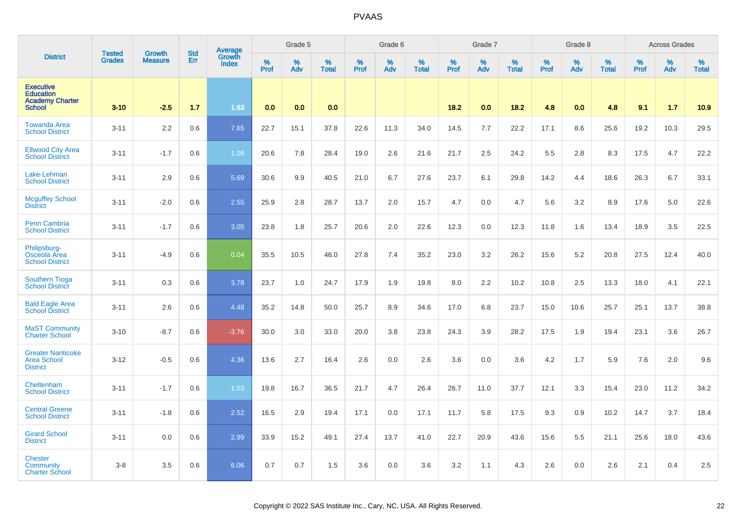# PVAAS

| District | Tested Grades | Growth Measure | Std Err | Average Growth Index | Grade 5 | | | Grade 6 | | | Grade 7 | | | Grade 8 | | | Across Grades | | |
|---|---|---|---|---|---|---|---|---|---|---|---|---|---|---|---|---|---|---|---|
| | | | | | % Prof | % Adv | % Total | % Prof | % Adv | % Total | % Prof | % Adv | % Total | % Prof | % Adv | % Total | % Prof | % Adv | % Total |
| **Executive Education Academy Charter School** | **3-10** | **-2.5** | **1.7** | **1.63** | **0.0** | **0.0** | **0.0** | | | | **18.2** | **0.0** | **18.2** | **4.8** | **0.0** | **4.8** | **9.1** | **1.7** | **10.9** |
| Towanda Area School District | 3-11 | 2.2 | 0.6 | 7.65 | 22.7 | 15.1 | 37.8 | 22.6 | 11.3 | 34.0 | 14.5 | 7.7 | 22.2 | 17.1 | 8.6 | 25.6 | 19.2 | 10.3 | 29.5 |
| Ellwood City Area School District | 3-11 | -1.7 | 0.6 | 1.08 | 20.6 | 7.8 | 28.4 | 19.0 | 2.6 | 21.6 | 21.7 | 2.5 | 24.2 | 5.5 | 2.8 | 8.3 | 17.5 | 4.7 | 22.2 |
| Lake-Lehman School District | 3-11 | 2.9 | 0.6 | 5.69 | 30.6 | 9.9 | 40.5 | 21.0 | 6.7 | 27.6 | 23.7 | 6.1 | 29.8 | 14.2 | 4.4 | 18.6 | 26.3 | 6.7 | 33.1 |
| Mcguffey School District | 3-11 | -2.0 | 0.6 | 2.55 | 25.9 | 2.8 | 28.7 | 13.7 | 2.0 | 15.7 | 4.7 | 0.0 | 4.7 | 5.6 | 3.2 | 8.9 | 17.6 | 5.0 | 22.6 |
| Penn Cambria School District | 3-11 | -1.7 | 0.6 | 3.05 | 23.8 | 1.8 | 25.7 | 20.6 | 2.0 | 22.6 | 12.3 | 0.0 | 12.3 | 11.8 | 1.6 | 13.4 | 18.9 | 3.5 | 22.5 |
| Philipsburg-Osceola Area School District | 3-11 | -4.9 | 0.6 | 0.04 | 35.5 | 10.5 | 46.0 | 27.8 | 7.4 | 35.2 | 23.0 | 3.2 | 26.2 | 15.6 | 5.2 | 20.8 | 27.5 | 12.4 | 40.0 |
| Southern Tioga School District | 3-11 | 0.3 | 0.6 | 3.78 | 23.7 | 1.0 | 24.7 | 17.9 | 1.9 | 19.8 | 8.0 | 2.2 | 10.2 | 10.8 | 2.5 | 13.3 | 18.0 | 4.1 | 22.1 |
| Bald Eagle Area School District | 3-11 | 2.6 | 0.6 | 4.48 | 35.2 | 14.8 | 50.0 | 25.7 | 8.9 | 34.6 | 17.0 | 6.8 | 23.7 | 15.0 | 10.6 | 25.7 | 25.1 | 13.7 | 38.8 |
| MaST Community Charter School | 3-10 | -8.7 | 0.6 | -3.76 | 30.0 | 3.0 | 33.0 | 20.0 | 3.8 | 23.8 | 24.3 | 3.9 | 28.2 | 17.5 | 1.9 | 19.4 | 23.1 | 3.6 | 26.7 |
| Greater Nanticoke Area School District | 3-12 | -0.5 | 0.6 | 4.36 | 13.6 | 2.7 | 16.4 | 2.6 | 0.0 | 2.6 | 3.6 | 0.0 | 3.6 | 4.2 | 1.7 | 5.9 | 7.6 | 2.0 | 9.6 |
| Cheltenham School District | 3-11 | -1.7 | 0.6 | 1.03 | 19.8 | 16.7 | 36.5 | 21.7 | 4.7 | 26.4 | 26.7 | 11.0 | 37.7 | 12.1 | 3.3 | 15.4 | 23.0 | 11.2 | 34.2 |
| Central Greene School District | 3-11 | -1.8 | 0.6 | 2.52 | 16.5 | 2.9 | 19.4 | 17.1 | 0.0 | 17.1 | 11.7 | 5.8 | 17.5 | 9.3 | 0.9 | 10.2 | 14.7 | 3.7 | 18.4 |
| Girard School District | 3-11 | 0.0 | 0.6 | 2.99 | 33.9 | 15.2 | 49.1 | 27.4 | 13.7 | 41.0 | 22.7 | 20.9 | 43.6 | 15.6 | 5.5 | 21.1 | 25.6 | 18.0 | 43.6 |
| Chester Community Charter School | 3-8 | 3.5 | 0.6 | 6.06 | 0.7 | 0.7 | 1.5 | 3.6 | 0.0 | 3.6 | 3.2 | 1.1 | 4.3 | 2.6 | 0.0 | 2.6 | 2.1 | 0.4 | 2.5 |

Copyright © 2022 SAS Institute Inc., Cary, NC, USA. All Rights Reserved.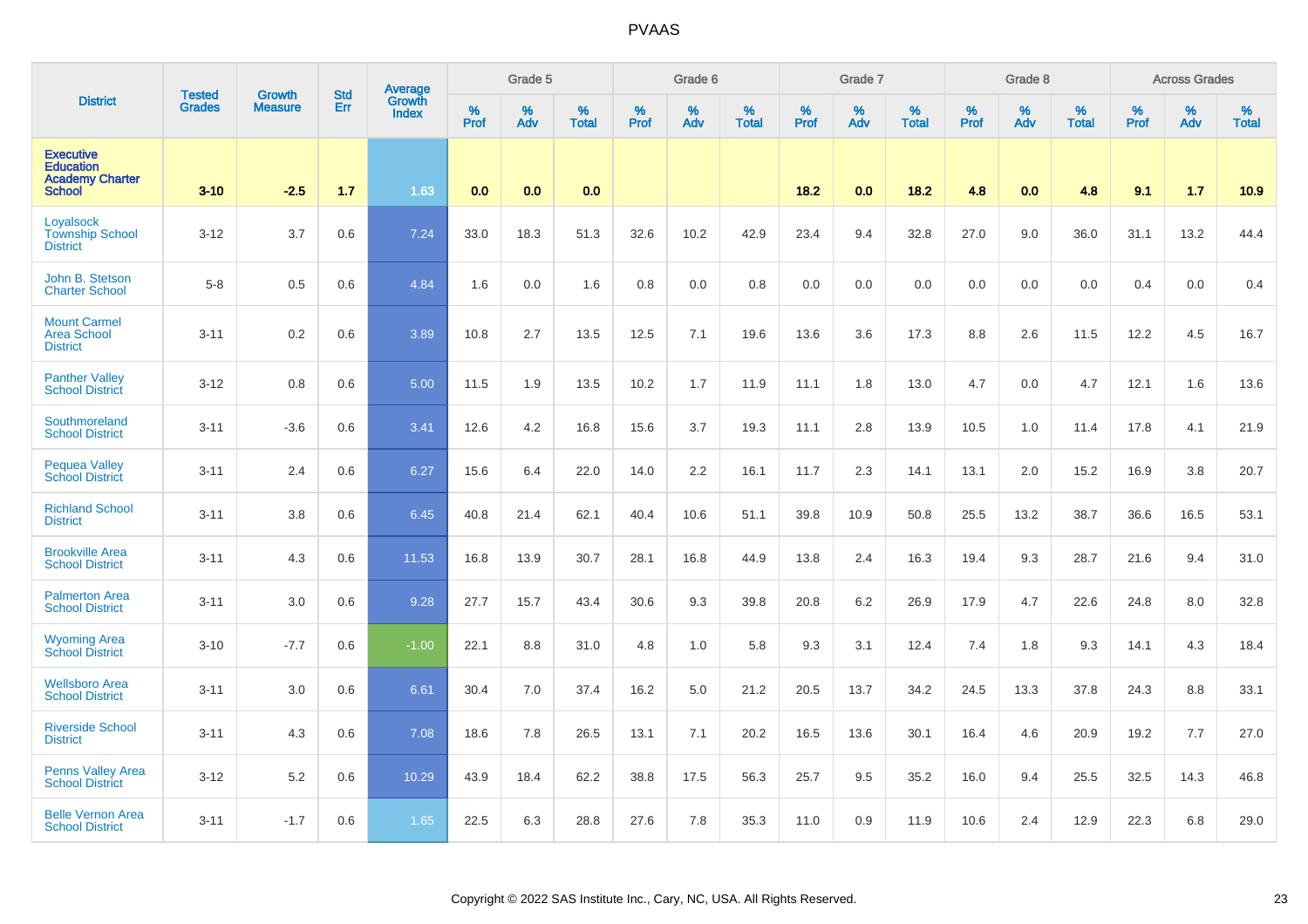# PVAAS

| District | Tested Grades | Growth Measure | Std Err | Average Growth Index | Grade 5 | | | Grade 6 | | | Grade 7 | | | Grade 8 | | | Across Grades | | |
|---|---|---|---|---|---|---|---|---|---|---|---|---|---|---|---|---|---|---|---|
| | | | | | % Prof | % Adv | % Total | % Prof | % Adv | % Total | % Prof | % Adv | % Total | % Prof | % Adv | % Total | % Prof | % Adv | % Total |
| **Executive Education Academy Charter School** | **3-10** | **-2.5** | **1.7** | **1.63** | **0.0** | **0.0** | **0.0** | | | | **18.2** | **0.0** | **18.2** | **4.8** | **0.0** | **4.8** | **9.1** | **1.7** | **10.9** |
| Loyalsock Township School District | 3-12 | 3.7 | 0.6 | 7.24 | 33.0 | 18.3 | 51.3 | 32.6 | 10.2 | 42.9 | 23.4 | 9.4 | 32.8 | 27.0 | 9.0 | 36.0 | 31.1 | 13.2 | 44.4 |
| John B. Stetson Charter School | 5-8 | 0.5 | 0.6 | 4.84 | 1.6 | 0.0 | 1.6 | 0.8 | 0.0 | 0.8 | 0.0 | 0.0 | 0.0 | 0.0 | 0.0 | 0.0 | 0.4 | 0.0 | 0.4 |
| Mount Carmel Area School District | 3-11 | 0.2 | 0.6 | 3.89 | 10.8 | 2.7 | 13.5 | 12.5 | 7.1 | 19.6 | 13.6 | 3.6 | 17.3 | 8.8 | 2.6 | 11.5 | 12.2 | 4.5 | 16.7 |
| Panther Valley School District | 3-12 | 0.8 | 0.6 | 5.00 | 11.5 | 1.9 | 13.5 | 10.2 | 1.7 | 11.9 | 11.1 | 1.8 | 13.0 | 4.7 | 0.0 | 4.7 | 12.1 | 1.6 | 13.6 |
| Southmoreland School District | 3-11 | -3.6 | 0.6 | 3.41 | 12.6 | 4.2 | 16.8 | 15.6 | 3.7 | 19.3 | 11.1 | 2.8 | 13.9 | 10.5 | 1.0 | 11.4 | 17.8 | 4.1 | 21.9 |
| Pequea Valley School District | 3-11 | 2.4 | 0.6 | 6.27 | 15.6 | 6.4 | 22.0 | 14.0 | 2.2 | 16.1 | 11.7 | 2.3 | 14.1 | 13.1 | 2.0 | 15.2 | 16.9 | 3.8 | 20.7 |
| Richland School District | 3-11 | 3.8 | 0.6 | 6.45 | 40.8 | 21.4 | 62.1 | 40.4 | 10.6 | 51.1 | 39.8 | 10.9 | 50.8 | 25.5 | 13.2 | 38.7 | 36.6 | 16.5 | 53.1 |
| Brookville Area School District | 3-11 | 4.3 | 0.6 | 11.53 | 16.8 | 13.9 | 30.7 | 28.1 | 16.8 | 44.9 | 13.8 | 2.4 | 16.3 | 19.4 | 9.3 | 28.7 | 21.6 | 9.4 | 31.0 |
| Palmerton Area School District | 3-11 | 3.0 | 0.6 | 9.28 | 27.7 | 15.7 | 43.4 | 30.6 | 9.3 | 39.8 | 20.8 | 6.2 | 26.9 | 17.9 | 4.7 | 22.6 | 24.8 | 8.0 | 32.8 |
| Wyoming Area School District | 3-10 | -7.7 | 0.6 | -1.00 | 22.1 | 8.8 | 31.0 | 4.8 | 1.0 | 5.8 | 9.3 | 3.1 | 12.4 | 7.4 | 1.8 | 9.3 | 14.1 | 4.3 | 18.4 |
| Wellsboro Area School District | 3-11 | 3.0 | 0.6 | 6.61 | 30.4 | 7.0 | 37.4 | 16.2 | 5.0 | 21.2 | 20.5 | 13.7 | 34.2 | 24.5 | 13.3 | 37.8 | 24.3 | 8.8 | 33.1 |
| Riverside School District | 3-11 | 4.3 | 0.6 | 7.08 | 18.6 | 7.8 | 26.5 | 13.1 | 7.1 | 20.2 | 16.5 | 13.6 | 30.1 | 16.4 | 4.6 | 20.9 | 19.2 | 7.7 | 27.0 |
| Penns Valley Area School District | 3-12 | 5.2 | 0.6 | 10.29 | 43.9 | 18.4 | 62.2 | 38.8 | 17.5 | 56.3 | 25.7 | 9.5 | 35.2 | 16.0 | 9.4 | 25.5 | 32.5 | 14.3 | 46.8 |
| Belle Vernon Area School District | 3-11 | -1.7 | 0.6 | 1.65 | 22.5 | 6.3 | 28.8 | 27.6 | 7.8 | 35.3 | 11.0 | 0.9 | 11.9 | 10.6 | 2.4 | 12.9 | 22.3 | 6.8 | 29.0 |

Copyright © 2022 SAS Institute Inc., Cary, NC, USA. All Rights Reserved.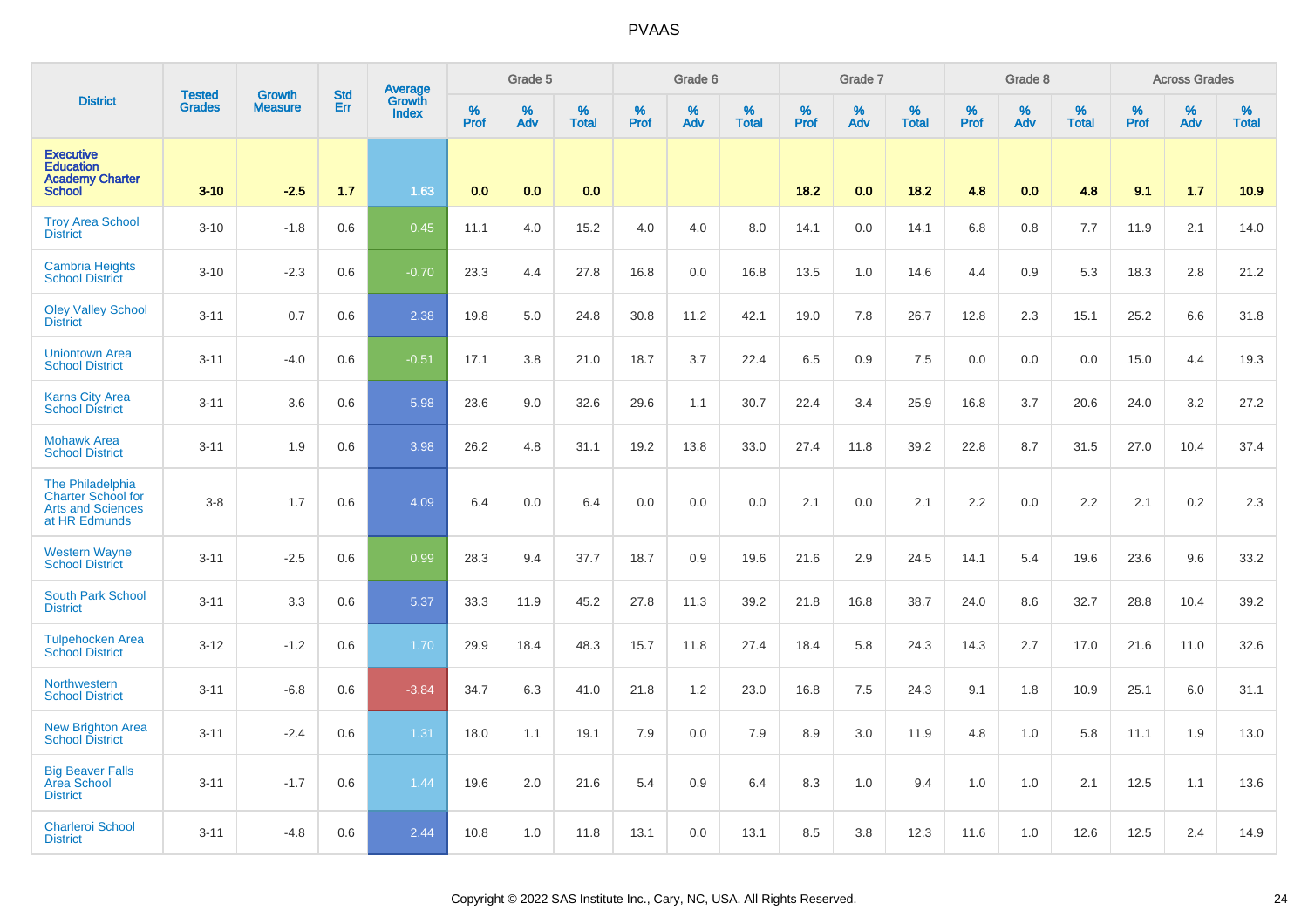| District | Tested Grades | Growth Measure | Std Err | Average Growth Index | Grade 5 | | | Grade 6 | | | Grade 7 | | | Grade 8 | | | Across Grades | | |
|---|---|---|---|---|---|---|---|---|---|---|---|---|---|---|---|---|---|---|---|
| | | | | | % Prof | % Adv | % Total | % Prof | % Adv | % Total | % Prof | % Adv | % Total | % Prof | % Adv | % Total | % Prof | % Adv | % Total |
| **Executive Education Academy Charter School** | **3-10** | **-2.5** | **1.7** | **1.63** | **0.0** | **0.0** | **0.0** | | | | **18.2** | **0.0** | **18.2** | **4.8** | **0.0** | **4.8** | **9.1** | **1.7** | **10.9** |
| Troy Area School District | 3-10 | -1.8 | 0.6 | 0.45 | 11.1 | 4.0 | 15.2 | 4.0 | 4.0 | 8.0 | 14.1 | 0.0 | 14.1 | 6.8 | 0.8 | 7.7 | 11.9 | 2.1 | 14.0 |
| Cambria Heights School District | 3-10 | -2.3 | 0.6 | -0.70 | 23.3 | 4.4 | 27.8 | 16.8 | 0.0 | 16.8 | 13.5 | 1.0 | 14.6 | 4.4 | 0.9 | 5.3 | 18.3 | 2.8 | 21.2 |
| Oley Valley School District | 3-11 | 0.7 | 0.6 | 2.38 | 19.8 | 5.0 | 24.8 | 30.8 | 11.2 | 42.1 | 19.0 | 7.8 | 26.7 | 12.8 | 2.3 | 15.1 | 25.2 | 6.6 | 31.8 |
| Uniontown Area School District | 3-11 | -4.0 | 0.6 | -0.51 | 17.1 | 3.8 | 21.0 | 18.7 | 3.7 | 22.4 | 6.5 | 0.9 | 7.5 | 0.0 | 0.0 | 0.0 | 15.0 | 4.4 | 19.3 |
| Karns City Area School District | 3-11 | 3.6 | 0.6 | 5.98 | 23.6 | 9.0 | 32.6 | 29.6 | 1.1 | 30.7 | 22.4 | 3.4 | 25.9 | 16.8 | 3.7 | 20.6 | 24.0 | 3.2 | 27.2 |
| Mohawk Area School District | 3-11 | 1.9 | 0.6 | 3.98 | 26.2 | 4.8 | 31.1 | 19.2 | 13.8 | 33.0 | 27.4 | 11.8 | 39.2 | 22.8 | 8.7 | 31.5 | 27.0 | 10.4 | 37.4 |
| The Philadelphia Charter School for Arts and Sciences at HR Edmunds | 3-8 | 1.7 | 0.6 | 4.09 | 6.4 | 0.0 | 6.4 | 0.0 | 0.0 | 0.0 | 2.1 | 0.0 | 2.1 | 2.2 | 0.0 | 2.2 | 2.1 | 0.2 | 2.3 |
| Western Wayne School District | 3-11 | -2.5 | 0.6 | 0.99 | 28.3 | 9.4 | 37.7 | 18.7 | 0.9 | 19.6 | 21.6 | 2.9 | 24.5 | 14.1 | 5.4 | 19.6 | 23.6 | 9.6 | 33.2 |
| South Park School District | 3-11 | 3.3 | 0.6 | 5.37 | 33.3 | 11.9 | 45.2 | 27.8 | 11.3 | 39.2 | 21.8 | 16.8 | 38.7 | 24.0 | 8.6 | 32.7 | 28.8 | 10.4 | 39.2 |
| Tulpehocken Area School District | 3-12 | -1.2 | 0.6 | 1.70 | 29.9 | 18.4 | 48.3 | 15.7 | 11.8 | 27.4 | 18.4 | 5.8 | 24.3 | 14.3 | 2.7 | 17.0 | 21.6 | 11.0 | 32.6 |
| Northwestern School District | 3-11 | -6.8 | 0.6 | -3.84 | 34.7 | 6.3 | 41.0 | 21.8 | 1.2 | 23.0 | 16.8 | 7.5 | 24.3 | 9.1 | 1.8 | 10.9 | 25.1 | 6.0 | 31.1 |
| New Brighton Area School District | 3-11 | -2.4 | 0.6 | 1.31 | 18.0 | 1.1 | 19.1 | 7.9 | 0.0 | 7.9 | 8.9 | 3.0 | 11.9 | 4.8 | 1.0 | 5.8 | 11.1 | 1.9 | 13.0 |
| Big Beaver Falls Area School District | 3-11 | -1.7 | 0.6 | 1.44 | 19.6 | 2.0 | 21.6 | 5.4 | 0.9 | 6.4 | 8.3 | 1.0 | 9.4 | 1.0 | 1.0 | 2.1 | 12.5 | 1.1 | 13.6 |
| Charleroi School District | 3-11 | -4.8 | 0.6 | 2.44 | 10.8 | 1.0 | 11.8 | 13.1 | 0.0 | 13.1 | 8.5 | 3.8 | 12.3 | 11.6 | 1.0 | 12.6 | 12.5 | 2.4 | 14.9 |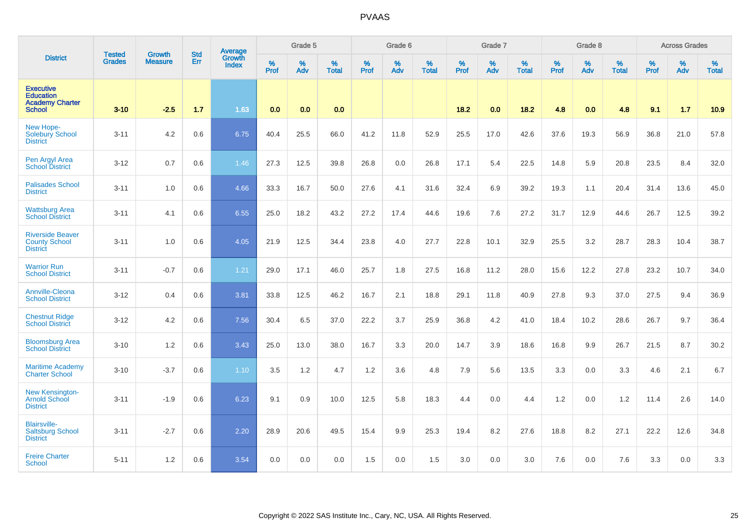# PVAAS

| District | Tested Grades | Growth Measure | Std Err | Average Growth Index | Grade 5 | | | Grade 6 | | | Grade 7 | | | Grade 8 | | | Across Grades | | |
|---|---|---|---|---|---|---|---|---|---|---|---|---|---|---|---|---|---|---|---|
| | | | | | % Prof | % Adv | % Total | % Prof | % Adv | % Total | % Prof | % Adv | % Total | % Prof | % Adv | % Total | % Prof | % Adv | % Total |
| **Executive Education Academy Charter School** | **3-10** | **-2.5** | **1.7** | **1.63** | **0.0** | **0.0** | **0.0** | | | | **18.2** | **0.0** | **18.2** | **4.8** | **0.0** | **4.8** | **9.1** | **1.7** | **10.9** |
| New Hope-Solebury School District | 3-11 | 4.2 | 0.6 | 6.75 | 40.4 | 25.5 | 66.0 | 41.2 | 11.8 | 52.9 | 25.5 | 17.0 | 42.6 | 37.6 | 19.3 | 56.9 | 36.8 | 21.0 | 57.8 |
| Pen Argyl Area School District | 3-12 | 0.7 | 0.6 | 1.46 | 27.3 | 12.5 | 39.8 | 26.8 | 0.0 | 26.8 | 17.1 | 5.4 | 22.5 | 14.8 | 5.9 | 20.8 | 23.5 | 8.4 | 32.0 |
| Palisades School District | 3-11 | 1.0 | 0.6 | 4.66 | 33.3 | 16.7 | 50.0 | 27.6 | 4.1 | 31.6 | 32.4 | 6.9 | 39.2 | 19.3 | 1.1 | 20.4 | 31.4 | 13.6 | 45.0 |
| Wattsburg Area School District | 3-11 | 4.1 | 0.6 | 6.55 | 25.0 | 18.2 | 43.2 | 27.2 | 17.4 | 44.6 | 19.6 | 7.6 | 27.2 | 31.7 | 12.9 | 44.6 | 26.7 | 12.5 | 39.2 |
| Riverside Beaver County School District | 3-11 | 1.0 | 0.6 | 4.05 | 21.9 | 12.5 | 34.4 | 23.8 | 4.0 | 27.7 | 22.8 | 10.1 | 32.9 | 25.5 | 3.2 | 28.7 | 28.3 | 10.4 | 38.7 |
| Warrior Run School District | 3-11 | -0.7 | 0.6 | 1.21 | 29.0 | 17.1 | 46.0 | 25.7 | 1.8 | 27.5 | 16.8 | 11.2 | 28.0 | 15.6 | 12.2 | 27.8 | 23.2 | 10.7 | 34.0 |
| Annville-Cleona School District | 3-12 | 0.4 | 0.6 | 3.81 | 33.8 | 12.5 | 46.2 | 16.7 | 2.1 | 18.8 | 29.1 | 11.8 | 40.9 | 27.8 | 9.3 | 37.0 | 27.5 | 9.4 | 36.9 |
| Chestnut Ridge School District | 3-12 | 4.2 | 0.6 | 7.56 | 30.4 | 6.5 | 37.0 | 22.2 | 3.7 | 25.9 | 36.8 | 4.2 | 41.0 | 18.4 | 10.2 | 28.6 | 26.7 | 9.7 | 36.4 |
| Bloomsburg Area School District | 3-10 | 1.2 | 0.6 | 3.43 | 25.0 | 13.0 | 38.0 | 16.7 | 3.3 | 20.0 | 14.7 | 3.9 | 18.6 | 16.8 | 9.9 | 26.7 | 21.5 | 8.7 | 30.2 |
| Maritime Academy Charter School | 3-10 | -3.7 | 0.6 | 1.10 | 3.5 | 1.2 | 4.7 | 1.2 | 3.6 | 4.8 | 7.9 | 5.6 | 13.5 | 3.3 | 0.0 | 3.3 | 4.6 | 2.1 | 6.7 |
| New Kensington-Arnold School District | 3-11 | -1.9 | 0.6 | 6.23 | 9.1 | 0.9 | 10.0 | 12.5 | 5.8 | 18.3 | 4.4 | 0.0 | 4.4 | 1.2 | 0.0 | 1.2 | 11.4 | 2.6 | 14.0 |
| Blairsville-Saltsburg School District | 3-11 | -2.7 | 0.6 | 2.20 | 28.9 | 20.6 | 49.5 | 15.4 | 9.9 | 25.3 | 19.4 | 8.2 | 27.6 | 18.8 | 8.2 | 27.1 | 22.2 | 12.6 | 34.8 |
| Freire Charter School | 5-11 | 1.2 | 0.6 | 3.54 | 0.0 | 0.0 | 0.0 | 1.5 | 0.0 | 1.5 | 3.0 | 0.0 | 3.0 | 7.6 | 0.0 | 7.6 | 3.3 | 0.0 | 3.3 |

Copyright © 2022 SAS Institute Inc., Cary, NC, USA. All Rights Reserved.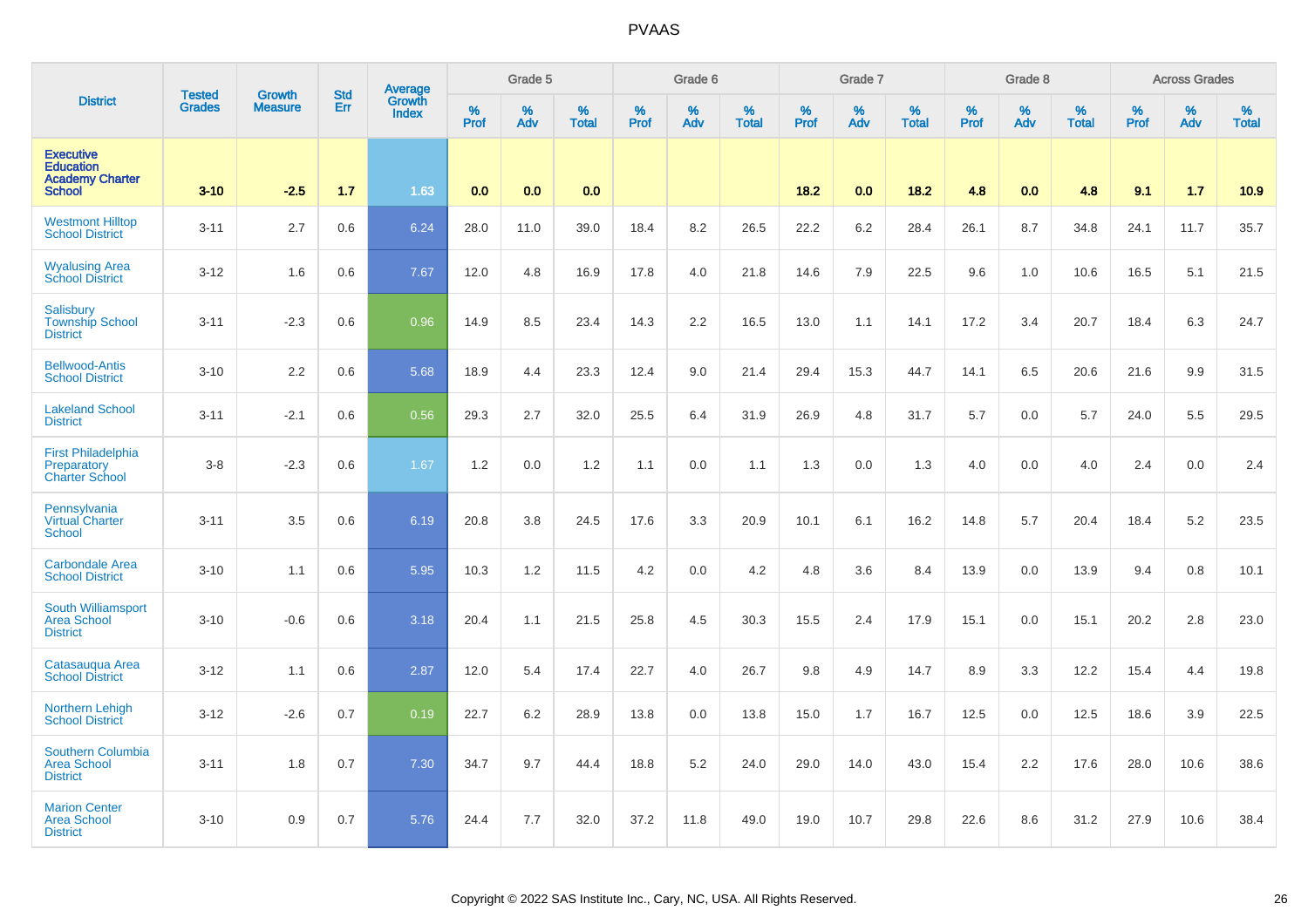| District | Tested Grades | Growth Measure | Std Err | Average Growth Index | Grade 5 | | | Grade 6 | | | Grade 7 | | | Grade 8 | | | Across Grades | | |
|---|---|---|---|---|---|---|---|---|---|---|---|---|---|---|---|---|---|---|---|
| | | | | | % Prof | % Adv | % Total | % Prof | % Adv | % Total | % Prof | % Adv | % Total | % Prof | % Adv | % Total | % Prof | % Adv | % Total |
| **Executive Education Academy Charter School** | **3-10** | **-2.5** | **1.7** | **1.63** | **0.0** | **0.0** | **0.0** | | | | **18.2** | **0.0** | **18.2** | **4.8** | **0.0** | **4.8** | **9.1** | **1.7** | **10.9** |
| Westmont Hilltop School District | 3-11 | 2.7 | 0.6 | 6.24 | 28.0 | 11.0 | 39.0 | 18.4 | 8.2 | 26.5 | 22.2 | 6.2 | 28.4 | 26.1 | 8.7 | 34.8 | 24.1 | 11.7 | 35.7 |
| Wyalusing Area School District | 3-12 | 1.6 | 0.6 | 7.67 | 12.0 | 4.8 | 16.9 | 17.8 | 4.0 | 21.8 | 14.6 | 7.9 | 22.5 | 9.6 | 1.0 | 10.6 | 16.5 | 5.1 | 21.5 |
| Salisbury Township School District | 3-11 | -2.3 | 0.6 | 0.96 | 14.9 | 8.5 | 23.4 | 14.3 | 2.2 | 16.5 | 13.0 | 1.1 | 14.1 | 17.2 | 3.4 | 20.7 | 18.4 | 6.3 | 24.7 |
| Bellwood-Antis School District | 3-10 | 2.2 | 0.6 | 5.68 | 18.9 | 4.4 | 23.3 | 12.4 | 9.0 | 21.4 | 29.4 | 15.3 | 44.7 | 14.1 | 6.5 | 20.6 | 21.6 | 9.9 | 31.5 |
| Lakeland School District | 3-11 | -2.1 | 0.6 | 0.56 | 29.3 | 2.7 | 32.0 | 25.5 | 6.4 | 31.9 | 26.9 | 4.8 | 31.7 | 5.7 | 0.0 | 5.7 | 24.0 | 5.5 | 29.5 |
| First Philadelphia Preparatory Charter School | 3-8 | -2.3 | 0.6 | 1.67 | 1.2 | 0.0 | 1.2 | 1.1 | 0.0 | 1.1 | 1.3 | 0.0 | 1.3 | 4.0 | 0.0 | 4.0 | 2.4 | 0.0 | 2.4 |
| Pennsylvania Virtual Charter School | 3-11 | 3.5 | 0.6 | 6.19 | 20.8 | 3.8 | 24.5 | 17.6 | 3.3 | 20.9 | 10.1 | 6.1 | 16.2 | 14.8 | 5.7 | 20.4 | 18.4 | 5.2 | 23.5 |
| Carbondale Area School District | 3-10 | 1.1 | 0.6 | 5.95 | 10.3 | 1.2 | 11.5 | 4.2 | 0.0 | 4.2 | 4.8 | 3.6 | 8.4 | 13.9 | 0.0 | 13.9 | 9.4 | 0.8 | 10.1 |
| South Williamsport Area School District | 3-10 | -0.6 | 0.6 | 3.18 | 20.4 | 1.1 | 21.5 | 25.8 | 4.5 | 30.3 | 15.5 | 2.4 | 17.9 | 15.1 | 0.0 | 15.1 | 20.2 | 2.8 | 23.0 |
| Catasauqua Area School District | 3-12 | 1.1 | 0.6 | 2.87 | 12.0 | 5.4 | 17.4 | 22.7 | 4.0 | 26.7 | 9.8 | 4.9 | 14.7 | 8.9 | 3.3 | 12.2 | 15.4 | 4.4 | 19.8 |
| Northern Lehigh School District | 3-12 | -2.6 | 0.7 | 0.19 | 22.7 | 6.2 | 28.9 | 13.8 | 0.0 | 13.8 | 15.0 | 1.7 | 16.7 | 12.5 | 0.0 | 12.5 | 18.6 | 3.9 | 22.5 |
| Southern Columbia Area School District | 3-11 | 1.8 | 0.7 | 7.30 | 34.7 | 9.7 | 44.4 | 18.8 | 5.2 | 24.0 | 29.0 | 14.0 | 43.0 | 15.4 | 2.2 | 17.6 | 28.0 | 10.6 | 38.6 |
| Marion Center Area School District | 3-10 | 0.9 | 0.7 | 5.76 | 24.4 | 7.7 | 32.0 | 37.2 | 11.8 | 49.0 | 19.0 | 10.7 | 29.8 | 22.6 | 8.6 | 31.2 | 27.9 | 10.6 | 38.4 |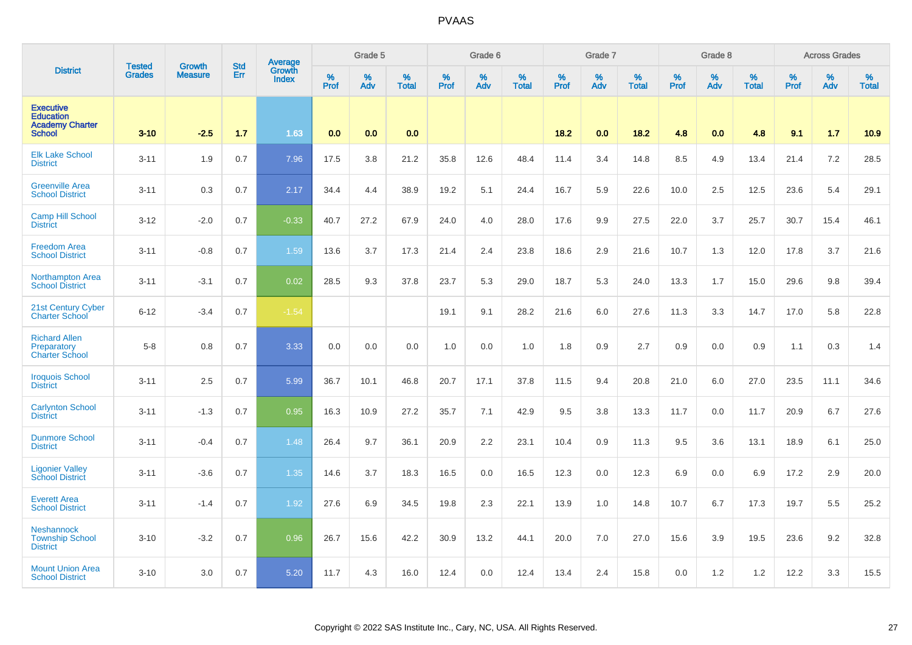| District | Tested Grades | Growth Measure | Std Err | Average Growth Index | Grade 5 | | | Grade 6 | | | Grade 7 | | | Grade 8 | | | Across Grades | | |
|---|---|---|---|---|---|---|---|---|---|---|---|---|---|---|---|---|---|---|---|
| | | | | | % Prof | % Adv | % Total | % Prof | % Adv | % Total | % Prof | % Adv | % Total | % Prof | % Adv | % Total | % Prof | % Adv | % Total |
| **Executive Education Academy Charter School** | **3-10** | **-2.5** | **1.7** | **1.63** | **0.0** | **0.0** | **0.0** | | | | **18.2** | **0.0** | **18.2** | **4.8** | **0.0** | **4.8** | **9.1** | **1.7** | **10.9** |
| Elk Lake School District | 3-11 | 1.9 | 0.7 | 7.96 | 17.5 | 3.8 | 21.2 | 35.8 | 12.6 | 48.4 | 11.4 | 3.4 | 14.8 | 8.5 | 4.9 | 13.4 | 21.4 | 7.2 | 28.5 |
| Greenville Area School District | 3-11 | 0.3 | 0.7 | 2.17 | 34.4 | 4.4 | 38.9 | 19.2 | 5.1 | 24.4 | 16.7 | 5.9 | 22.6 | 10.0 | 2.5 | 12.5 | 23.6 | 5.4 | 29.1 |
| Camp Hill School District | 3-12 | -2.0 | 0.7 | -0.33 | 40.7 | 27.2 | 67.9 | 24.0 | 4.0 | 28.0 | 17.6 | 9.9 | 27.5 | 22.0 | 3.7 | 25.7 | 30.7 | 15.4 | 46.1 |
| Freedom Area School District | 3-11 | -0.8 | 0.7 | 1.59 | 13.6 | 3.7 | 17.3 | 21.4 | 2.4 | 23.8 | 18.6 | 2.9 | 21.6 | 10.7 | 1.3 | 12.0 | 17.8 | 3.7 | 21.6 |
| Northampton Area School District | 3-11 | -3.1 | 0.7 | 0.02 | 28.5 | 9.3 | 37.8 | 23.7 | 5.3 | 29.0 | 18.7 | 5.3 | 24.0 | 13.3 | 1.7 | 15.0 | 29.6 | 9.8 | 39.4 |
| 21st Century Cyber Charter School | 6-12 | -3.4 | 0.7 | -1.54 | | | | 19.1 | 9.1 | 28.2 | 21.6 | 6.0 | 27.6 | 11.3 | 3.3 | 14.7 | 17.0 | 5.8 | 22.8 |
| Richard Allen Preparatory Charter School | 5-8 | 0.8 | 0.7 | 3.33 | 0.0 | 0.0 | 0.0 | 1.0 | 0.0 | 1.0 | 1.8 | 0.9 | 2.7 | 0.9 | 0.0 | 0.9 | 1.1 | 0.3 | 1.4 |
| Iroquois School District | 3-11 | 2.5 | 0.7 | 5.99 | 36.7 | 10.1 | 46.8 | 20.7 | 17.1 | 37.8 | 11.5 | 9.4 | 20.8 | 21.0 | 6.0 | 27.0 | 23.5 | 11.1 | 34.6 |
| Carlynton School District | 3-11 | -1.3 | 0.7 | 0.95 | 16.3 | 10.9 | 27.2 | 35.7 | 7.1 | 42.9 | 9.5 | 3.8 | 13.3 | 11.7 | 0.0 | 11.7 | 20.9 | 6.7 | 27.6 |
| Dunmore School District | 3-11 | -0.4 | 0.7 | 1.48 | 26.4 | 9.7 | 36.1 | 20.9 | 2.2 | 23.1 | 10.4 | 0.9 | 11.3 | 9.5 | 3.6 | 13.1 | 18.9 | 6.1 | 25.0 |
| Ligonier Valley School District | 3-11 | -3.6 | 0.7 | 1.35 | 14.6 | 3.7 | 18.3 | 16.5 | 0.0 | 16.5 | 12.3 | 0.0 | 12.3 | 6.9 | 0.0 | 6.9 | 17.2 | 2.9 | 20.0 |
| Everett Area School District | 3-11 | -1.4 | 0.7 | 1.92 | 27.6 | 6.9 | 34.5 | 19.8 | 2.3 | 22.1 | 13.9 | 1.0 | 14.8 | 10.7 | 6.7 | 17.3 | 19.7 | 5.5 | 25.2 |
| Neshannock Township School District | 3-10 | -3.2 | 0.7 | 0.96 | 26.7 | 15.6 | 42.2 | 30.9 | 13.2 | 44.1 | 20.0 | 7.0 | 27.0 | 15.6 | 3.9 | 19.5 | 23.6 | 9.2 | 32.8 |
| Mount Union Area School District | 3-10 | 3.0 | 0.7 | 5.20 | 11.7 | 4.3 | 16.0 | 12.4 | 0.0 | 12.4 | 13.4 | 2.4 | 15.8 | 0.0 | 1.2 | 1.2 | 12.2 | 3.3 | 15.5 |

Copyright © 2022 SAS Institute Inc., Cary, NC, USA. All Rights Reserved.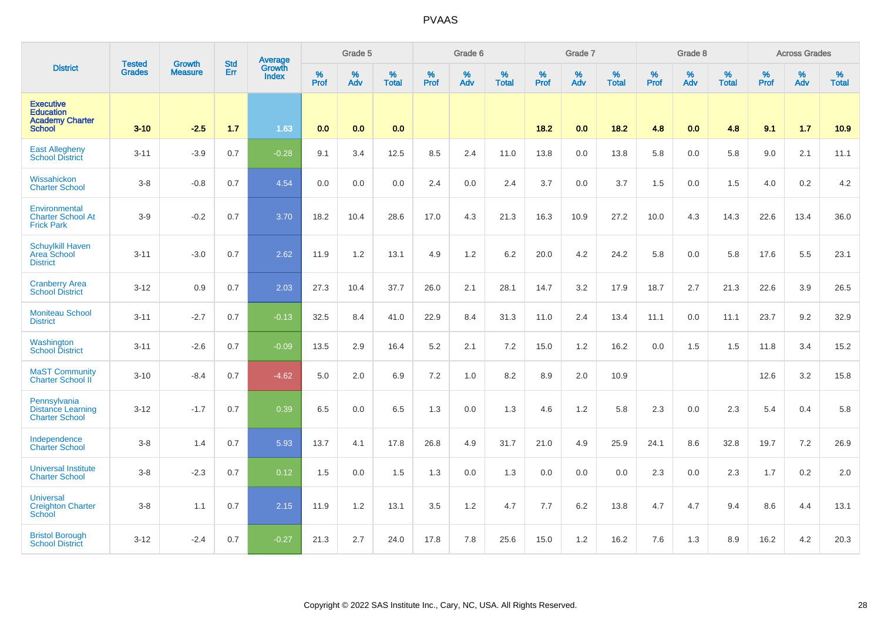# PVAAS

| District | Tested Grades | Growth Measure | Std Err | Average Growth Index | Grade 5 | | | Grade 6 | | | Grade 7 | | | Grade 8 | | | Across Grades | | |
|---|---|---|---|---|---|---|---|---|---|---|---|---|---|---|---|---|---|---|---|
| | | | | | % Prof | % Adv | % Total | % Prof | % Adv | % Total | % Prof | % Adv | % Total | % Prof | % Adv | % Total | % Prof | % Adv | % Total |
| **Executive Education Academy Charter School** | **3-10** | **-2.5** | **1.7** | **1.63** | **0.0** | **0.0** | **0.0** | | | | **18.2** | **0.0** | **18.2** | **4.8** | **0.0** | **4.8** | **9.1** | **1.7** | **10.9** |
| East Allegheny School District | 3-11 | -3.9 | 0.7 | -0.28 | 9.1 | 3.4 | 12.5 | 8.5 | 2.4 | 11.0 | 13.8 | 0.0 | 13.8 | 5.8 | 0.0 | 5.8 | 9.0 | 2.1 | 11.1 |
| Wissahickon Charter School | 3-8 | -0.8 | 0.7 | 4.54 | 0.0 | 0.0 | 0.0 | 2.4 | 0.0 | 2.4 | 3.7 | 0.0 | 3.7 | 1.5 | 0.0 | 1.5 | 4.0 | 0.2 | 4.2 |
| Environmental Charter School At Frick Park | 3-9 | -0.2 | 0.7 | 3.70 | 18.2 | 10.4 | 28.6 | 17.0 | 4.3 | 21.3 | 16.3 | 10.9 | 27.2 | 10.0 | 4.3 | 14.3 | 22.6 | 13.4 | 36.0 |
| Schuylkill Haven Area School District | 3-11 | -3.0 | 0.7 | 2.62 | 11.9 | 1.2 | 13.1 | 4.9 | 1.2 | 6.2 | 20.0 | 4.2 | 24.2 | 5.8 | 0.0 | 5.8 | 17.6 | 5.5 | 23.1 |
| Cranberry Area School District | 3-12 | 0.9 | 0.7 | 2.03 | 27.3 | 10.4 | 37.7 | 26.0 | 2.1 | 28.1 | 14.7 | 3.2 | 17.9 | 18.7 | 2.7 | 21.3 | 22.6 | 3.9 | 26.5 |
| Moniteau School District | 3-11 | -2.7 | 0.7 | -0.13 | 32.5 | 8.4 | 41.0 | 22.9 | 8.4 | 31.3 | 11.0 | 2.4 | 13.4 | 11.1 | 0.0 | 11.1 | 23.7 | 9.2 | 32.9 |
| Washington School District | 3-11 | -2.6 | 0.7 | -0.09 | 13.5 | 2.9 | 16.4 | 5.2 | 2.1 | 7.2 | 15.0 | 1.2 | 16.2 | 0.0 | 1.5 | 1.5 | 11.8 | 3.4 | 15.2 |
| MaST Community Charter School II | 3-10 | -8.4 | 0.7 | -4.62 | 5.0 | 2.0 | 6.9 | 7.2 | 1.0 | 8.2 | 8.9 | 2.0 | 10.9 | | | | 12.6 | 3.2 | 15.8 |
| Pennsylvania Distance Learning Charter School | 3-12 | -1.7 | 0.7 | 0.39 | 6.5 | 0.0 | 6.5 | 1.3 | 0.0 | 1.3 | 4.6 | 1.2 | 5.8 | 2.3 | 0.0 | 2.3 | 5.4 | 0.4 | 5.8 |
| Independence Charter School | 3-8 | 1.4 | 0.7 | 5.93 | 13.7 | 4.1 | 17.8 | 26.8 | 4.9 | 31.7 | 21.0 | 4.9 | 25.9 | 24.1 | 8.6 | 32.8 | 19.7 | 7.2 | 26.9 |
| Universal Institute Charter School | 3-8 | -2.3 | 0.7 | 0.12 | 1.5 | 0.0 | 1.5 | 1.3 | 0.0 | 1.3 | 0.0 | 0.0 | 0.0 | 2.3 | 0.0 | 2.3 | 1.7 | 0.2 | 2.0 |
| Universal Creighton Charter School | 3-8 | 1.1 | 0.7 | 2.15 | 11.9 | 1.2 | 13.1 | 3.5 | 1.2 | 4.7 | 7.7 | 6.2 | 13.8 | 4.7 | 4.7 | 9.4 | 8.6 | 4.4 | 13.1 |
| Bristol Borough School District | 3-12 | -2.4 | 0.7 | -0.27 | 21.3 | 2.7 | 24.0 | 17.8 | 7.8 | 25.6 | 15.0 | 1.2 | 16.2 | 7.6 | 1.3 | 8.9 | 16.2 | 4.2 | 20.3 |

Copyright © 2022 SAS Institute Inc., Cary, NC, USA. All Rights Reserved.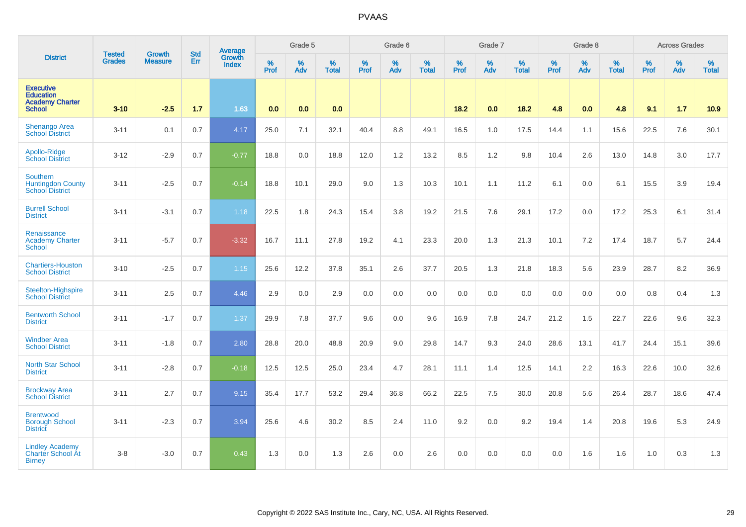# PVAAS

| District | Tested Grades | Growth Measure | Std Err | Average Growth Index | Grade 5 | | | Grade 6 | | | Grade 7 | | | Grade 8 | | | Across Grades | | |
|---|---|---|---|---|---|---|---|---|---|---|---|---|---|---|---|---|---|---|---|
| | | | | | % Prof | % Adv | % Total | % Prof | % Adv | % Total | % Prof | % Adv | % Total | % Prof | % Adv | % Total | % Prof | % Adv | % Total |
| **Executive Education Academy Charter School** | **3-10** | **-2.5** | **1.7** | **1.63** | **0.0** | **0.0** | **0.0** | | | | **18.2** | **0.0** | **18.2** | **4.8** | **0.0** | **4.8** | **9.1** | **1.7** | **10.9** |
| Shenango Area School District | 3-11 | 0.1 | 0.7 | 4.17 | 25.0 | 7.1 | 32.1 | 40.4 | 8.8 | 49.1 | 16.5 | 1.0 | 17.5 | 14.4 | 1.1 | 15.6 | 22.5 | 7.6 | 30.1 |
| Apollo-Ridge School District | 3-12 | -2.9 | 0.7 | -0.77 | 18.8 | 0.0 | 18.8 | 12.0 | 1.2 | 13.2 | 8.5 | 1.2 | 9.8 | 10.4 | 2.6 | 13.0 | 14.8 | 3.0 | 17.7 |
| Southern Huntingdon County School District | 3-11 | -2.5 | 0.7 | -0.14 | 18.8 | 10.1 | 29.0 | 9.0 | 1.3 | 10.3 | 10.1 | 1.1 | 11.2 | 6.1 | 0.0 | 6.1 | 15.5 | 3.9 | 19.4 |
| Burrell School District | 3-11 | -3.1 | 0.7 | 1.18 | 22.5 | 1.8 | 24.3 | 15.4 | 3.8 | 19.2 | 21.5 | 7.6 | 29.1 | 17.2 | 0.0 | 17.2 | 25.3 | 6.1 | 31.4 |
| Renaissance Academy Charter School | 3-11 | -5.7 | 0.7 | -3.32 | 16.7 | 11.1 | 27.8 | 19.2 | 4.1 | 23.3 | 20.0 | 1.3 | 21.3 | 10.1 | 7.2 | 17.4 | 18.7 | 5.7 | 24.4 |
| Chartiers-Houston School District | 3-10 | -2.5 | 0.7 | 1.15 | 25.6 | 12.2 | 37.8 | 35.1 | 2.6 | 37.7 | 20.5 | 1.3 | 21.8 | 18.3 | 5.6 | 23.9 | 28.7 | 8.2 | 36.9 |
| Steelton-Highspire School District | 3-11 | 2.5 | 0.7 | 4.46 | 2.9 | 0.0 | 2.9 | 0.0 | 0.0 | 0.0 | 0.0 | 0.0 | 0.0 | 0.0 | 0.0 | 0.0 | 0.8 | 0.4 | 1.3 |
| Bentworth School District | 3-11 | -1.7 | 0.7 | 1.37 | 29.9 | 7.8 | 37.7 | 9.6 | 0.0 | 9.6 | 16.9 | 7.8 | 24.7 | 21.2 | 1.5 | 22.7 | 22.6 | 9.6 | 32.3 |
| Windber Area School District | 3-11 | -1.8 | 0.7 | 2.80 | 28.8 | 20.0 | 48.8 | 20.9 | 9.0 | 29.8 | 14.7 | 9.3 | 24.0 | 28.6 | 13.1 | 41.7 | 24.4 | 15.1 | 39.6 |
| North Star School District | 3-11 | -2.8 | 0.7 | -0.18 | 12.5 | 12.5 | 25.0 | 23.4 | 4.7 | 28.1 | 11.1 | 1.4 | 12.5 | 14.1 | 2.2 | 16.3 | 22.6 | 10.0 | 32.6 |
| Brockway Area School District | 3-11 | 2.7 | 0.7 | 9.15 | 35.4 | 17.7 | 53.2 | 29.4 | 36.8 | 66.2 | 22.5 | 7.5 | 30.0 | 20.8 | 5.6 | 26.4 | 28.7 | 18.6 | 47.4 |
| Brentwood Borough School District | 3-11 | -2.3 | 0.7 | 3.94 | 25.6 | 4.6 | 30.2 | 8.5 | 2.4 | 11.0 | 9.2 | 0.0 | 9.2 | 19.4 | 1.4 | 20.8 | 19.6 | 5.3 | 24.9 |
| Lindley Academy Charter School At Birney | 3-8 | -3.0 | 0.7 | 0.43 | 1.3 | 0.0 | 1.3 | 2.6 | 0.0 | 2.6 | 0.0 | 0.0 | 0.0 | 0.0 | 1.6 | 1.6 | 1.0 | 0.3 | 1.3 |

Copyright © 2022 SAS Institute Inc., Cary, NC, USA. All Rights Reserved.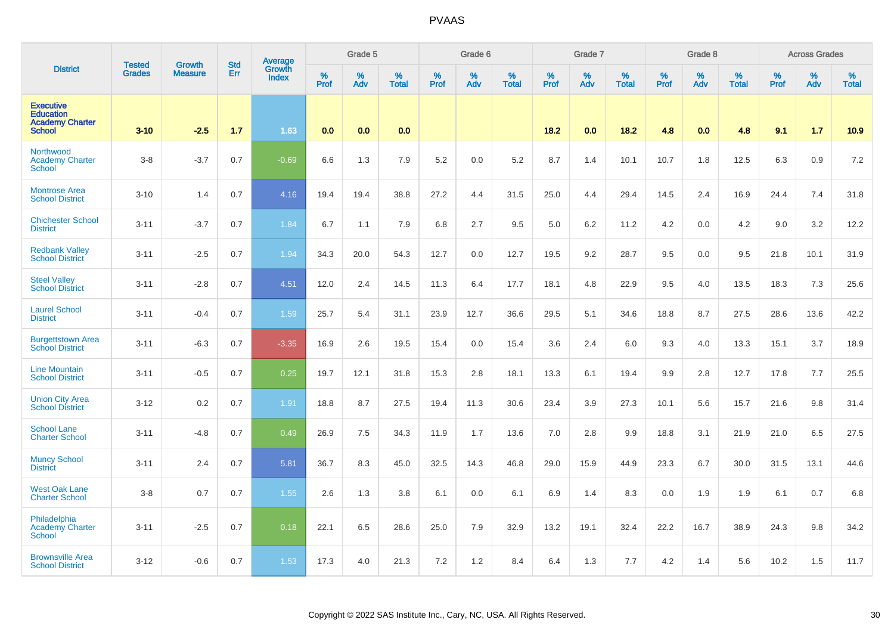# PVAAS

| District | Tested Grades | Growth Measure | Std Err | Average Growth Index | Grade 5 | | | Grade 6 | | | Grade 7 | | | Grade 8 | | | Across Grades | | |
|---|---|---|---|---|---|---|---|---|---|---|---|---|---|---|---|---|---|---|---|
| | | | | | % Prof | % Adv | % Total | % Prof | % Adv | % Total | % Prof | % Adv | % Total | % Prof | % Adv | % Total | % Prof | % Adv | % Total |
| **Executive Education Academy Charter School** | **3-10** | **-2.5** | **1.7** | **1.63** | **0.0** | **0.0** | **0.0** | | | | **18.2** | **0.0** | **18.2** | **4.8** | **0.0** | **4.8** | **9.1** | **1.7** | **10.9** |
| Northwood Academy Charter School | 3-8 | -3.7 | 0.7 | -0.69 | 6.6 | 1.3 | 7.9 | 5.2 | 0.0 | 5.2 | 8.7 | 1.4 | 10.1 | 10.7 | 1.8 | 12.5 | 6.3 | 0.9 | 7.2 |
| Montrose Area School District | 3-10 | 1.4 | 0.7 | 4.16 | 19.4 | 19.4 | 38.8 | 27.2 | 4.4 | 31.5 | 25.0 | 4.4 | 29.4 | 14.5 | 2.4 | 16.9 | 24.4 | 7.4 | 31.8 |
| Chichester School District | 3-11 | -3.7 | 0.7 | 1.84 | 6.7 | 1.1 | 7.9 | 6.8 | 2.7 | 9.5 | 5.0 | 6.2 | 11.2 | 4.2 | 0.0 | 4.2 | 9.0 | 3.2 | 12.2 |
| Redbank Valley School District | 3-11 | -2.5 | 0.7 | 1.94 | 34.3 | 20.0 | 54.3 | 12.7 | 0.0 | 12.7 | 19.5 | 9.2 | 28.7 | 9.5 | 0.0 | 9.5 | 21.8 | 10.1 | 31.9 |
| Steel Valley School District | 3-11 | -2.8 | 0.7 | 4.51 | 12.0 | 2.4 | 14.5 | 11.3 | 6.4 | 17.7 | 18.1 | 4.8 | 22.9 | 9.5 | 4.0 | 13.5 | 18.3 | 7.3 | 25.6 |
| Laurel School District | 3-11 | -0.4 | 0.7 | 1.59 | 25.7 | 5.4 | 31.1 | 23.9 | 12.7 | 36.6 | 29.5 | 5.1 | 34.6 | 18.8 | 8.7 | 27.5 | 28.6 | 13.6 | 42.2 |
| Burgettstown Area School District | 3-11 | -6.3 | 0.7 | -3.35 | 16.9 | 2.6 | 19.5 | 15.4 | 0.0 | 15.4 | 3.6 | 2.4 | 6.0 | 9.3 | 4.0 | 13.3 | 15.1 | 3.7 | 18.9 |
| Line Mountain School District | 3-11 | -0.5 | 0.7 | 0.25 | 19.7 | 12.1 | 31.8 | 15.3 | 2.8 | 18.1 | 13.3 | 6.1 | 19.4 | 9.9 | 2.8 | 12.7 | 17.8 | 7.7 | 25.5 |
| Union City Area School District | 3-12 | 0.2 | 0.7 | 1.91 | 18.8 | 8.7 | 27.5 | 19.4 | 11.3 | 30.6 | 23.4 | 3.9 | 27.3 | 10.1 | 5.6 | 15.7 | 21.6 | 9.8 | 31.4 |
| School Lane Charter School | 3-11 | -4.8 | 0.7 | 0.49 | 26.9 | 7.5 | 34.3 | 11.9 | 1.7 | 13.6 | 7.0 | 2.8 | 9.9 | 18.8 | 3.1 | 21.9 | 21.0 | 6.5 | 27.5 |
| Muncy School District | 3-11 | 2.4 | 0.7 | 5.81 | 36.7 | 8.3 | 45.0 | 32.5 | 14.3 | 46.8 | 29.0 | 15.9 | 44.9 | 23.3 | 6.7 | 30.0 | 31.5 | 13.1 | 44.6 |
| West Oak Lane Charter School | 3-8 | 0.7 | 0.7 | 1.55 | 2.6 | 1.3 | 3.8 | 6.1 | 0.0 | 6.1 | 6.9 | 1.4 | 8.3 | 0.0 | 1.9 | 1.9 | 6.1 | 0.7 | 6.8 |
| Philadelphia Academy Charter School | 3-11 | -2.5 | 0.7 | 0.18 | 22.1 | 6.5 | 28.6 | 25.0 | 7.9 | 32.9 | 13.2 | 19.1 | 32.4 | 22.2 | 16.7 | 38.9 | 24.3 | 9.8 | 34.2 |
| Brownsville Area School District | 3-12 | -0.6 | 0.7 | 1.53 | 17.3 | 4.0 | 21.3 | 7.2 | 1.2 | 8.4 | 6.4 | 1.3 | 7.7 | 4.2 | 1.4 | 5.6 | 10.2 | 1.5 | 11.7 |

Copyright © 2022 SAS Institute Inc., Cary, NC, USA. All Rights Reserved.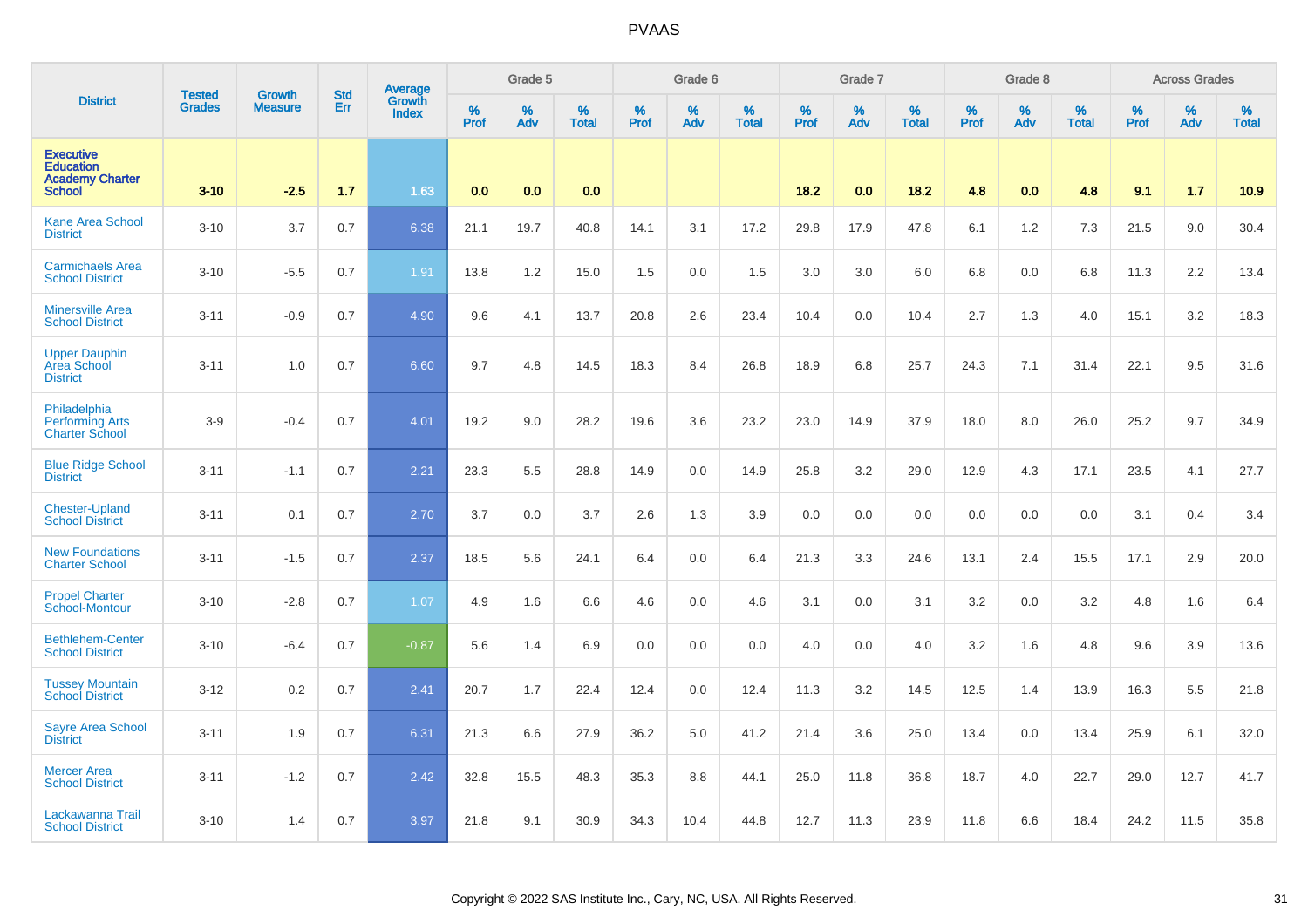| District | Tested Grades | Growth Measure | Std Err | Average Growth Index | Grade 5 | | | Grade 6 | | | Grade 7 | | | Grade 8 | | | Across Grades | | |
|---|---|---|---|---|---|---|---|---|---|---|---|---|---|---|---|---|---|---|---|
| | | | | | % Prof | % Adv | % Total | % Prof | % Adv | % Total | % Prof | % Adv | % Total | % Prof | % Adv | % Total | % Prof | % Adv | % Total |
| **Executive Education Academy Charter School** | **3-10** | **-2.5** | **1.7** | **1.63** | **0.0** | **0.0** | **0.0** | | | | **18.2** | **0.0** | **18.2** | **4.8** | **0.0** | **4.8** | **9.1** | **1.7** | **10.9** |
| Kane Area School District | 3-10 | 3.7 | 0.7 | 6.38 | 21.1 | 19.7 | 40.8 | 14.1 | 3.1 | 17.2 | 29.8 | 17.9 | 47.8 | 6.1 | 1.2 | 7.3 | 21.5 | 9.0 | 30.4 |
| Carmichaels Area School District | 3-10 | -5.5 | 0.7 | 1.91 | 13.8 | 1.2 | 15.0 | 1.5 | 0.0 | 1.5 | 3.0 | 3.0 | 6.0 | 6.8 | 0.0 | 6.8 | 11.3 | 2.2 | 13.4 |
| Minersville Area School District | 3-11 | -0.9 | 0.7 | 4.90 | 9.6 | 4.1 | 13.7 | 20.8 | 2.6 | 23.4 | 10.4 | 0.0 | 10.4 | 2.7 | 1.3 | 4.0 | 15.1 | 3.2 | 18.3 |
| Upper Dauphin Area School District | 3-11 | 1.0 | 0.7 | 6.60 | 9.7 | 4.8 | 14.5 | 18.3 | 8.4 | 26.8 | 18.9 | 6.8 | 25.7 | 24.3 | 7.1 | 31.4 | 22.1 | 9.5 | 31.6 |
| Philadelphia Performing Arts Charter School | 3-9 | -0.4 | 0.7 | 4.01 | 19.2 | 9.0 | 28.2 | 19.6 | 3.6 | 23.2 | 23.0 | 14.9 | 37.9 | 18.0 | 8.0 | 26.0 | 25.2 | 9.7 | 34.9 |
| Blue Ridge School District | 3-11 | -1.1 | 0.7 | 2.21 | 23.3 | 5.5 | 28.8 | 14.9 | 0.0 | 14.9 | 25.8 | 3.2 | 29.0 | 12.9 | 4.3 | 17.1 | 23.5 | 4.1 | 27.7 |
| Chester-Upland School District | 3-11 | 0.1 | 0.7 | 2.70 | 3.7 | 0.0 | 3.7 | 2.6 | 1.3 | 3.9 | 0.0 | 0.0 | 0.0 | 0.0 | 0.0 | 0.0 | 3.1 | 0.4 | 3.4 |
| New Foundations Charter School | 3-11 | -1.5 | 0.7 | 2.37 | 18.5 | 5.6 | 24.1 | 6.4 | 0.0 | 6.4 | 21.3 | 3.3 | 24.6 | 13.1 | 2.4 | 15.5 | 17.1 | 2.9 | 20.0 |
| Propel Charter School-Montour | 3-10 | -2.8 | 0.7 | 1.07 | 4.9 | 1.6 | 6.6 | 4.6 | 0.0 | 4.6 | 3.1 | 0.0 | 3.1 | 3.2 | 0.0 | 3.2 | 4.8 | 1.6 | 6.4 |
| Bethlehem-Center School District | 3-10 | -6.4 | 0.7 | -0.87 | 5.6 | 1.4 | 6.9 | 0.0 | 0.0 | 0.0 | 4.0 | 0.0 | 4.0 | 3.2 | 1.6 | 4.8 | 9.6 | 3.9 | 13.6 |
| Tussey Mountain School District | 3-12 | 0.2 | 0.7 | 2.41 | 20.7 | 1.7 | 22.4 | 12.4 | 0.0 | 12.4 | 11.3 | 3.2 | 14.5 | 12.5 | 1.4 | 13.9 | 16.3 | 5.5 | 21.8 |
| Sayre Area School District | 3-11 | 1.9 | 0.7 | 6.31 | 21.3 | 6.6 | 27.9 | 36.2 | 5.0 | 41.2 | 21.4 | 3.6 | 25.0 | 13.4 | 0.0 | 13.4 | 25.9 | 6.1 | 32.0 |
| Mercer Area School District | 3-11 | -1.2 | 0.7 | 2.42 | 32.8 | 15.5 | 48.3 | 35.3 | 8.8 | 44.1 | 25.0 | 11.8 | 36.8 | 18.7 | 4.0 | 22.7 | 29.0 | 12.7 | 41.7 |
| Lackawanna Trail School District | 3-10 | 1.4 | 0.7 | 3.97 | 21.8 | 9.1 | 30.9 | 34.3 | 10.4 | 44.8 | 12.7 | 11.3 | 23.9 | 11.8 | 6.6 | 18.4 | 24.2 | 11.5 | 35.8 |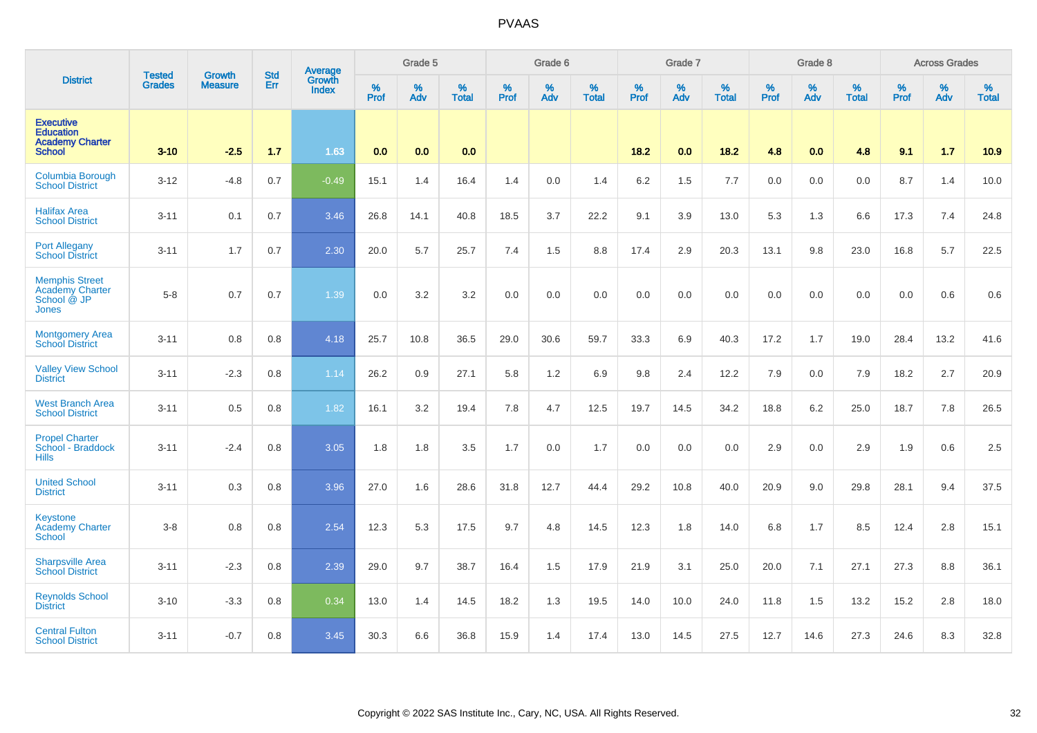| District | Tested Grades | Growth Measure | Std Err | Average Growth Index | Grade 5 | | | Grade 6 | | | Grade 7 | | | Grade 8 | | | Across Grades | | |
|---|---|---|---|---|---|---|---|---|---|---|---|---|---|---|---|---|---|---|---|
| | | | | | % Prof | % Adv | % Total | % Prof | % Adv | % Total | % Prof | % Adv | % Total | % Prof | % Adv | % Total | % Prof | % Adv | % Total |
| **Executive Education Academy Charter School** | **3-10** | **-2.5** | **1.7** | **1.63** | **0.0** | **0.0** | **0.0** | | | | **18.2** | **0.0** | **18.2** | **4.8** | **0.0** | **4.8** | **9.1** | **1.7** | **10.9** |
| Columbia Borough School District | 3-12 | -4.8 | 0.7 | -0.49 | 15.1 | 1.4 | 16.4 | 1.4 | 0.0 | 1.4 | 6.2 | 1.5 | 7.7 | 0.0 | 0.0 | 0.0 | 8.7 | 1.4 | 10.0 |
| Halifax Area School District | 3-11 | 0.1 | 0.7 | 3.46 | 26.8 | 14.1 | 40.8 | 18.5 | 3.7 | 22.2 | 9.1 | 3.9 | 13.0 | 5.3 | 1.3 | 6.6 | 17.3 | 7.4 | 24.8 |
| Port Allegany School District | 3-11 | 1.7 | 0.7 | 2.30 | 20.0 | 5.7 | 25.7 | 7.4 | 1.5 | 8.8 | 17.4 | 2.9 | 20.3 | 13.1 | 9.8 | 23.0 | 16.8 | 5.7 | 22.5 |
| Memphis Street Academy Charter School @ JP Jones | 5-8 | 0.7 | 0.7 | 1.39 | 0.0 | 3.2 | 3.2 | 0.0 | 0.0 | 0.0 | 0.0 | 0.0 | 0.0 | 0.0 | 0.0 | 0.0 | 0.0 | 0.6 | 0.6 |
| Montgomery Area School District | 3-11 | 0.8 | 0.8 | 4.18 | 25.7 | 10.8 | 36.5 | 29.0 | 30.6 | 59.7 | 33.3 | 6.9 | 40.3 | 17.2 | 1.7 | 19.0 | 28.4 | 13.2 | 41.6 |
| Valley View School District | 3-11 | -2.3 | 0.8 | 1.14 | 26.2 | 0.9 | 27.1 | 5.8 | 1.2 | 6.9 | 9.8 | 2.4 | 12.2 | 7.9 | 0.0 | 7.9 | 18.2 | 2.7 | 20.9 |
| West Branch Area School District | 3-11 | 0.5 | 0.8 | 1.82 | 16.1 | 3.2 | 19.4 | 7.8 | 4.7 | 12.5 | 19.7 | 14.5 | 34.2 | 18.8 | 6.2 | 25.0 | 18.7 | 7.8 | 26.5 |
| Propel Charter School - Braddock Hills | 3-11 | -2.4 | 0.8 | 3.05 | 1.8 | 1.8 | 3.5 | 1.7 | 0.0 | 1.7 | 0.0 | 0.0 | 0.0 | 2.9 | 0.0 | 2.9 | 1.9 | 0.6 | 2.5 |
| United School District | 3-11 | 0.3 | 0.8 | 3.96 | 27.0 | 1.6 | 28.6 | 31.8 | 12.7 | 44.4 | 29.2 | 10.8 | 40.0 | 20.9 | 9.0 | 29.8 | 28.1 | 9.4 | 37.5 |
| Keystone Academy Charter School | 3-8 | 0.8 | 0.8 | 2.54 | 12.3 | 5.3 | 17.5 | 9.7 | 4.8 | 14.5 | 12.3 | 1.8 | 14.0 | 6.8 | 1.7 | 8.5 | 12.4 | 2.8 | 15.1 |
| Sharpsville Area School District | 3-11 | -2.3 | 0.8 | 2.39 | 29.0 | 9.7 | 38.7 | 16.4 | 1.5 | 17.9 | 21.9 | 3.1 | 25.0 | 20.0 | 7.1 | 27.1 | 27.3 | 8.8 | 36.1 |
| Reynolds School District | 3-10 | -3.3 | 0.8 | 0.34 | 13.0 | 1.4 | 14.5 | 18.2 | 1.3 | 19.5 | 14.0 | 10.0 | 24.0 | 11.8 | 1.5 | 13.2 | 15.2 | 2.8 | 18.0 |
| Central Fulton School District | 3-11 | -0.7 | 0.8 | 3.45 | 30.3 | 6.6 | 36.8 | 15.9 | 1.4 | 17.4 | 13.0 | 14.5 | 27.5 | 12.7 | 14.6 | 27.3 | 24.6 | 8.3 | 32.8 |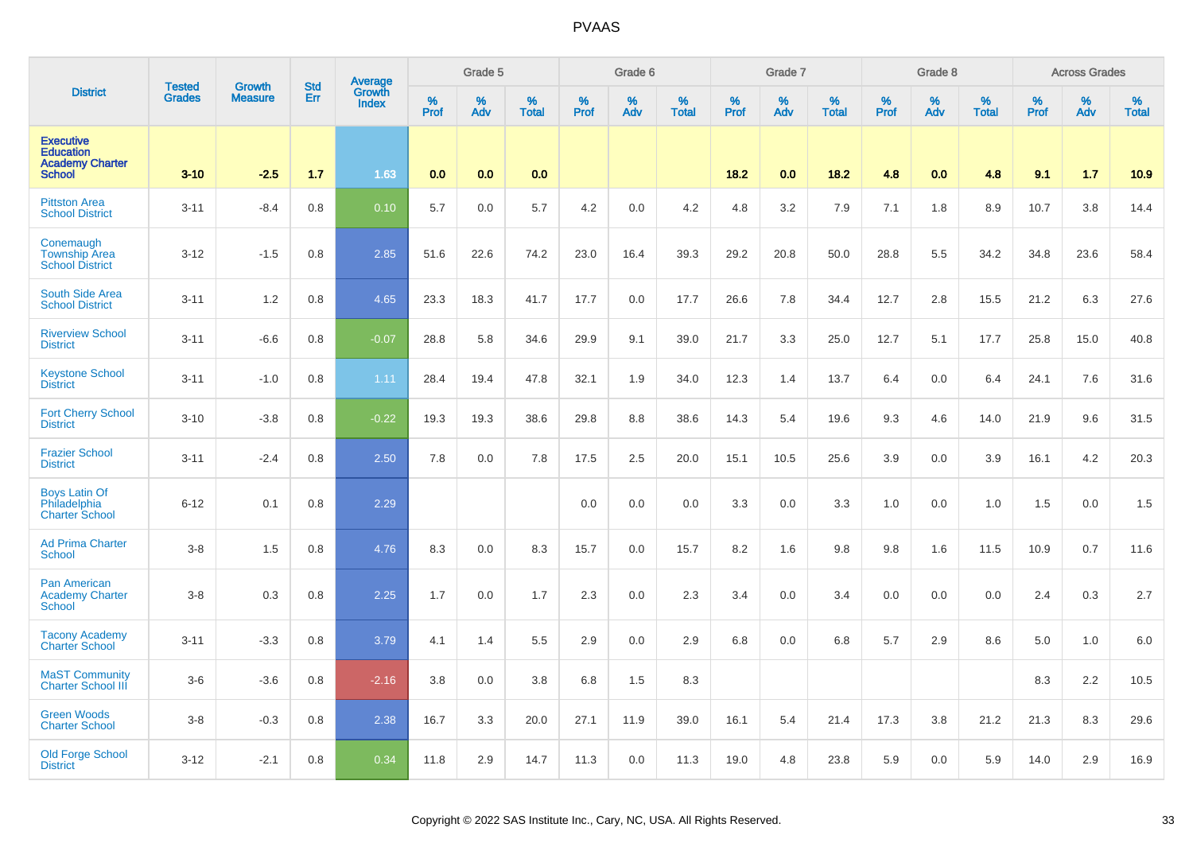| District | Tested Grades | Growth Measure | Std Err | Average Growth Index | Grade 5 | | | Grade 6 | | | Grade 7 | | | Grade 8 | | | Across Grades | | |
|---|---|---|---|---|---|---|---|---|---|---|---|---|---|---|---|---|---|---|---|
| | | | | | % Prof | % Adv | % Total | % Prof | % Adv | % Total | % Prof | % Adv | % Total | % Prof | % Adv | % Total | % Prof | % Adv | % Total |
| **Executive Education Academy Charter School** | **3-10** | **-2.5** | **1.7** | **1.63** | **0.0** | **0.0** | **0.0** | | | | **18.2** | **0.0** | **18.2** | **4.8** | **0.0** | **4.8** | **9.1** | **1.7** | **10.9** |
| Pittston Area School District | 3-11 | -8.4 | 0.8 | 0.10 | 5.7 | 0.0 | 5.7 | 4.2 | 0.0 | 4.2 | 4.8 | 3.2 | 7.9 | 7.1 | 1.8 | 8.9 | 10.7 | 3.8 | 14.4 |
| Conemaugh Township Area School District | 3-12 | -1.5 | 0.8 | 2.85 | 51.6 | 22.6 | 74.2 | 23.0 | 16.4 | 39.3 | 29.2 | 20.8 | 50.0 | 28.8 | 5.5 | 34.2 | 34.8 | 23.6 | 58.4 |
| South Side Area School District | 3-11 | 1.2 | 0.8 | 4.65 | 23.3 | 18.3 | 41.7 | 17.7 | 0.0 | 17.7 | 26.6 | 7.8 | 34.4 | 12.7 | 2.8 | 15.5 | 21.2 | 6.3 | 27.6 |
| Riverview School District | 3-11 | -6.6 | 0.8 | -0.07 | 28.8 | 5.8 | 34.6 | 29.9 | 9.1 | 39.0 | 21.7 | 3.3 | 25.0 | 12.7 | 5.1 | 17.7 | 25.8 | 15.0 | 40.8 |
| Keystone School District | 3-11 | -1.0 | 0.8 | 1.11 | 28.4 | 19.4 | 47.8 | 32.1 | 1.9 | 34.0 | 12.3 | 1.4 | 13.7 | 6.4 | 0.0 | 6.4 | 24.1 | 7.6 | 31.6 |
| Fort Cherry School District | 3-10 | -3.8 | 0.8 | -0.22 | 19.3 | 19.3 | 38.6 | 29.8 | 8.8 | 38.6 | 14.3 | 5.4 | 19.6 | 9.3 | 4.6 | 14.0 | 21.9 | 9.6 | 31.5 |
| Frazier School District | 3-11 | -2.4 | 0.8 | 2.50 | 7.8 | 0.0 | 7.8 | 17.5 | 2.5 | 20.0 | 15.1 | 10.5 | 25.6 | 3.9 | 0.0 | 3.9 | 16.1 | 4.2 | 20.3 |
| Boys Latin Of Philadelphia Charter School | 6-12 | 0.1 | 0.8 | 2.29 | | | | 0.0 | 0.0 | 0.0 | 3.3 | 0.0 | 3.3 | 1.0 | 0.0 | 1.0 | 1.5 | 0.0 | 1.5 |
| Ad Prima Charter School | 3-8 | 1.5 | 0.8 | 4.76 | 8.3 | 0.0 | 8.3 | 15.7 | 0.0 | 15.7 | 8.2 | 1.6 | 9.8 | 9.8 | 1.6 | 11.5 | 10.9 | 0.7 | 11.6 |
| Pan American Academy Charter School | 3-8 | 0.3 | 0.8 | 2.25 | 1.7 | 0.0 | 1.7 | 2.3 | 0.0 | 2.3 | 3.4 | 0.0 | 3.4 | 0.0 | 0.0 | 0.0 | 2.4 | 0.3 | 2.7 |
| Tacony Academy Charter School | 3-11 | -3.3 | 0.8 | 3.79 | 4.1 | 1.4 | 5.5 | 2.9 | 0.0 | 2.9 | 6.8 | 0.0 | 6.8 | 5.7 | 2.9 | 8.6 | 5.0 | 1.0 | 6.0 |
| MaST Community Charter School III | 3-6 | -3.6 | 0.8 | -2.16 | 3.8 | 0.0 | 3.8 | 6.8 | 1.5 | 8.3 | | | | | | | 8.3 | 2.2 | 10.5 |
| Green Woods Charter School | 3-8 | -0.3 | 0.8 | 2.38 | 16.7 | 3.3 | 20.0 | 27.1 | 11.9 | 39.0 | 16.1 | 5.4 | 21.4 | 17.3 | 3.8 | 21.2 | 21.3 | 8.3 | 29.6 |
| Old Forge School District | 3-12 | -2.1 | 0.8 | 0.34 | 11.8 | 2.9 | 14.7 | 11.3 | 0.0 | 11.3 | 19.0 | 4.8 | 23.8 | 5.9 | 0.0 | 5.9 | 14.0 | 2.9 | 16.9 |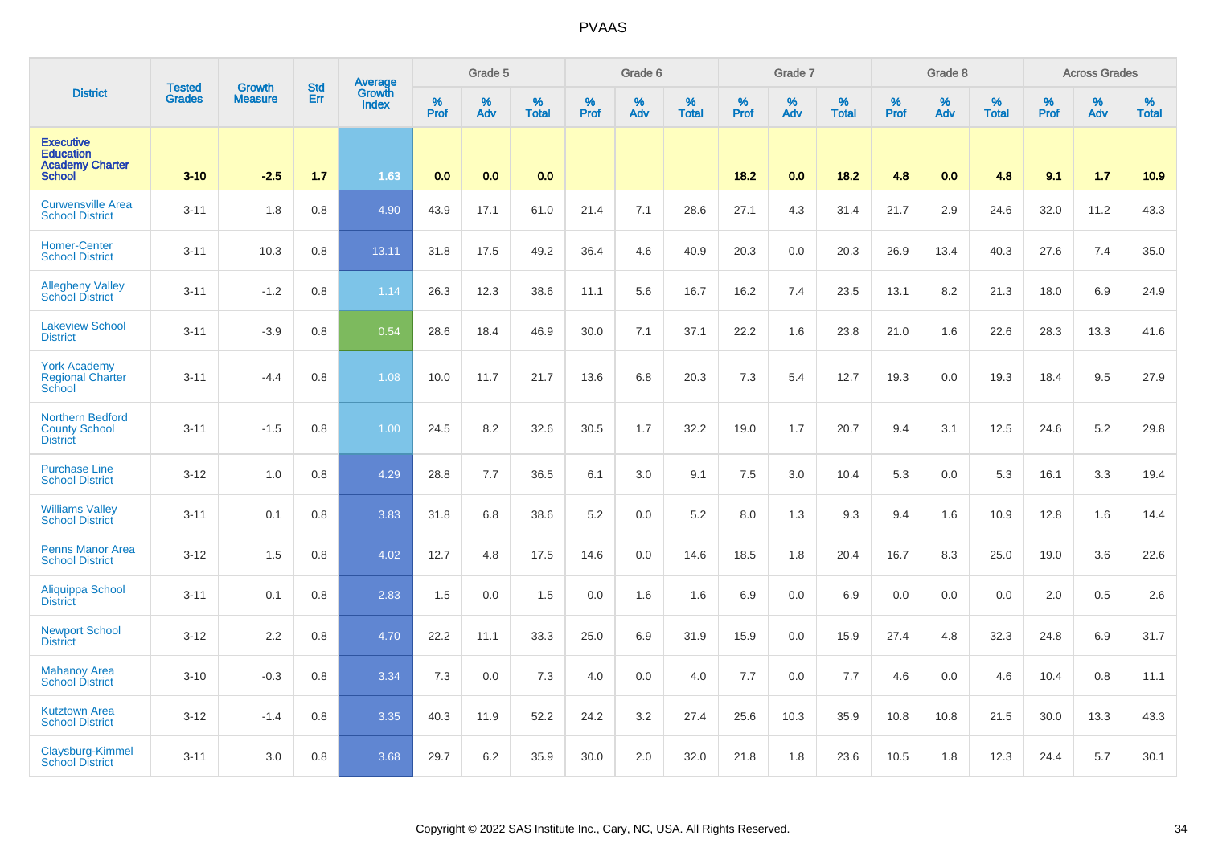| District | Tested Grades | Growth Measure | Std Err | Average Growth Index | Grade 5 | | | Grade 6 | | | Grade 7 | | | Grade 8 | | | Across Grades | | |
|---|---|---|---|---|---|---|---|---|---|---|---|---|---|---|---|---|---|---|---|
| | | | | | % Prof | % Adv | % Total | % Prof | % Adv | % Total | % Prof | % Adv | % Total | % Prof | % Adv | % Total | % Prof | % Adv | % Total |
| **Executive Education Academy Charter School** | **3-10** | **-2.5** | **1.7** | **1.63** | **0.0** | **0.0** | **0.0** | | | | **18.2** | **0.0** | **18.2** | **4.8** | **0.0** | **4.8** | **9.1** | **1.7** | **10.9** |
| Curwensville Area School District | 3-11 | 1.8 | 0.8 | 4.90 | 43.9 | 17.1 | 61.0 | 21.4 | 7.1 | 28.6 | 27.1 | 4.3 | 31.4 | 21.7 | 2.9 | 24.6 | 32.0 | 11.2 | 43.3 |
| Homer-Center School District | 3-11 | 10.3 | 0.8 | 13.11 | 31.8 | 17.5 | 49.2 | 36.4 | 4.6 | 40.9 | 20.3 | 0.0 | 20.3 | 26.9 | 13.4 | 40.3 | 27.6 | 7.4 | 35.0 |
| Allegheny Valley School District | 3-11 | -1.2 | 0.8 | 1.14 | 26.3 | 12.3 | 38.6 | 11.1 | 5.6 | 16.7 | 16.2 | 7.4 | 23.5 | 13.1 | 8.2 | 21.3 | 18.0 | 6.9 | 24.9 |
| Lakeview School District | 3-11 | -3.9 | 0.8 | 0.54 | 28.6 | 18.4 | 46.9 | 30.0 | 7.1 | 37.1 | 22.2 | 1.6 | 23.8 | 21.0 | 1.6 | 22.6 | 28.3 | 13.3 | 41.6 |
| York Academy Regional Charter School | 3-11 | -4.4 | 0.8 | 1.08 | 10.0 | 11.7 | 21.7 | 13.6 | 6.8 | 20.3 | 7.3 | 5.4 | 12.7 | 19.3 | 0.0 | 19.3 | 18.4 | 9.5 | 27.9 |
| Northern Bedford County School District | 3-11 | -1.5 | 0.8 | 1.00 | 24.5 | 8.2 | 32.6 | 30.5 | 1.7 | 32.2 | 19.0 | 1.7 | 20.7 | 9.4 | 3.1 | 12.5 | 24.6 | 5.2 | 29.8 |
| Purchase Line School District | 3-12 | 1.0 | 0.8 | 4.29 | 28.8 | 7.7 | 36.5 | 6.1 | 3.0 | 9.1 | 7.5 | 3.0 | 10.4 | 5.3 | 0.0 | 5.3 | 16.1 | 3.3 | 19.4 |
| Williams Valley School District | 3-11 | 0.1 | 0.8 | 3.83 | 31.8 | 6.8 | 38.6 | 5.2 | 0.0 | 5.2 | 8.0 | 1.3 | 9.3 | 9.4 | 1.6 | 10.9 | 12.8 | 1.6 | 14.4 |
| Penns Manor Area School District | 3-12 | 1.5 | 0.8 | 4.02 | 12.7 | 4.8 | 17.5 | 14.6 | 0.0 | 14.6 | 18.5 | 1.8 | 20.4 | 16.7 | 8.3 | 25.0 | 19.0 | 3.6 | 22.6 |
| Aliquippa School District | 3-11 | 0.1 | 0.8 | 2.83 | 1.5 | 0.0 | 1.5 | 0.0 | 1.6 | 1.6 | 6.9 | 0.0 | 6.9 | 0.0 | 0.0 | 0.0 | 2.0 | 0.5 | 2.6 |
| Newport School District | 3-12 | 2.2 | 0.8 | 4.70 | 22.2 | 11.1 | 33.3 | 25.0 | 6.9 | 31.9 | 15.9 | 0.0 | 15.9 | 27.4 | 4.8 | 32.3 | 24.8 | 6.9 | 31.7 |
| Mahanoy Area School District | 3-10 | -0.3 | 0.8 | 3.34 | 7.3 | 0.0 | 7.3 | 4.0 | 0.0 | 4.0 | 7.7 | 0.0 | 7.7 | 4.6 | 0.0 | 4.6 | 10.4 | 0.8 | 11.1 |
| Kutztown Area School District | 3-12 | -1.4 | 0.8 | 3.35 | 40.3 | 11.9 | 52.2 | 24.2 | 3.2 | 27.4 | 25.6 | 10.3 | 35.9 | 10.8 | 10.8 | 21.5 | 30.0 | 13.3 | 43.3 |
| Claysburg-Kimmel School District | 3-11 | 3.0 | 0.8 | 3.68 | 29.7 | 6.2 | 35.9 | 30.0 | 2.0 | 32.0 | 21.8 | 1.8 | 23.6 | 10.5 | 1.8 | 12.3 | 24.4 | 5.7 | 30.1 |

Copyright © 2022 SAS Institute Inc., Cary, NC, USA. All Rights Reserved.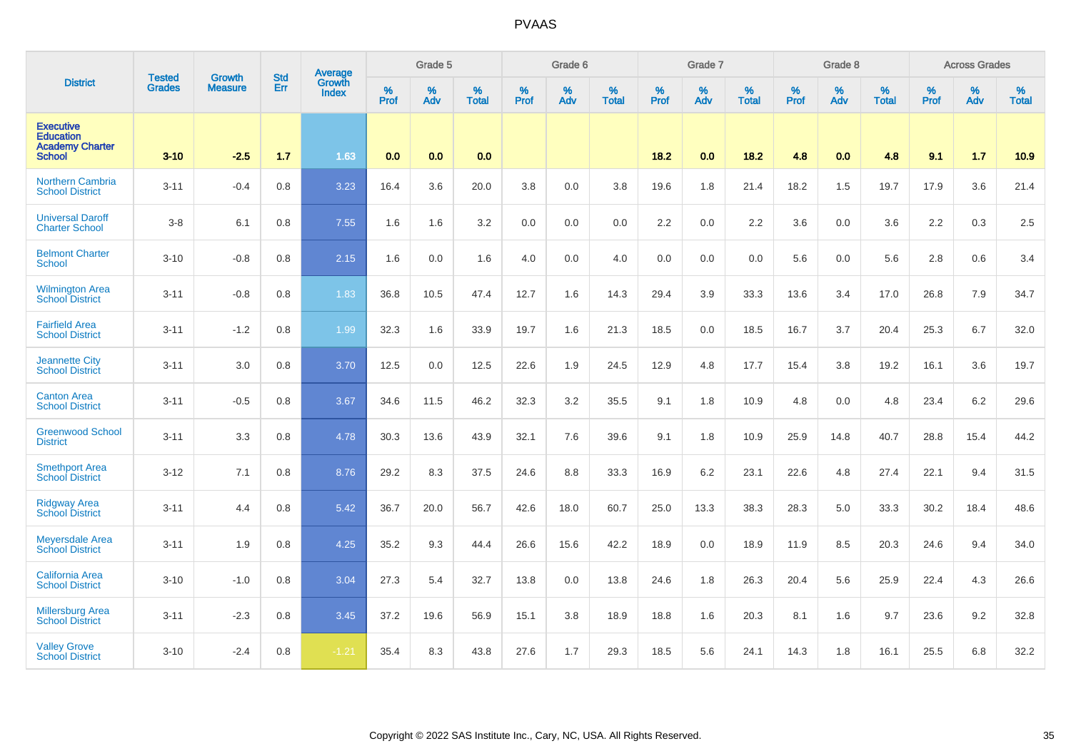| District | Tested Grades | Growth Measure | Std Err | Average Growth Index | Grade 5 | | | Grade 6 | | | Grade 7 | | | Grade 8 | | | Across Grades | | |
|---|---|---|---|---|---|---|---|---|---|---|---|---|---|---|---|---|---|---|---|
| | | | | | % Prof | % Adv | % Total | % Prof | % Adv | % Total | % Prof | % Adv | % Total | % Prof | % Adv | % Total | % Prof | % Adv | % Total |
| Executive Education Academy Charter School | 3-10 | -2.5 | 1.7 | 1.63 | 0.0 | 0.0 | 0.0 | | | | 18.2 | 0.0 | 18.2 | 4.8 | 0.0 | 4.8 | 9.1 | 1.7 | 10.9 |
| Northern Cambria School District | 3-11 | -0.4 | 0.8 | 3.23 | 16.4 | 3.6 | 20.0 | 3.8 | 0.0 | 3.8 | 19.6 | 1.8 | 21.4 | 18.2 | 1.5 | 19.7 | 17.9 | 3.6 | 21.4 |
| Universal Daroff Charter School | 3-8 | 6.1 | 0.8 | 7.55 | 1.6 | 1.6 | 3.2 | 0.0 | 0.0 | 0.0 | 2.2 | 0.0 | 2.2 | 3.6 | 0.0 | 3.6 | 2.2 | 0.3 | 2.5 |
| Belmont Charter School | 3-10 | -0.8 | 0.8 | 2.15 | 1.6 | 0.0 | 1.6 | 4.0 | 0.0 | 4.0 | 0.0 | 0.0 | 0.0 | 5.6 | 0.0 | 5.6 | 2.8 | 0.6 | 3.4 |
| Wilmington Area School District | 3-11 | -0.8 | 0.8 | 1.83 | 36.8 | 10.5 | 47.4 | 12.7 | 1.6 | 14.3 | 29.4 | 3.9 | 33.3 | 13.6 | 3.4 | 17.0 | 26.8 | 7.9 | 34.7 |
| Fairfield Area School District | 3-11 | -1.2 | 0.8 | 1.99 | 32.3 | 1.6 | 33.9 | 19.7 | 1.6 | 21.3 | 18.5 | 0.0 | 18.5 | 16.7 | 3.7 | 20.4 | 25.3 | 6.7 | 32.0 |
| Jeannette City School District | 3-11 | 3.0 | 0.8 | 3.70 | 12.5 | 0.0 | 12.5 | 22.6 | 1.9 | 24.5 | 12.9 | 4.8 | 17.7 | 15.4 | 3.8 | 19.2 | 16.1 | 3.6 | 19.7 |
| Canton Area School District | 3-11 | -0.5 | 0.8 | 3.67 | 34.6 | 11.5 | 46.2 | 32.3 | 3.2 | 35.5 | 9.1 | 1.8 | 10.9 | 4.8 | 0.0 | 4.8 | 23.4 | 6.2 | 29.6 |
| Greenwood School District | 3-11 | 3.3 | 0.8 | 4.78 | 30.3 | 13.6 | 43.9 | 32.1 | 7.6 | 39.6 | 9.1 | 1.8 | 10.9 | 25.9 | 14.8 | 40.7 | 28.8 | 15.4 | 44.2 |
| Smethport Area School District | 3-12 | 7.1 | 0.8 | 8.76 | 29.2 | 8.3 | 37.5 | 24.6 | 8.8 | 33.3 | 16.9 | 6.2 | 23.1 | 22.6 | 4.8 | 27.4 | 22.1 | 9.4 | 31.5 |
| Ridgway Area School District | 3-11 | 4.4 | 0.8 | 5.42 | 36.7 | 20.0 | 56.7 | 42.6 | 18.0 | 60.7 | 25.0 | 13.3 | 38.3 | 28.3 | 5.0 | 33.3 | 30.2 | 18.4 | 48.6 |
| Meyersdale Area School District | 3-11 | 1.9 | 0.8 | 4.25 | 35.2 | 9.3 | 44.4 | 26.6 | 15.6 | 42.2 | 18.9 | 0.0 | 18.9 | 11.9 | 8.5 | 20.3 | 24.6 | 9.4 | 34.0 |
| California Area School District | 3-10 | -1.0 | 0.8 | 3.04 | 27.3 | 5.4 | 32.7 | 13.8 | 0.0 | 13.8 | 24.6 | 1.8 | 26.3 | 20.4 | 5.6 | 25.9 | 22.4 | 4.3 | 26.6 |
| Millersburg Area School District | 3-11 | -2.3 | 0.8 | 3.45 | 37.2 | 19.6 | 56.9 | 15.1 | 3.8 | 18.9 | 18.8 | 1.6 | 20.3 | 8.1 | 1.6 | 9.7 | 23.6 | 9.2 | 32.8 |
| Valley Grove School District | 3-10 | -2.4 | 0.8 | -1.21 | 35.4 | 8.3 | 43.8 | 27.6 | 1.7 | 29.3 | 18.5 | 5.6 | 24.1 | 14.3 | 1.8 | 16.1 | 25.5 | 6.8 | 32.2 |

Copyright © 2022 SAS Institute Inc., Cary, NC, USA. All Rights Reserved.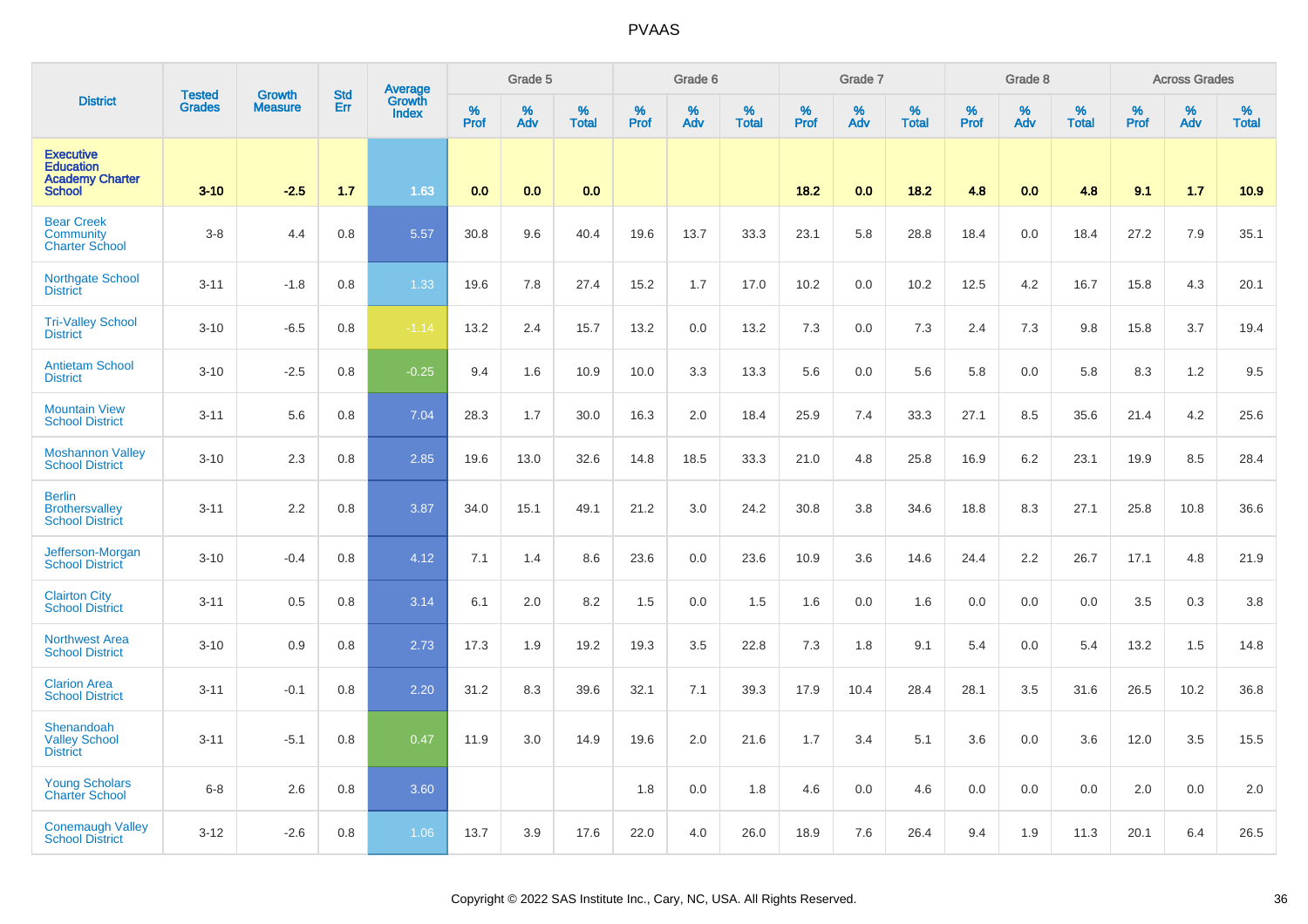| District | Tested Grades | Growth Measure | Std Err | Average Growth Index | Grade 5 | | | Grade 6 | | | Grade 7 | | | Grade 8 | | | Across Grades | | |
|---|---|---|---|---|---|---|---|---|---|---|---|---|---|---|---|---|---|---|---|
| | | | | | % Prof | % Adv | % Total | % Prof | % Adv | % Total | % Prof | % Adv | % Total | % Prof | % Adv | % Total | % Prof | % Adv | % Total |
| Executive Education Academy Charter School | 3-10 | -2.5 | 1.7 | 1.63 | 0.0 | 0.0 | 0.0 | | | | 18.2 | 0.0 | 18.2 | 4.8 | 0.0 | 4.8 | 9.1 | 1.7 | 10.9 |
| Bear Creek Community Charter School | 3-8 | 4.4 | 0.8 | 5.57 | 30.8 | 9.6 | 40.4 | 19.6 | 13.7 | 33.3 | 23.1 | 5.8 | 28.8 | 18.4 | 0.0 | 18.4 | 27.2 | 7.9 | 35.1 |
| Northgate School District | 3-11 | -1.8 | 0.8 | 1.33 | 19.6 | 7.8 | 27.4 | 15.2 | 1.7 | 17.0 | 10.2 | 0.0 | 10.2 | 12.5 | 4.2 | 16.7 | 15.8 | 4.3 | 20.1 |
| Tri-Valley School District | 3-10 | -6.5 | 0.8 | -1.14 | 13.2 | 2.4 | 15.7 | 13.2 | 0.0 | 13.2 | 7.3 | 0.0 | 7.3 | 2.4 | 7.3 | 9.8 | 15.8 | 3.7 | 19.4 |
| Antietam School District | 3-10 | -2.5 | 0.8 | -0.25 | 9.4 | 1.6 | 10.9 | 10.0 | 3.3 | 13.3 | 5.6 | 0.0 | 5.6 | 5.8 | 0.0 | 5.8 | 8.3 | 1.2 | 9.5 |
| Mountain View School District | 3-11 | 5.6 | 0.8 | 7.04 | 28.3 | 1.7 | 30.0 | 16.3 | 2.0 | 18.4 | 25.9 | 7.4 | 33.3 | 27.1 | 8.5 | 35.6 | 21.4 | 4.2 | 25.6 |
| Moshannon Valley School District | 3-10 | 2.3 | 0.8 | 2.85 | 19.6 | 13.0 | 32.6 | 14.8 | 18.5 | 33.3 | 21.0 | 4.8 | 25.8 | 16.9 | 6.2 | 23.1 | 19.9 | 8.5 | 28.4 |
| Berlin Brothersvalley School District | 3-11 | 2.2 | 0.8 | 3.87 | 34.0 | 15.1 | 49.1 | 21.2 | 3.0 | 24.2 | 30.8 | 3.8 | 34.6 | 18.8 | 8.3 | 27.1 | 25.8 | 10.8 | 36.6 |
| Jefferson-Morgan School District | 3-10 | -0.4 | 0.8 | 4.12 | 7.1 | 1.4 | 8.6 | 23.6 | 0.0 | 23.6 | 10.9 | 3.6 | 14.6 | 24.4 | 2.2 | 26.7 | 17.1 | 4.8 | 21.9 |
| Clairton City School District | 3-11 | 0.5 | 0.8 | 3.14 | 6.1 | 2.0 | 8.2 | 1.5 | 0.0 | 1.5 | 1.6 | 0.0 | 1.6 | 0.0 | 0.0 | 0.0 | 3.5 | 0.3 | 3.8 |
| Northwest Area School District | 3-10 | 0.9 | 0.8 | 2.73 | 17.3 | 1.9 | 19.2 | 19.3 | 3.5 | 22.8 | 7.3 | 1.8 | 9.1 | 5.4 | 0.0 | 5.4 | 13.2 | 1.5 | 14.8 |
| Clarion Area School District | 3-11 | -0.1 | 0.8 | 2.20 | 31.2 | 8.3 | 39.6 | 32.1 | 7.1 | 39.3 | 17.9 | 10.4 | 28.4 | 28.1 | 3.5 | 31.6 | 26.5 | 10.2 | 36.8 |
| Shenandoah Valley School District | 3-11 | -5.1 | 0.8 | 0.47 | 11.9 | 3.0 | 14.9 | 19.6 | 2.0 | 21.6 | 1.7 | 3.4 | 5.1 | 3.6 | 0.0 | 3.6 | 12.0 | 3.5 | 15.5 |
| Young Scholars Charter School | 6-8 | 2.6 | 0.8 | 3.60 | | | | 1.8 | 0.0 | 1.8 | 4.6 | 0.0 | 4.6 | 0.0 | 0.0 | 0.0 | 2.0 | 0.0 | 2.0 |
| Conemaugh Valley School District | 3-12 | -2.6 | 0.8 | 1.06 | 13.7 | 3.9 | 17.6 | 22.0 | 4.0 | 26.0 | 18.9 | 7.6 | 26.4 | 9.4 | 1.9 | 11.3 | 20.1 | 6.4 | 26.5 |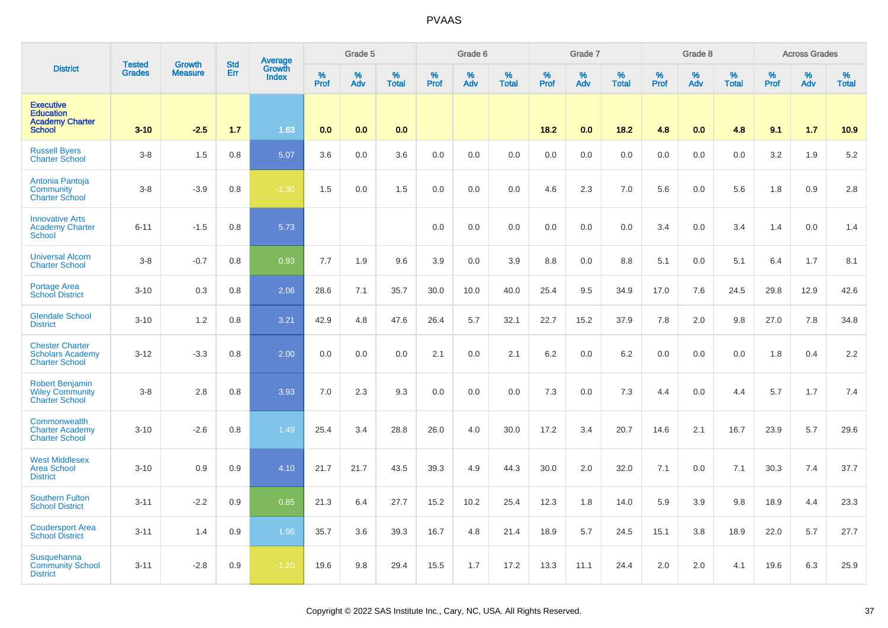# PVAAS

| District | Tested Grades | Growth Measure | Std Err | Average Growth Index | Grade 5 | | | Grade 6 | | | Grade 7 | | | Grade 8 | | | Across Grades | | |
|---|---|---|---|---|---|---|---|---|---|---|---|---|---|---|---|---|---|---|---|
| | | | | | % Prof | % Adv | % Total | % Prof | % Adv | % Total | % Prof | % Adv | % Total | % Prof | % Adv | % Total | % Prof | % Adv | % Total |
| **Executive Education Academy Charter School** | **3-10** | **-2.5** | **1.7** | **1.63** | **0.0** | **0.0** | **0.0** | | | | **18.2** | **0.0** | **18.2** | **4.8** | **0.0** | **4.8** | **9.1** | **1.7** | **10.9** |
| Russell Byers Charter School | 3-8 | 1.5 | 0.8 | 5.07 | 3.6 | 0.0 | 3.6 | 0.0 | 0.0 | 0.0 | 0.0 | 0.0 | 0.0 | 0.0 | 0.0 | 0.0 | 3.2 | 1.9 | 5.2 |
| Antonia Pantoja Community Charter School | 3-8 | -3.9 | 0.8 | -1.30 | 1.5 | 0.0 | 1.5 | 0.0 | 0.0 | 0.0 | 4.6 | 2.3 | 7.0 | 5.6 | 0.0 | 5.6 | 1.8 | 0.9 | 2.8 |
| Innovative Arts Academy Charter School | 6-11 | -1.5 | 0.8 | 5.73 | | | | 0.0 | 0.0 | 0.0 | 0.0 | 0.0 | 0.0 | 3.4 | 0.0 | 3.4 | 1.4 | 0.0 | 1.4 |
| Universal Alcorn Charter School | 3-8 | -0.7 | 0.8 | 0.93 | 7.7 | 1.9 | 9.6 | 3.9 | 0.0 | 3.9 | 8.8 | 0.0 | 8.8 | 5.1 | 0.0 | 5.1 | 6.4 | 1.7 | 8.1 |
| Portage Area School District | 3-10 | 0.3 | 0.8 | 2.06 | 28.6 | 7.1 | 35.7 | 30.0 | 10.0 | 40.0 | 25.4 | 9.5 | 34.9 | 17.0 | 7.6 | 24.5 | 29.8 | 12.9 | 42.6 |
| Glendale School District | 3-10 | 1.2 | 0.8 | 3.21 | 42.9 | 4.8 | 47.6 | 26.4 | 5.7 | 32.1 | 22.7 | 15.2 | 37.9 | 7.8 | 2.0 | 9.8 | 27.0 | 7.8 | 34.8 |
| Chester Charter Scholars Academy Charter School | 3-12 | -3.3 | 0.8 | 2.00 | 0.0 | 0.0 | 0.0 | 2.1 | 0.0 | 2.1 | 6.2 | 0.0 | 6.2 | 0.0 | 0.0 | 0.0 | 1.8 | 0.4 | 2.2 |
| Robert Benjamin Wiley Community Charter School | 3-8 | 2.8 | 0.8 | 3.93 | 7.0 | 2.3 | 9.3 | 0.0 | 0.0 | 0.0 | 7.3 | 0.0 | 7.3 | 4.4 | 0.0 | 4.4 | 5.7 | 1.7 | 7.4 |
| Commonwealth Charter Academy Charter School | 3-10 | -2.6 | 0.8 | 1.49 | 25.4 | 3.4 | 28.8 | 26.0 | 4.0 | 30.0 | 17.2 | 3.4 | 20.7 | 14.6 | 2.1 | 16.7 | 23.9 | 5.7 | 29.6 |
| West Middlesex Area School District | 3-10 | 0.9 | 0.9 | 4.10 | 21.7 | 21.7 | 43.5 | 39.3 | 4.9 | 44.3 | 30.0 | 2.0 | 32.0 | 7.1 | 0.0 | 7.1 | 30.3 | 7.4 | 37.7 |
| Southern Fulton School District | 3-11 | -2.2 | 0.9 | 0.85 | 21.3 | 6.4 | 27.7 | 15.2 | 10.2 | 25.4 | 12.3 | 1.8 | 14.0 | 5.9 | 3.9 | 9.8 | 18.9 | 4.4 | 23.3 |
| Coudersport Area School District | 3-11 | 1.4 | 0.9 | 1.96 | 35.7 | 3.6 | 39.3 | 16.7 | 4.8 | 21.4 | 18.9 | 5.7 | 24.5 | 15.1 | 3.8 | 18.9 | 22.0 | 5.7 | 27.7 |
| Susquehanna Community School District | 3-11 | -2.8 | 0.9 | -1.20 | 19.6 | 9.8 | 29.4 | 15.5 | 1.7 | 17.2 | 13.3 | 11.1 | 24.4 | 2.0 | 2.0 | 4.1 | 19.6 | 6.3 | 25.9 |

Copyright © 2022 SAS Institute Inc., Cary, NC, USA. All Rights Reserved.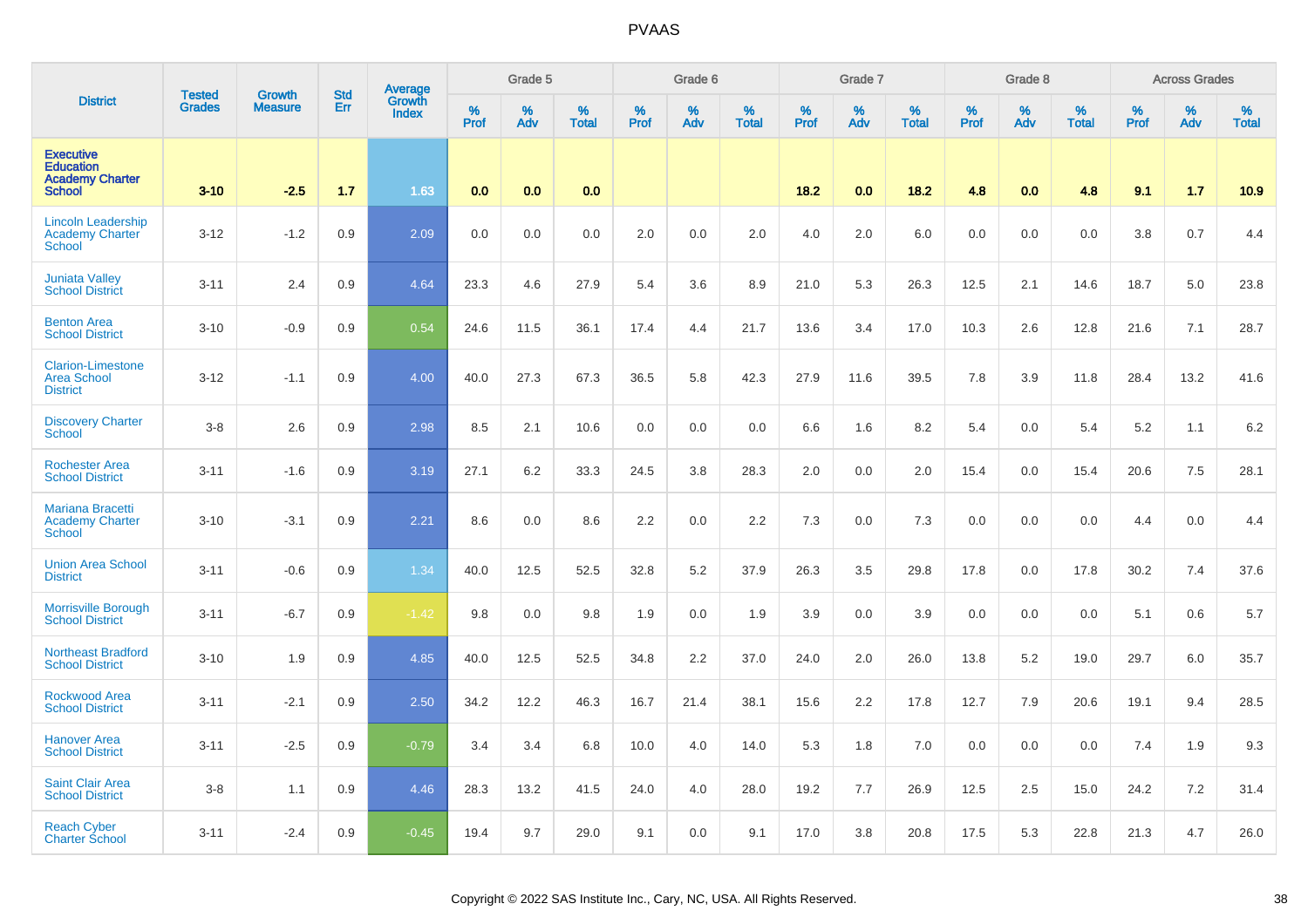| District | Tested Grades | Growth Measure | Std Err | Average Growth Index | Grade 5 | | | Grade 6 | | | Grade 7 | | | Grade 8 | | | Across Grades | | |
|---|---|---|---|---|---|---|---|---|---|---|---|---|---|---|---|---|---|---|---|
| | | | | | % Prof | % Adv | % Total | % Prof | % Adv | % Total | % Prof | % Adv | % Total | % Prof | % Adv | % Total | % Prof | % Adv | % Total |
| Executive Education Academy Charter School | 3-10 | -2.5 | 1.7 | 1.63 | 0.0 | 0.0 | 0.0 | | | | 18.2 | 0.0 | 18.2 | 4.8 | 0.0 | 4.8 | 9.1 | 1.7 | 10.9 |
| Lincoln Leadership Academy Charter School | 3-12 | -1.2 | 0.9 | 2.09 | 0.0 | 0.0 | 0.0 | 2.0 | 0.0 | 2.0 | 4.0 | 2.0 | 6.0 | 0.0 | 0.0 | 0.0 | 3.8 | 0.7 | 4.4 |
| Juniata Valley School District | 3-11 | 2.4 | 0.9 | 4.64 | 23.3 | 4.6 | 27.9 | 5.4 | 3.6 | 8.9 | 21.0 | 5.3 | 26.3 | 12.5 | 2.1 | 14.6 | 18.7 | 5.0 | 23.8 |
| Benton Area School District | 3-10 | -0.9 | 0.9 | 0.54 | 24.6 | 11.5 | 36.1 | 17.4 | 4.4 | 21.7 | 13.6 | 3.4 | 17.0 | 10.3 | 2.6 | 12.8 | 21.6 | 7.1 | 28.7 |
| Clarion-Limestone Area School District | 3-12 | -1.1 | 0.9 | 4.00 | 40.0 | 27.3 | 67.3 | 36.5 | 5.8 | 42.3 | 27.9 | 11.6 | 39.5 | 7.8 | 3.9 | 11.8 | 28.4 | 13.2 | 41.6 |
| Discovery Charter School | 3-8 | 2.6 | 0.9 | 2.98 | 8.5 | 2.1 | 10.6 | 0.0 | 0.0 | 0.0 | 6.6 | 1.6 | 8.2 | 5.4 | 0.0 | 5.4 | 5.2 | 1.1 | 6.2 |
| Rochester Area School District | 3-11 | -1.6 | 0.9 | 3.19 | 27.1 | 6.2 | 33.3 | 24.5 | 3.8 | 28.3 | 2.0 | 0.0 | 2.0 | 15.4 | 0.0 | 15.4 | 20.6 | 7.5 | 28.1 |
| Mariana Bracetti Academy Charter School | 3-10 | -3.1 | 0.9 | 2.21 | 8.6 | 0.0 | 8.6 | 2.2 | 0.0 | 2.2 | 7.3 | 0.0 | 7.3 | 0.0 | 0.0 | 0.0 | 4.4 | 0.0 | 4.4 |
| Union Area School District | 3-11 | -0.6 | 0.9 | 1.34 | 40.0 | 12.5 | 52.5 | 32.8 | 5.2 | 37.9 | 26.3 | 3.5 | 29.8 | 17.8 | 0.0 | 17.8 | 30.2 | 7.4 | 37.6 |
| Morrisville Borough School District | 3-11 | -6.7 | 0.9 | -1.42 | 9.8 | 0.0 | 9.8 | 1.9 | 0.0 | 1.9 | 3.9 | 0.0 | 3.9 | 0.0 | 0.0 | 0.0 | 5.1 | 0.6 | 5.7 |
| Northeast Bradford School District | 3-10 | 1.9 | 0.9 | 4.85 | 40.0 | 12.5 | 52.5 | 34.8 | 2.2 | 37.0 | 24.0 | 2.0 | 26.0 | 13.8 | 5.2 | 19.0 | 29.7 | 6.0 | 35.7 |
| Rockwood Area School District | 3-11 | -2.1 | 0.9 | 2.50 | 34.2 | 12.2 | 46.3 | 16.7 | 21.4 | 38.1 | 15.6 | 2.2 | 17.8 | 12.7 | 7.9 | 20.6 | 19.1 | 9.4 | 28.5 |
| Hanover Area School District | 3-11 | -2.5 | 0.9 | -0.79 | 3.4 | 3.4 | 6.8 | 10.0 | 4.0 | 14.0 | 5.3 | 1.8 | 7.0 | 0.0 | 0.0 | 0.0 | 7.4 | 1.9 | 9.3 |
| Saint Clair Area School District | 3-8 | 1.1 | 0.9 | 4.46 | 28.3 | 13.2 | 41.5 | 24.0 | 4.0 | 28.0 | 19.2 | 7.7 | 26.9 | 12.5 | 2.5 | 15.0 | 24.2 | 7.2 | 31.4 |
| Reach Cyber Charter School | 3-11 | -2.4 | 0.9 | -0.45 | 19.4 | 9.7 | 29.0 | 9.1 | 0.0 | 9.1 | 17.0 | 3.8 | 20.8 | 17.5 | 5.3 | 22.8 | 21.3 | 4.7 | 26.0 |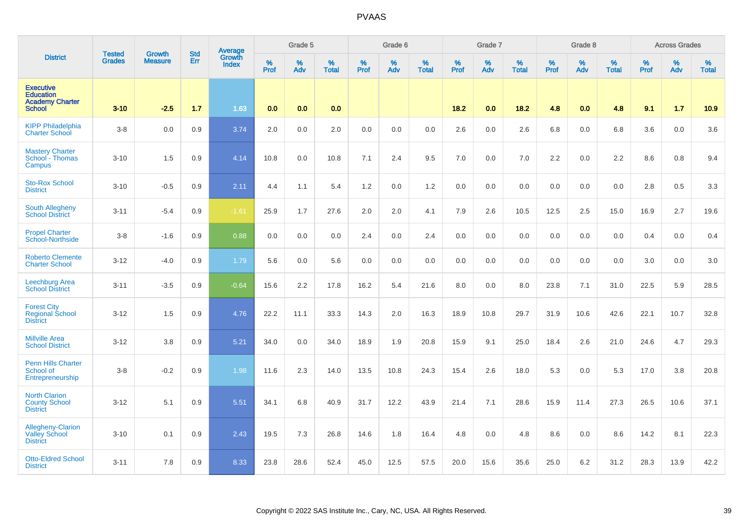# PVAAS

| District | Tested Grades | Growth Measure | Std Err | Average Growth Index | Grade 5 | | | Grade 6 | | | Grade 7 | | | Grade 8 | | | Across Grades | | |
|---|---|---|---|---|---|---|---|---|---|---|---|---|---|---|---|---|---|---|---|
| | | | | | % Prof | % Adv | % Total | % Prof | % Adv | % Total | % Prof | % Adv | % Total | % Prof | % Adv | % Total | % Prof | % Adv | % Total |
| **Executive Education Academy Charter School** | **3-10** | **-2.5** | **1.7** | **1.63** | **0.0** | **0.0** | **0.0** | | | | **18.2** | **0.0** | **18.2** | **4.8** | **0.0** | **4.8** | **9.1** | **1.7** | **10.9** |
| KIPP Philadelphia Charter School | 3-8 | 0.0 | 0.9 | 3.74 | 2.0 | 0.0 | 2.0 | 0.0 | 0.0 | 0.0 | 2.6 | 0.0 | 2.6 | 6.8 | 0.0 | 6.8 | 3.6 | 0.0 | 3.6 |
| Mastery Charter School - Thomas Campus | 3-10 | 1.5 | 0.9 | 4.14 | 10.8 | 0.0 | 10.8 | 7.1 | 2.4 | 9.5 | 7.0 | 0.0 | 7.0 | 2.2 | 0.0 | 2.2 | 8.6 | 0.8 | 9.4 |
| Sto-Rox School District | 3-10 | -0.5 | 0.9 | 2.11 | 4.4 | 1.1 | 5.4 | 1.2 | 0.0 | 1.2 | 0.0 | 0.0 | 0.0 | 0.0 | 0.0 | 0.0 | 2.8 | 0.5 | 3.3 |
| South Allegheny School District | 3-11 | -5.4 | 0.9 | -1.61 | 25.9 | 1.7 | 27.6 | 2.0 | 2.0 | 4.1 | 7.9 | 2.6 | 10.5 | 12.5 | 2.5 | 15.0 | 16.9 | 2.7 | 19.6 |
| Propel Charter School-Northside | 3-8 | -1.6 | 0.9 | 0.88 | 0.0 | 0.0 | 0.0 | 2.4 | 0.0 | 2.4 | 0.0 | 0.0 | 0.0 | 0.0 | 0.0 | 0.0 | 0.4 | 0.0 | 0.4 |
| Roberto Clemente Charter School | 3-12 | -4.0 | 0.9 | 1.79 | 5.6 | 0.0 | 5.6 | 0.0 | 0.0 | 0.0 | 0.0 | 0.0 | 0.0 | 0.0 | 0.0 | 0.0 | 3.0 | 0.0 | 3.0 |
| Leechburg Area School District | 3-11 | -3.5 | 0.9 | -0.64 | 15.6 | 2.2 | 17.8 | 16.2 | 5.4 | 21.6 | 8.0 | 0.0 | 8.0 | 23.8 | 7.1 | 31.0 | 22.5 | 5.9 | 28.5 |
| Forest City Regional School District | 3-12 | 1.5 | 0.9 | 4.76 | 22.2 | 11.1 | 33.3 | 14.3 | 2.0 | 16.3 | 18.9 | 10.8 | 29.7 | 31.9 | 10.6 | 42.6 | 22.1 | 10.7 | 32.8 |
| Millville Area School District | 3-12 | 3.8 | 0.9 | 5.21 | 34.0 | 0.0 | 34.0 | 18.9 | 1.9 | 20.8 | 15.9 | 9.1 | 25.0 | 18.4 | 2.6 | 21.0 | 24.6 | 4.7 | 29.3 |
| Penn Hills Charter School of Entrepreneurship | 3-8 | -0.2 | 0.9 | 1.98 | 11.6 | 2.3 | 14.0 | 13.5 | 10.8 | 24.3 | 15.4 | 2.6 | 18.0 | 5.3 | 0.0 | 5.3 | 17.0 | 3.8 | 20.8 |
| North Clarion County School District | 3-12 | 5.1 | 0.9 | 5.51 | 34.1 | 6.8 | 40.9 | 31.7 | 12.2 | 43.9 | 21.4 | 7.1 | 28.6 | 15.9 | 11.4 | 27.3 | 26.5 | 10.6 | 37.1 |
| Allegheny-Clarion Valley School District | 3-10 | 0.1 | 0.9 | 2.43 | 19.5 | 7.3 | 26.8 | 14.6 | 1.8 | 16.4 | 4.8 | 0.0 | 4.8 | 8.6 | 0.0 | 8.6 | 14.2 | 8.1 | 22.3 |
| Otto-Eldred School District | 3-11 | 7.8 | 0.9 | 8.33 | 23.8 | 28.6 | 52.4 | 45.0 | 12.5 | 57.5 | 20.0 | 15.6 | 35.6 | 25.0 | 6.2 | 31.2 | 28.3 | 13.9 | 42.2 |

Copyright © 2022 SAS Institute Inc., Cary, NC, USA. All Rights Reserved.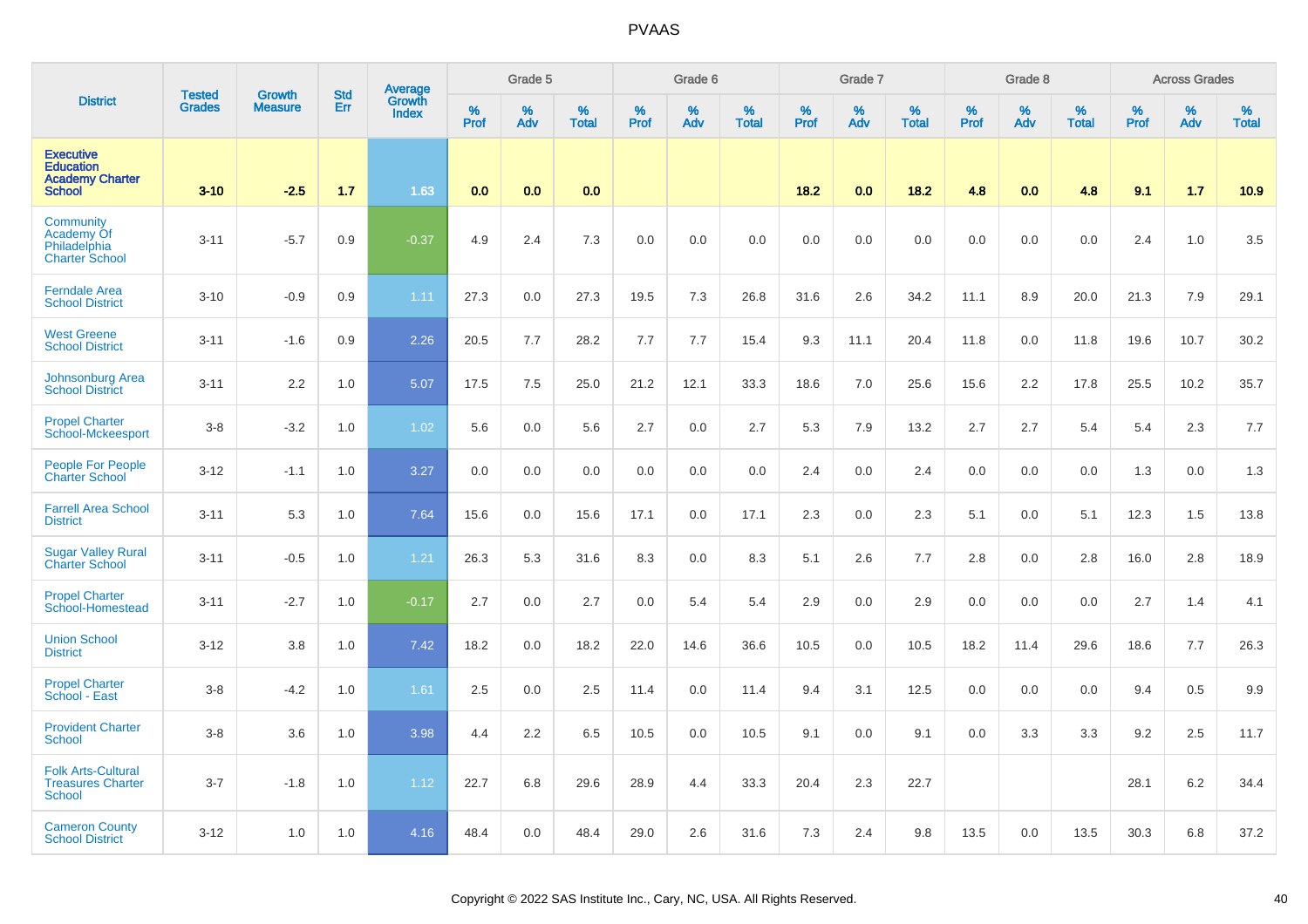# PVAAS

| District | Tested Grades | Growth Measure | Std Err | Average Growth Index | Grade 5 | | | Grade 6 | | | Grade 7 | | | Grade 8 | | | Across Grades | | |
|---|---|---|---|---|---|---|---|---|---|---|---|---|---|---|---|---|---|---|---|
| | | | | | % Prof | % Adv | % Total | % Prof | % Adv | % Total | % Prof | % Adv | % Total | % Prof | % Adv | % Total | % Prof | % Adv | % Total |
| **Executive Education Academy Charter School** | **3-10** | **-2.5** | **1.7** | **1.63** | **0.0** | **0.0** | **0.0** | | | | **18.2** | **0.0** | **18.2** | **4.8** | **0.0** | **4.8** | **9.1** | **1.7** | **10.9** |
| Community Academy Of Philadelphia Charter School | 3-11 | -5.7 | 0.9 | -0.37 | 4.9 | 2.4 | 7.3 | 0.0 | 0.0 | 0.0 | 0.0 | 0.0 | 0.0 | 0.0 | 0.0 | 0.0 | 2.4 | 1.0 | 3.5 |
| Ferndale Area School District | 3-10 | -0.9 | 0.9 | 1.11 | 27.3 | 0.0 | 27.3 | 19.5 | 7.3 | 26.8 | 31.6 | 2.6 | 34.2 | 11.1 | 8.9 | 20.0 | 21.3 | 7.9 | 29.1 |
| West Greene School District | 3-11 | -1.6 | 0.9 | 2.26 | 20.5 | 7.7 | 28.2 | 7.7 | 7.7 | 15.4 | 9.3 | 11.1 | 20.4 | 11.8 | 0.0 | 11.8 | 19.6 | 10.7 | 30.2 |
| Johnsonburg Area School District | 3-11 | 2.2 | 1.0 | 5.07 | 17.5 | 7.5 | 25.0 | 21.2 | 12.1 | 33.3 | 18.6 | 7.0 | 25.6 | 15.6 | 2.2 | 17.8 | 25.5 | 10.2 | 35.7 |
| Propel Charter School-Mckeesport | 3-8 | -3.2 | 1.0 | 1.02 | 5.6 | 0.0 | 5.6 | 2.7 | 0.0 | 2.7 | 5.3 | 7.9 | 13.2 | 2.7 | 2.7 | 5.4 | 5.4 | 2.3 | 7.7 |
| People For People Charter School | 3-12 | -1.1 | 1.0 | 3.27 | 0.0 | 0.0 | 0.0 | 0.0 | 0.0 | 0.0 | 2.4 | 0.0 | 2.4 | 0.0 | 0.0 | 0.0 | 1.3 | 0.0 | 1.3 |
| Farrell Area School District | 3-11 | 5.3 | 1.0 | 7.64 | 15.6 | 0.0 | 15.6 | 17.1 | 0.0 | 17.1 | 2.3 | 0.0 | 2.3 | 5.1 | 0.0 | 5.1 | 12.3 | 1.5 | 13.8 |
| Sugar Valley Rural Charter School | 3-11 | -0.5 | 1.0 | 1.21 | 26.3 | 5.3 | 31.6 | 8.3 | 0.0 | 8.3 | 5.1 | 2.6 | 7.7 | 2.8 | 0.0 | 2.8 | 16.0 | 2.8 | 18.9 |
| Propel Charter School-Homestead | 3-11 | -2.7 | 1.0 | -0.17 | 2.7 | 0.0 | 2.7 | 0.0 | 5.4 | 5.4 | 2.9 | 0.0 | 2.9 | 0.0 | 0.0 | 0.0 | 2.7 | 1.4 | 4.1 |
| Union School District | 3-12 | 3.8 | 1.0 | 7.42 | 18.2 | 0.0 | 18.2 | 22.0 | 14.6 | 36.6 | 10.5 | 0.0 | 10.5 | 18.2 | 11.4 | 29.6 | 18.6 | 7.7 | 26.3 |
| Propel Charter School - East | 3-8 | -4.2 | 1.0 | 1.61 | 2.5 | 0.0 | 2.5 | 11.4 | 0.0 | 11.4 | 9.4 | 3.1 | 12.5 | 0.0 | 0.0 | 0.0 | 9.4 | 0.5 | 9.9 |
| Provident Charter School | 3-8 | 3.6 | 1.0 | 3.98 | 4.4 | 2.2 | 6.5 | 10.5 | 0.0 | 10.5 | 9.1 | 0.0 | 9.1 | 0.0 | 3.3 | 3.3 | 9.2 | 2.5 | 11.7 |
| Folk Arts-Cultural Treasures Charter School | 3-7 | -1.8 | 1.0 | 1.12 | 22.7 | 6.8 | 29.6 | 28.9 | 4.4 | 33.3 | 20.4 | 2.3 | 22.7 | | | | 28.1 | 6.2 | 34.4 |
| Cameron County School District | 3-12 | 1.0 | 1.0 | 4.16 | 48.4 | 0.0 | 48.4 | 29.0 | 2.6 | 31.6 | 7.3 | 2.4 | 9.8 | 13.5 | 0.0 | 13.5 | 30.3 | 6.8 | 37.2 |

Copyright © 2022 SAS Institute Inc., Cary, NC, USA. All Rights Reserved.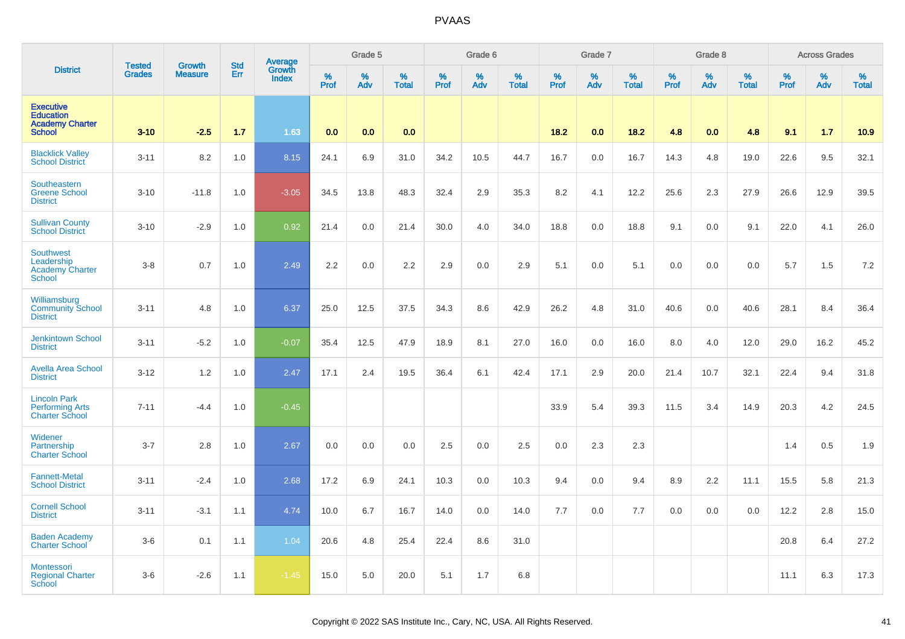| District | Tested Grades | Growth Measure | Std Err | Average Growth Index | Grade 5 | | | Grade 6 | | | Grade 7 | | | Grade 8 | | | Across Grades | | |
|---|---|---|---|---|---|---|---|---|---|---|---|---|---|---|---|---|---|---|---|
| | | | | | % Prof | % Adv | % Total | % Prof | % Adv | % Total | % Prof | % Adv | % Total | % Prof | % Adv | % Total | % Prof | % Adv | % Total |
| **Executive Education Academy Charter School** | **3-10** | **-2.5** | **1.7** | **1.63** | **0.0** | **0.0** | **0.0** | | | | **18.2** | **0.0** | **18.2** | **4.8** | **0.0** | **4.8** | **9.1** | **1.7** | **10.9** |
| Blacklick Valley School District | 3-11 | 8.2 | 1.0 | 8.15 | 24.1 | 6.9 | 31.0 | 34.2 | 10.5 | 44.7 | 16.7 | 0.0 | 16.7 | 14.3 | 4.8 | 19.0 | 22.6 | 9.5 | 32.1 |
| Southeastern Greene School District | 3-10 | -11.8 | 1.0 | -3.05 | 34.5 | 13.8 | 48.3 | 32.4 | 2.9 | 35.3 | 8.2 | 4.1 | 12.2 | 25.6 | 2.3 | 27.9 | 26.6 | 12.9 | 39.5 |
| Sullivan County School District | 3-10 | -2.9 | 1.0 | 0.92 | 21.4 | 0.0 | 21.4 | 30.0 | 4.0 | 34.0 | 18.8 | 0.0 | 18.8 | 9.1 | 0.0 | 9.1 | 22.0 | 4.1 | 26.0 |
| Southwest Leadership Academy Charter School | 3-8 | 0.7 | 1.0 | 2.49 | 2.2 | 0.0 | 2.2 | 2.9 | 0.0 | 2.9 | 5.1 | 0.0 | 5.1 | 0.0 | 0.0 | 0.0 | 5.7 | 1.5 | 7.2 |
| Williamsburg Community School District | 3-11 | 4.8 | 1.0 | 6.37 | 25.0 | 12.5 | 37.5 | 34.3 | 8.6 | 42.9 | 26.2 | 4.8 | 31.0 | 40.6 | 0.0 | 40.6 | 28.1 | 8.4 | 36.4 |
| Jenkintown School District | 3-11 | -5.2 | 1.0 | -0.07 | 35.4 | 12.5 | 47.9 | 18.9 | 8.1 | 27.0 | 16.0 | 0.0 | 16.0 | 8.0 | 4.0 | 12.0 | 29.0 | 16.2 | 45.2 |
| Avella Area School District | 3-12 | 1.2 | 1.0 | 2.47 | 17.1 | 2.4 | 19.5 | 36.4 | 6.1 | 42.4 | 17.1 | 2.9 | 20.0 | 21.4 | 10.7 | 32.1 | 22.4 | 9.4 | 31.8 |
| Lincoln Park Performing Arts Charter School | 7-11 | -4.4 | 1.0 | -0.45 | | | | | | | 33.9 | 5.4 | 39.3 | 11.5 | 3.4 | 14.9 | 20.3 | 4.2 | 24.5 |
| Widener Partnership Charter School | 3-7 | 2.8 | 1.0 | 2.67 | 0.0 | 0.0 | 0.0 | 2.5 | 0.0 | 2.5 | 0.0 | 2.3 | 2.3 | | | | 1.4 | 0.5 | 1.9 |
| Fannett-Metal School District | 3-11 | -2.4 | 1.0 | 2.68 | 17.2 | 6.9 | 24.1 | 10.3 | 0.0 | 10.3 | 9.4 | 0.0 | 9.4 | 8.9 | 2.2 | 11.1 | 15.5 | 5.8 | 21.3 |
| Cornell School District | 3-11 | -3.1 | 1.1 | 4.74 | 10.0 | 6.7 | 16.7 | 14.0 | 0.0 | 14.0 | 7.7 | 0.0 | 7.7 | 0.0 | 0.0 | 0.0 | 12.2 | 2.8 | 15.0 |
| Baden Academy Charter School | 3-6 | 0.1 | 1.1 | 1.04 | 20.6 | 4.8 | 25.4 | 22.4 | 8.6 | 31.0 | | | | | | | 20.8 | 6.4 | 27.2 |
| Montessori Regional Charter School | 3-6 | -2.6 | 1.1 | -1.45 | 15.0 | 5.0 | 20.0 | 5.1 | 1.7 | 6.8 | | | | | | | 11.1 | 6.3 | 17.3 |

Copyright © 2022 SAS Institute Inc., Cary, NC, USA. All Rights Reserved.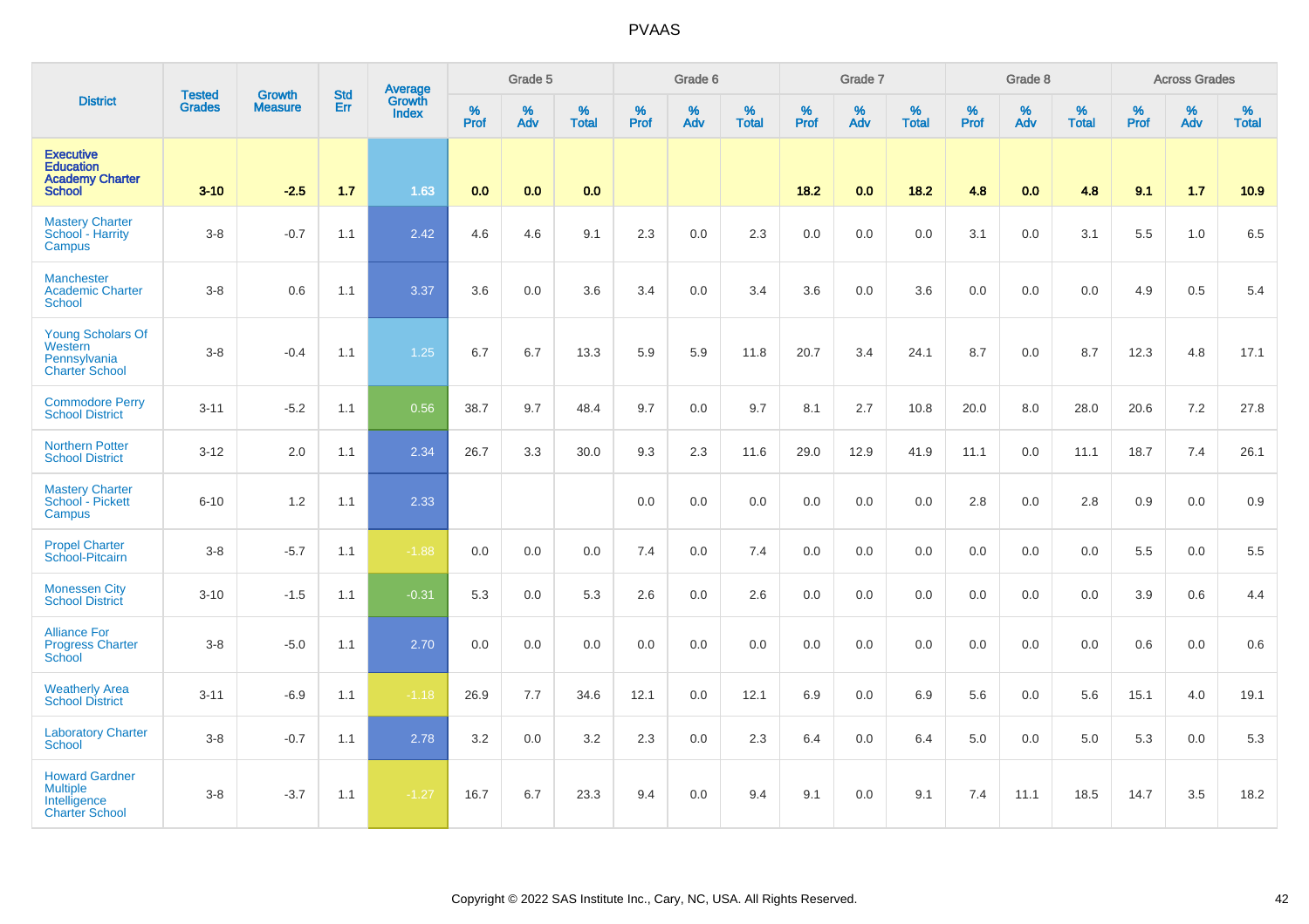PVAAS

| District | Tested Grades | Growth Measure | Std Err | Average Growth Index | Grade 5 | | | Grade 6 | | | Grade 7 | | | Grade 8 | | | Across Grades | | |
|---|---|---|---|---|---|---|---|---|---|---|---|---|---|---|---|---|---|---|---|
| | | | | | % Prof | % Adv | % Total | % Prof | % Adv | % Total | % Prof | % Adv | % Total | % Prof | % Adv | % Total | % Prof | % Adv | % Total |
| **Executive Education Academy Charter School** | **3-10** | **-2.5** | **1.7** | **1.63** | **0.0** | **0.0** | **0.0** | | | | **18.2** | **0.0** | **18.2** | **4.8** | **0.0** | **4.8** | **9.1** | **1.7** | **10.9** |
| Mastery Charter School - Harrity Campus | 3-8 | -0.7 | 1.1 | 2.42 | 4.6 | 4.6 | 9.1 | 2.3 | 0.0 | 2.3 | 0.0 | 0.0 | 0.0 | 3.1 | 0.0 | 3.1 | 5.5 | 1.0 | 6.5 |
| Manchester Academic Charter School | 3-8 | 0.6 | 1.1 | 3.37 | 3.6 | 0.0 | 3.6 | 3.4 | 0.0 | 3.4 | 3.6 | 0.0 | 3.6 | 0.0 | 0.0 | 0.0 | 4.9 | 0.5 | 5.4 |
| Young Scholars Of Western Pennsylvania Charter School | 3-8 | -0.4 | 1.1 | 1.25 | 6.7 | 6.7 | 13.3 | 5.9 | 5.9 | 11.8 | 20.7 | 3.4 | 24.1 | 8.7 | 0.0 | 8.7 | 12.3 | 4.8 | 17.1 |
| Commodore Perry School District | 3-11 | -5.2 | 1.1 | 0.56 | 38.7 | 9.7 | 48.4 | 9.7 | 0.0 | 9.7 | 8.1 | 2.7 | 10.8 | 20.0 | 8.0 | 28.0 | 20.6 | 7.2 | 27.8 |
| Northern Potter School District | 3-12 | 2.0 | 1.1 | 2.34 | 26.7 | 3.3 | 30.0 | 9.3 | 2.3 | 11.6 | 29.0 | 12.9 | 41.9 | 11.1 | 0.0 | 11.1 | 18.7 | 7.4 | 26.1 |
| Mastery Charter School - Pickett Campus | 6-10 | 1.2 | 1.1 | 2.33 | | | | 0.0 | 0.0 | 0.0 | 0.0 | 0.0 | 0.0 | 2.8 | 0.0 | 2.8 | 0.9 | 0.0 | 0.9 |
| Propel Charter School-Pitcairn | 3-8 | -5.7 | 1.1 | -1.88 | 0.0 | 0.0 | 0.0 | 7.4 | 0.0 | 7.4 | 0.0 | 0.0 | 0.0 | 0.0 | 0.0 | 0.0 | 5.5 | 0.0 | 5.5 |
| Monessen City School District | 3-10 | -1.5 | 1.1 | -0.31 | 5.3 | 0.0 | 5.3 | 2.6 | 0.0 | 2.6 | 0.0 | 0.0 | 0.0 | 0.0 | 0.0 | 0.0 | 3.9 | 0.6 | 4.4 |
| Alliance For Progress Charter School | 3-8 | -5.0 | 1.1 | 2.70 | 0.0 | 0.0 | 0.0 | 0.0 | 0.0 | 0.0 | 0.0 | 0.0 | 0.0 | 0.0 | 0.0 | 0.0 | 0.6 | 0.0 | 0.6 |
| Weatherly Area School District | 3-11 | -6.9 | 1.1 | -1.18 | 26.9 | 7.7 | 34.6 | 12.1 | 0.0 | 12.1 | 6.9 | 0.0 | 6.9 | 5.6 | 0.0 | 5.6 | 15.1 | 4.0 | 19.1 |
| Laboratory Charter School | 3-8 | -0.7 | 1.1 | 2.78 | 3.2 | 0.0 | 3.2 | 2.3 | 0.0 | 2.3 | 6.4 | 0.0 | 6.4 | 5.0 | 0.0 | 5.0 | 5.3 | 0.0 | 5.3 |
| Howard Gardner Multiple Intelligence Charter School | 3-8 | -3.7 | 1.1 | -1.27 | 16.7 | 6.7 | 23.3 | 9.4 | 0.0 | 9.4 | 9.1 | 0.0 | 9.1 | 7.4 | 11.1 | 18.5 | 14.7 | 3.5 | 18.2 |

Copyright © 2022 SAS Institute Inc., Cary, NC, USA. All Rights Reserved.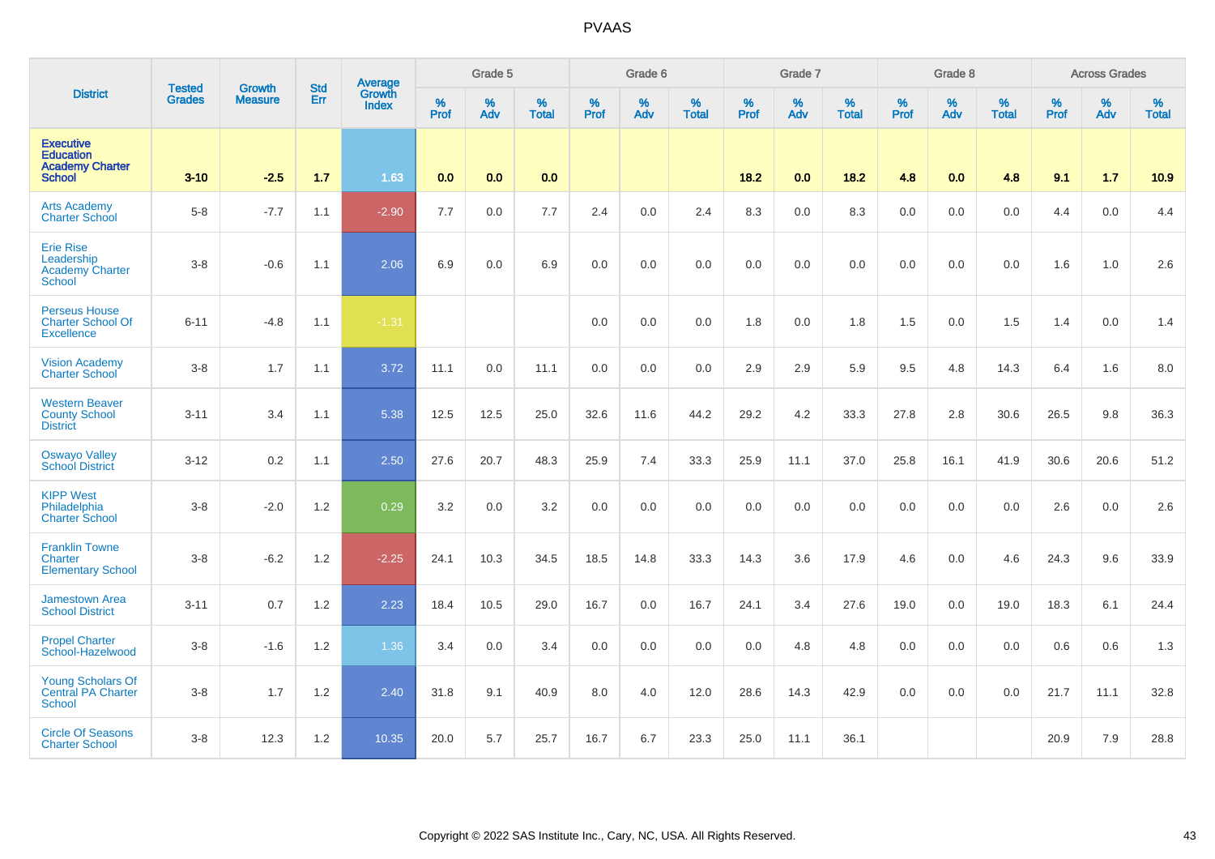# PVAAS

| District | Tested Grades | Growth Measure | Std Err | Average Growth Index | Grade 5 | | | Grade 6 | | | Grade 7 | | | Grade 8 | | | Across Grades | | |
|---|---|---|---|---|---|---|---|---|---|---|---|---|---|---|---|---|---|---|---|
| | | | | | % Prof | % Adv | % Total | % Prof | % Adv | % Total | % Prof | % Adv | % Total | % Prof | % Adv | % Total | % Prof | % Adv | % Total |
| **Executive Education Academy Charter School** | **3-10** | **-2.5** | **1.7** | **1.63** | **0.0** | **0.0** | **0.0** | | | | **18.2** | **0.0** | **18.2** | **4.8** | **0.0** | **4.8** | **9.1** | **1.7** | **10.9** |
| Arts Academy Charter School | 5-8 | -7.7 | 1.1 | -2.90 | 7.7 | 0.0 | 7.7 | 2.4 | 0.0 | 2.4 | 8.3 | 0.0 | 8.3 | 0.0 | 0.0 | 0.0 | 4.4 | 0.0 | 4.4 |
| Erie Rise Leadership Academy Charter School | 3-8 | -0.6 | 1.1 | 2.06 | 6.9 | 0.0 | 6.9 | 0.0 | 0.0 | 0.0 | 0.0 | 0.0 | 0.0 | 0.0 | 0.0 | 0.0 | 1.6 | 1.0 | 2.6 |
| Perseus House Charter School Of Excellence | 6-11 | -4.8 | 1.1 | -1.31 | | | | 0.0 | 0.0 | 0.0 | 1.8 | 0.0 | 1.8 | 1.5 | 0.0 | 1.5 | 1.4 | 0.0 | 1.4 |
| Vision Academy Charter School | 3-8 | 1.7 | 1.1 | 3.72 | 11.1 | 0.0 | 11.1 | 0.0 | 0.0 | 0.0 | 2.9 | 2.9 | 5.9 | 9.5 | 4.8 | 14.3 | 6.4 | 1.6 | 8.0 |
| Western Beaver County School District | 3-11 | 3.4 | 1.1 | 5.38 | 12.5 | 12.5 | 25.0 | 32.6 | 11.6 | 44.2 | 29.2 | 4.2 | 33.3 | 27.8 | 2.8 | 30.6 | 26.5 | 9.8 | 36.3 |
| Oswayo Valley School District | 3-12 | 0.2 | 1.1 | 2.50 | 27.6 | 20.7 | 48.3 | 25.9 | 7.4 | 33.3 | 25.9 | 11.1 | 37.0 | 25.8 | 16.1 | 41.9 | 30.6 | 20.6 | 51.2 |
| KIPP West Philadelphia Charter School | 3-8 | -2.0 | 1.2 | 0.29 | 3.2 | 0.0 | 3.2 | 0.0 | 0.0 | 0.0 | 0.0 | 0.0 | 0.0 | 0.0 | 0.0 | 0.0 | 2.6 | 0.0 | 2.6 |
| Franklin Towne Charter Elementary School | 3-8 | -6.2 | 1.2 | -2.25 | 24.1 | 10.3 | 34.5 | 18.5 | 14.8 | 33.3 | 14.3 | 3.6 | 17.9 | 4.6 | 0.0 | 4.6 | 24.3 | 9.6 | 33.9 |
| Jamestown Area School District | 3-11 | 0.7 | 1.2 | 2.23 | 18.4 | 10.5 | 29.0 | 16.7 | 0.0 | 16.7 | 24.1 | 3.4 | 27.6 | 19.0 | 0.0 | 19.0 | 18.3 | 6.1 | 24.4 |
| Propel Charter School-Hazelwood | 3-8 | -1.6 | 1.2 | 1.36 | 3.4 | 0.0 | 3.4 | 0.0 | 0.0 | 0.0 | 0.0 | 4.8 | 4.8 | 0.0 | 0.0 | 0.0 | 0.6 | 0.6 | 1.3 |
| Young Scholars Of Central PA Charter School | 3-8 | 1.7 | 1.2 | 2.40 | 31.8 | 9.1 | 40.9 | 8.0 | 4.0 | 12.0 | 28.6 | 14.3 | 42.9 | 0.0 | 0.0 | 0.0 | 21.7 | 11.1 | 32.8 |
| Circle Of Seasons Charter School | 3-8 | 12.3 | 1.2 | 10.35 | 20.0 | 5.7 | 25.7 | 16.7 | 6.7 | 23.3 | 25.0 | 11.1 | 36.1 | | | | 20.9 | 7.9 | 28.8 |

Copyright © 2022 SAS Institute Inc., Cary, NC, USA. All Rights Reserved.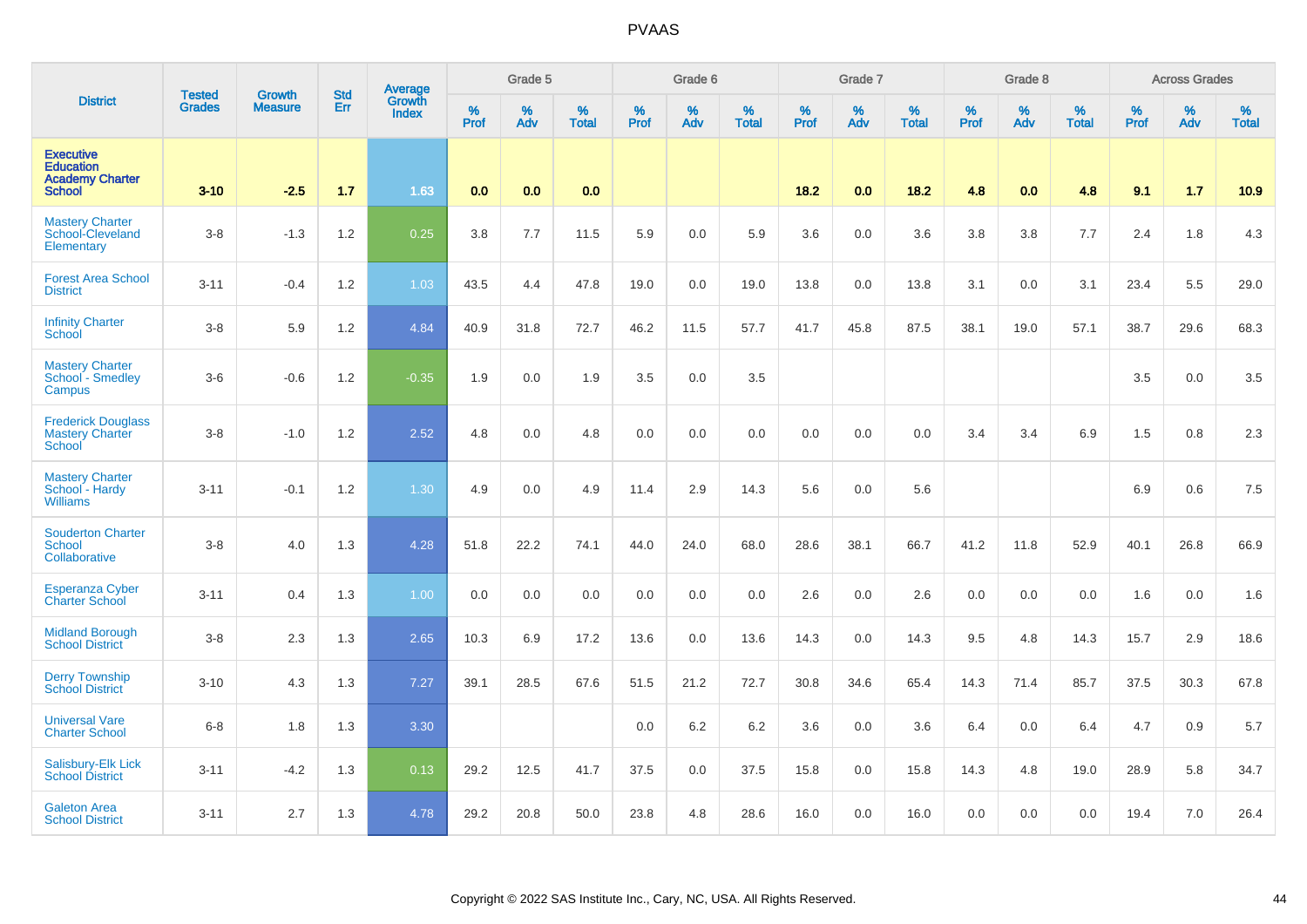# PVAAS

| District | Tested Grades | Growth Measure | Std Err | Average Growth Index | Grade 5 | | | Grade 6 | | | Grade 7 | | | Grade 8 | | | Across Grades | | |
|---|---|---|---|---|---|---|---|---|---|---|---|---|---|---|---|---|---|---|---|
| | | | | | % Prof | % Adv | % Total | % Prof | % Adv | % Total | % Prof | % Adv | % Total | % Prof | % Adv | % Total | % Prof | % Adv | % Total |
| **Executive Education Academy Charter School** | **3-10** | **-2.5** | **1.7** | **1.63** | **0.0** | **0.0** | **0.0** | | | | **18.2** | **0.0** | **18.2** | **4.8** | **0.0** | **4.8** | **9.1** | **1.7** | **10.9** |
| Mastery Charter School-Cleveland Elementary | 3-8 | -1.3 | 1.2 | 0.25 | 3.8 | 7.7 | 11.5 | 5.9 | 0.0 | 5.9 | 3.6 | 0.0 | 3.6 | 3.8 | 3.8 | 7.7 | 2.4 | 1.8 | 4.3 |
| Forest Area School District | 3-11 | -0.4 | 1.2 | 1.03 | 43.5 | 4.4 | 47.8 | 19.0 | 0.0 | 19.0 | 13.8 | 0.0 | 13.8 | 3.1 | 0.0 | 3.1 | 23.4 | 5.5 | 29.0 |
| Infinity Charter School | 3-8 | 5.9 | 1.2 | 4.84 | 40.9 | 31.8 | 72.7 | 46.2 | 11.5 | 57.7 | 41.7 | 45.8 | 87.5 | 38.1 | 19.0 | 57.1 | 38.7 | 29.6 | 68.3 |
| Mastery Charter School - Smedley Campus | 3-6 | -0.6 | 1.2 | -0.35 | 1.9 | 0.0 | 1.9 | 3.5 | 0.0 | 3.5 | | | | | | | 3.5 | 0.0 | 3.5 |
| Frederick Douglass Mastery Charter School | 3-8 | -1.0 | 1.2 | 2.52 | 4.8 | 0.0 | 4.8 | 0.0 | 0.0 | 0.0 | 0.0 | 0.0 | 0.0 | 3.4 | 3.4 | 6.9 | 1.5 | 0.8 | 2.3 |
| Mastery Charter School - Hardy Williams | 3-11 | -0.1 | 1.2 | 1.30 | 4.9 | 0.0 | 4.9 | 11.4 | 2.9 | 14.3 | 5.6 | 0.0 | 5.6 | | | | 6.9 | 0.6 | 7.5 |
| Souderton Charter School Collaborative | 3-8 | 4.0 | 1.3 | 4.28 | 51.8 | 22.2 | 74.1 | 44.0 | 24.0 | 68.0 | 28.6 | 38.1 | 66.7 | 41.2 | 11.8 | 52.9 | 40.1 | 26.8 | 66.9 |
| Esperanza Cyber Charter School | 3-11 | 0.4 | 1.3 | 1.00 | 0.0 | 0.0 | 0.0 | 0.0 | 0.0 | 0.0 | 2.6 | 0.0 | 2.6 | 0.0 | 0.0 | 0.0 | 1.6 | 0.0 | 1.6 |
| Midland Borough School District | 3-8 | 2.3 | 1.3 | 2.65 | 10.3 | 6.9 | 17.2 | 13.6 | 0.0 | 13.6 | 14.3 | 0.0 | 14.3 | 9.5 | 4.8 | 14.3 | 15.7 | 2.9 | 18.6 |
| Derry Township School District | 3-10 | 4.3 | 1.3 | 7.27 | 39.1 | 28.5 | 67.6 | 51.5 | 21.2 | 72.7 | 30.8 | 34.6 | 65.4 | 14.3 | 71.4 | 85.7 | 37.5 | 30.3 | 67.8 |
| Universal Vare Charter School | 6-8 | 1.8 | 1.3 | 3.30 | | | | 0.0 | 6.2 | 6.2 | 3.6 | 0.0 | 3.6 | 6.4 | 0.0 | 6.4 | 4.7 | 0.9 | 5.7 |
| Salisbury-Elk Lick School District | 3-11 | -4.2 | 1.3 | 0.13 | 29.2 | 12.5 | 41.7 | 37.5 | 0.0 | 37.5 | 15.8 | 0.0 | 15.8 | 14.3 | 4.8 | 19.0 | 28.9 | 5.8 | 34.7 |
| Galeton Area School District | 3-11 | 2.7 | 1.3 | 4.78 | 29.2 | 20.8 | 50.0 | 23.8 | 4.8 | 28.6 | 16.0 | 0.0 | 16.0 | 0.0 | 0.0 | 0.0 | 19.4 | 7.0 | 26.4 |

Copyright © 2022 SAS Institute Inc., Cary, NC, USA. All Rights Reserved.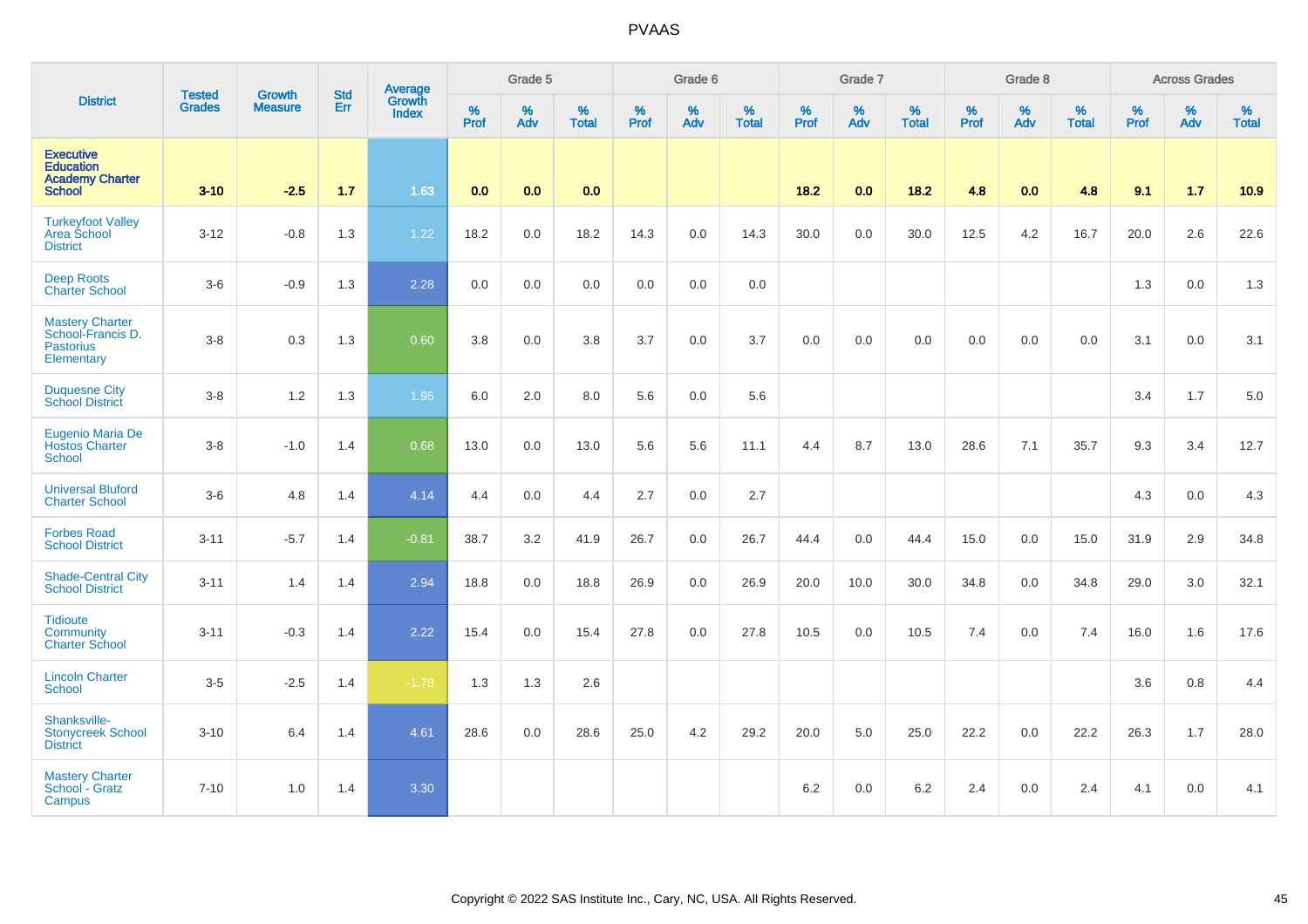# PVAAS

| District | Tested Grades | Growth Measure | Std Err | Average Growth Index | Grade 5 | | | Grade 6 | | | Grade 7 | | | Grade 8 | | | Across Grades | | |
|---|---|---|---|---|---|---|---|---|---|---|---|---|---|---|---|---|---|---|---|
| | | | | | % Prof | % Adv | % Total | % Prof | % Adv | % Total | % Prof | % Adv | % Total | % Prof | % Adv | % Total | % Prof | % Adv | % Total |
| **Executive Education Academy Charter School** | **3-10** | **-2.5** | **1.7** | **1.63** | **0.0** | **0.0** | **0.0** | | | | **18.2** | **0.0** | **18.2** | **4.8** | **0.0** | **4.8** | **9.1** | **1.7** | **10.9** |
| Turkeyfoot Valley Area School District | 3-12 | -0.8 | 1.3 | 1.22 | 18.2 | 0.0 | 18.2 | 14.3 | 0.0 | 14.3 | 30.0 | 0.0 | 30.0 | 12.5 | 4.2 | 16.7 | 20.0 | 2.6 | 22.6 |
| Deep Roots Charter School | 3-6 | -0.9 | 1.3 | 2.28 | 0.0 | 0.0 | 0.0 | 0.0 | 0.0 | 0.0 | | | | | | | 1.3 | 0.0 | 1.3 |
| Mastery Charter School-Francis D. Pastorius Elementary | 3-8 | 0.3 | 1.3 | 0.60 | 3.8 | 0.0 | 3.8 | 3.7 | 0.0 | 3.7 | 0.0 | 0.0 | 0.0 | 0.0 | 0.0 | 0.0 | 3.1 | 0.0 | 3.1 |
| Duquesne City School District | 3-8 | 1.2 | 1.3 | 1.95 | 6.0 | 2.0 | 8.0 | 5.6 | 0.0 | 5.6 | | | | | | | 3.4 | 1.7 | 5.0 |
| Eugenio Maria De Hostos Charter School | 3-8 | -1.0 | 1.4 | 0.68 | 13.0 | 0.0 | 13.0 | 5.6 | 5.6 | 11.1 | 4.4 | 8.7 | 13.0 | 28.6 | 7.1 | 35.7 | 9.3 | 3.4 | 12.7 |
| Universal Bluford Charter School | 3-6 | 4.8 | 1.4 | 4.14 | 4.4 | 0.0 | 4.4 | 2.7 | 0.0 | 2.7 | | | | | | | 4.3 | 0.0 | 4.3 |
| Forbes Road School District | 3-11 | -5.7 | 1.4 | -0.81 | 38.7 | 3.2 | 41.9 | 26.7 | 0.0 | 26.7 | 44.4 | 0.0 | 44.4 | 15.0 | 0.0 | 15.0 | 31.9 | 2.9 | 34.8 |
| Shade-Central City School District | 3-11 | 1.4 | 1.4 | 2.94 | 18.8 | 0.0 | 18.8 | 26.9 | 0.0 | 26.9 | 20.0 | 10.0 | 30.0 | 34.8 | 0.0 | 34.8 | 29.0 | 3.0 | 32.1 |
| Tidioute Community Charter School | 3-11 | -0.3 | 1.4 | 2.22 | 15.4 | 0.0 | 15.4 | 27.8 | 0.0 | 27.8 | 10.5 | 0.0 | 10.5 | 7.4 | 0.0 | 7.4 | 16.0 | 1.6 | 17.6 |
| Lincoln Charter School | 3-5 | -2.5 | 1.4 | -1.78 | 1.3 | 1.3 | 2.6 | | | | | | | | | | 3.6 | 0.8 | 4.4 |
| Shanksville-Stonycreek School District | 3-10 | 6.4 | 1.4 | 4.61 | 28.6 | 0.0 | 28.6 | 25.0 | 4.2 | 29.2 | 20.0 | 5.0 | 25.0 | 22.2 | 0.0 | 22.2 | 26.3 | 1.7 | 28.0 |
| Mastery Charter School - Gratz Campus | 7-10 | 1.0 | 1.4 | 3.30 | | | | | | | 6.2 | 0.0 | 6.2 | 2.4 | 0.0 | 2.4 | 4.1 | 0.0 | 4.1 |

Copyright © 2022 SAS Institute Inc., Cary, NC, USA. All Rights Reserved.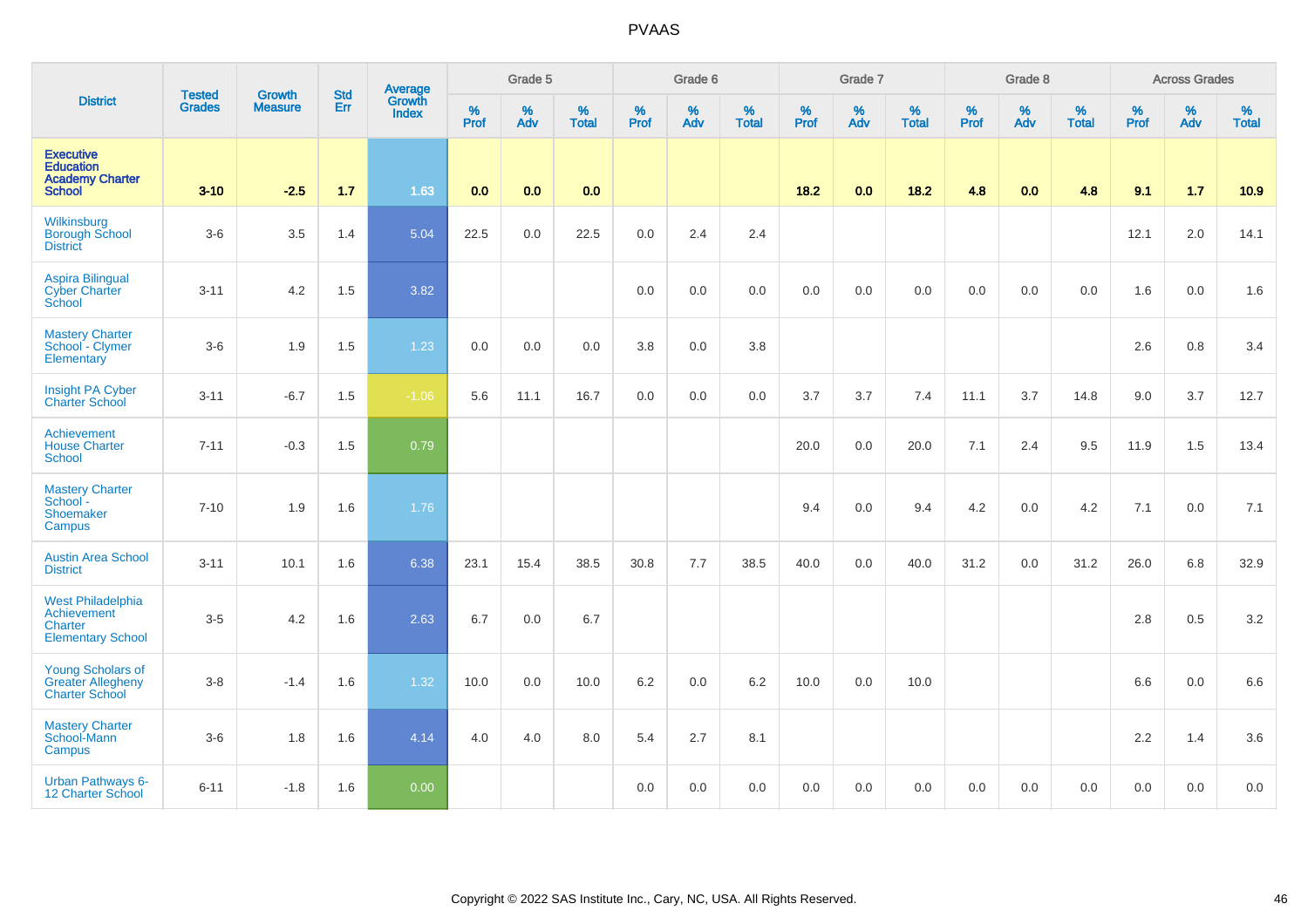# PVAAS

| District | Tested Grades | Growth Measure | Std Err | Average Growth Index | Grade 5 | | | Grade 6 | | | Grade 7 | | | Grade 8 | | | Across Grades | | |
|---|---|---|---|---|---|---|---|---|---|---|---|---|---|---|---|---|---|---|---|
| | | | | | % Prof | % Adv | % Total | % Prof | % Adv | % Total | % Prof | % Adv | % Total | % Prof | % Adv | % Total | % Prof | % Adv | % Total |
| **Executive Education Academy Charter School** | **3-10** | **-2.5** | **1.7** | **1.63** | **0.0** | **0.0** | **0.0** | | | | **18.2** | **0.0** | **18.2** | **4.8** | **0.0** | **4.8** | **9.1** | **1.7** | **10.9** |
| Wilkinsburg Borough School District | 3-6 | 3.5 | 1.4 | 5.04 | 22.5 | 0.0 | 22.5 | 0.0 | 2.4 | 2.4 | | | | | | | 12.1 | 2.0 | 14.1 |
| Aspira Bilingual Cyber Charter School | 3-11 | 4.2 | 1.5 | 3.82 | | | | 0.0 | 0.0 | 0.0 | 0.0 | 0.0 | 0.0 | 0.0 | 0.0 | 0.0 | 1.6 | 0.0 | 1.6 |
| Mastery Charter School - Clymer Elementary | 3-6 | 1.9 | 1.5 | 1.23 | 0.0 | 0.0 | 0.0 | 3.8 | 0.0 | 3.8 | | | | | | | 2.6 | 0.8 | 3.4 |
| Insight PA Cyber Charter School | 3-11 | -6.7 | 1.5 | -1.06 | 5.6 | 11.1 | 16.7 | 0.0 | 0.0 | 0.0 | 3.7 | 3.7 | 7.4 | 11.1 | 3.7 | 14.8 | 9.0 | 3.7 | 12.7 |
| Achievement House Charter School | 7-11 | -0.3 | 1.5 | 0.79 | | | | | | | 20.0 | 0.0 | 20.0 | 7.1 | 2.4 | 9.5 | 11.9 | 1.5 | 13.4 |
| Mastery Charter School - Shoemaker Campus | 7-10 | 1.9 | 1.6 | 1.76 | | | | | | | 9.4 | 0.0 | 9.4 | 4.2 | 0.0 | 4.2 | 7.1 | 0.0 | 7.1 |
| Austin Area School District | 3-11 | 10.1 | 1.6 | 6.38 | 23.1 | 15.4 | 38.5 | 30.8 | 7.7 | 38.5 | 40.0 | 0.0 | 40.0 | 31.2 | 0.0 | 31.2 | 26.0 | 6.8 | 32.9 |
| West Philadelphia Achievement Charter Elementary School | 3-5 | 4.2 | 1.6 | 2.63 | 6.7 | 0.0 | 6.7 | | | | | | | | | | 2.8 | 0.5 | 3.2 |
| Young Scholars of Greater Allegheny Charter School | 3-8 | -1.4 | 1.6 | 1.32 | 10.0 | 0.0 | 10.0 | 6.2 | 0.0 | 6.2 | 10.0 | 0.0 | 10.0 | | | | 6.6 | 0.0 | 6.6 |
| Mastery Charter School-Mann Campus | 3-6 | 1.8 | 1.6 | 4.14 | 4.0 | 4.0 | 8.0 | 5.4 | 2.7 | 8.1 | | | | | | | 2.2 | 1.4 | 3.6 |
| Urban Pathways 6-12 Charter School | 6-11 | -1.8 | 1.6 | 0.00 | | | | 0.0 | 0.0 | 0.0 | 0.0 | 0.0 | 0.0 | 0.0 | 0.0 | 0.0 | 0.0 | 0.0 | 0.0 |

Copyright © 2022 SAS Institute Inc., Cary, NC, USA. All Rights Reserved.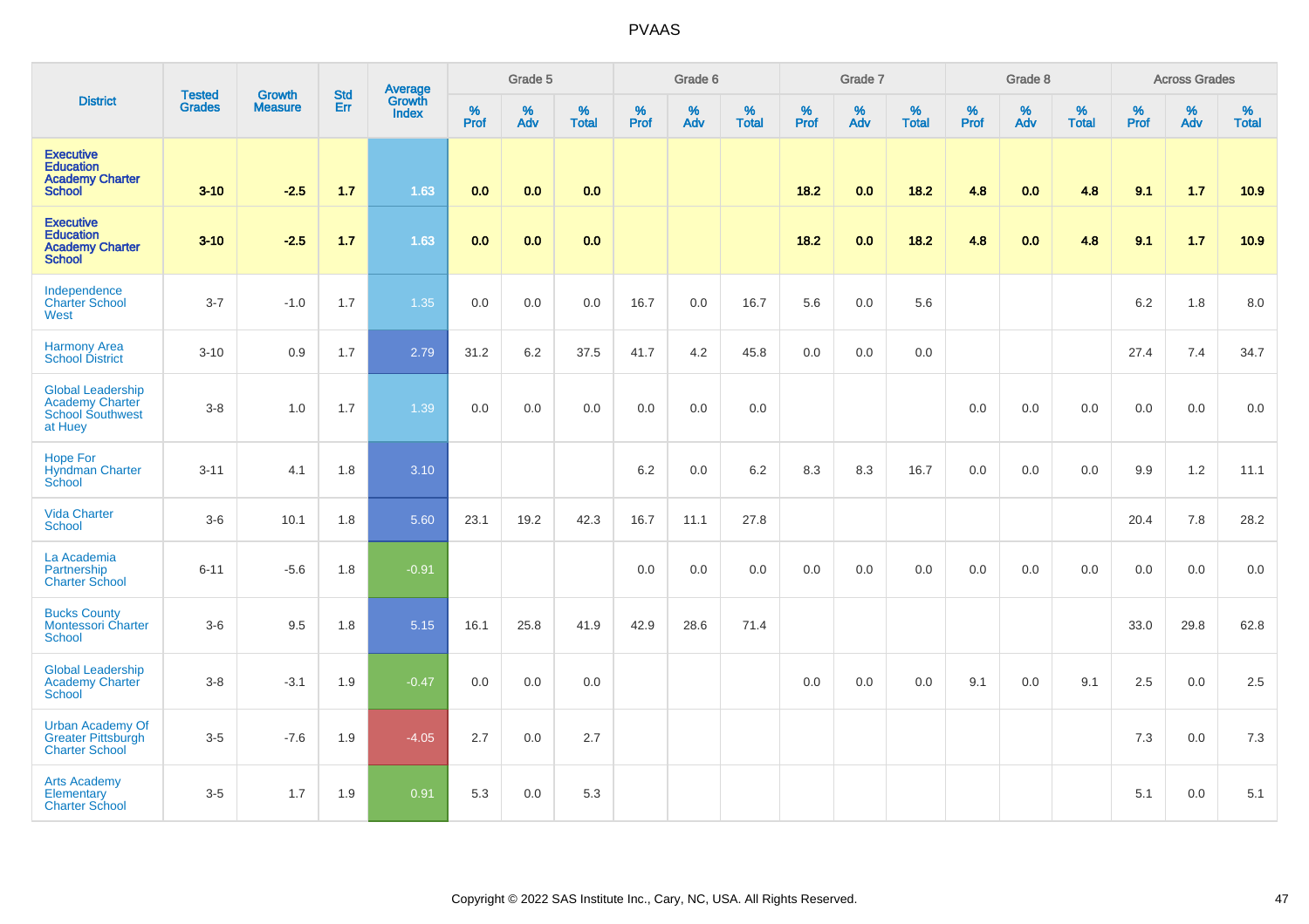# PVAAS

| District | Tested Grades | Growth Measure | Std Err | Average Growth Index | Grade 5 | | | Grade 6 | | | Grade 7 | | | Grade 8 | | | Across Grades | | |
|---|---|---|---|---|---|---|---|---|---|---|---|---|---|---|---|---|---|---|---|
| | | | | | % Prof | % Adv | % Total | % Prof | % Adv | % Total | % Prof | % Adv | % Total | % Prof | % Adv | % Total | % Prof | % Adv | % Total |
| **Executive Education Academy Charter School** | **3-10** | **-2.5** | **1.7** | **1.63** | **0.0** | **0.0** | **0.0** | | | | **18.2** | **0.0** | **18.2** | **4.8** | **0.0** | **4.8** | **9.1** | **1.7** | **10.9** |
| **Executive Education Academy Charter School** | **3-10** | **-2.5** | **1.7** | **1.63** | **0.0** | **0.0** | **0.0** | | | | **18.2** | **0.0** | **18.2** | **4.8** | **0.0** | **4.8** | **9.1** | **1.7** | **10.9** |
| Independence Charter School West | 3-7 | -1.0 | 1.7 | 1.35 | 0.0 | 0.0 | 0.0 | 16.7 | 0.0 | 16.7 | 5.6 | 0.0 | 5.6 | | | | 6.2 | 1.8 | 8.0 |
| Harmony Area School District | 3-10 | 0.9 | 1.7 | 2.79 | 31.2 | 6.2 | 37.5 | 41.7 | 4.2 | 45.8 | 0.0 | 0.0 | 0.0 | | | | 27.4 | 7.4 | 34.7 |
| Global Leadership Academy Charter School Southwest at Huey | 3-8 | 1.0 | 1.7 | 1.39 | 0.0 | 0.0 | 0.0 | 0.0 | 0.0 | 0.0 | | | | 0.0 | 0.0 | 0.0 | 0.0 | 0.0 | 0.0 |
| Hope For Hyndman Charter School | 3-11 | 4.1 | 1.8 | 3.10 | | | | 6.2 | 0.0 | 6.2 | 8.3 | 8.3 | 16.7 | 0.0 | 0.0 | 0.0 | 9.9 | 1.2 | 11.1 |
| Vida Charter School | 3-6 | 10.1 | 1.8 | 5.60 | 23.1 | 19.2 | 42.3 | 16.7 | 11.1 | 27.8 | | | | | | | 20.4 | 7.8 | 28.2 |
| La Academia Partnership Charter School | 6-11 | -5.6 | 1.8 | -0.91 | | | | 0.0 | 0.0 | 0.0 | 0.0 | 0.0 | 0.0 | 0.0 | 0.0 | 0.0 | 0.0 | 0.0 | 0.0 |
| Bucks County Montessori Charter School | 3-6 | 9.5 | 1.8 | 5.15 | 16.1 | 25.8 | 41.9 | 42.9 | 28.6 | 71.4 | | | | | | | 33.0 | 29.8 | 62.8 |
| Global Leadership Academy Charter School | 3-8 | -3.1 | 1.9 | -0.47 | 0.0 | 0.0 | 0.0 | | | | 0.0 | 0.0 | 0.0 | 9.1 | 0.0 | 9.1 | 2.5 | 0.0 | 2.5 |
| Urban Academy Of Greater Pittsburgh Charter School | 3-5 | -7.6 | 1.9 | -4.05 | 2.7 | 0.0 | 2.7 | | | | | | | | | | 7.3 | 0.0 | 7.3 |
| Arts Academy Elementary Charter School | 3-5 | 1.7 | 1.9 | 0.91 | 5.3 | 0.0 | 5.3 | | | | | | | | | | 5.1 | 0.0 | 5.1 |

Copyright © 2022 SAS Institute Inc., Cary, NC, USA. All Rights Reserved.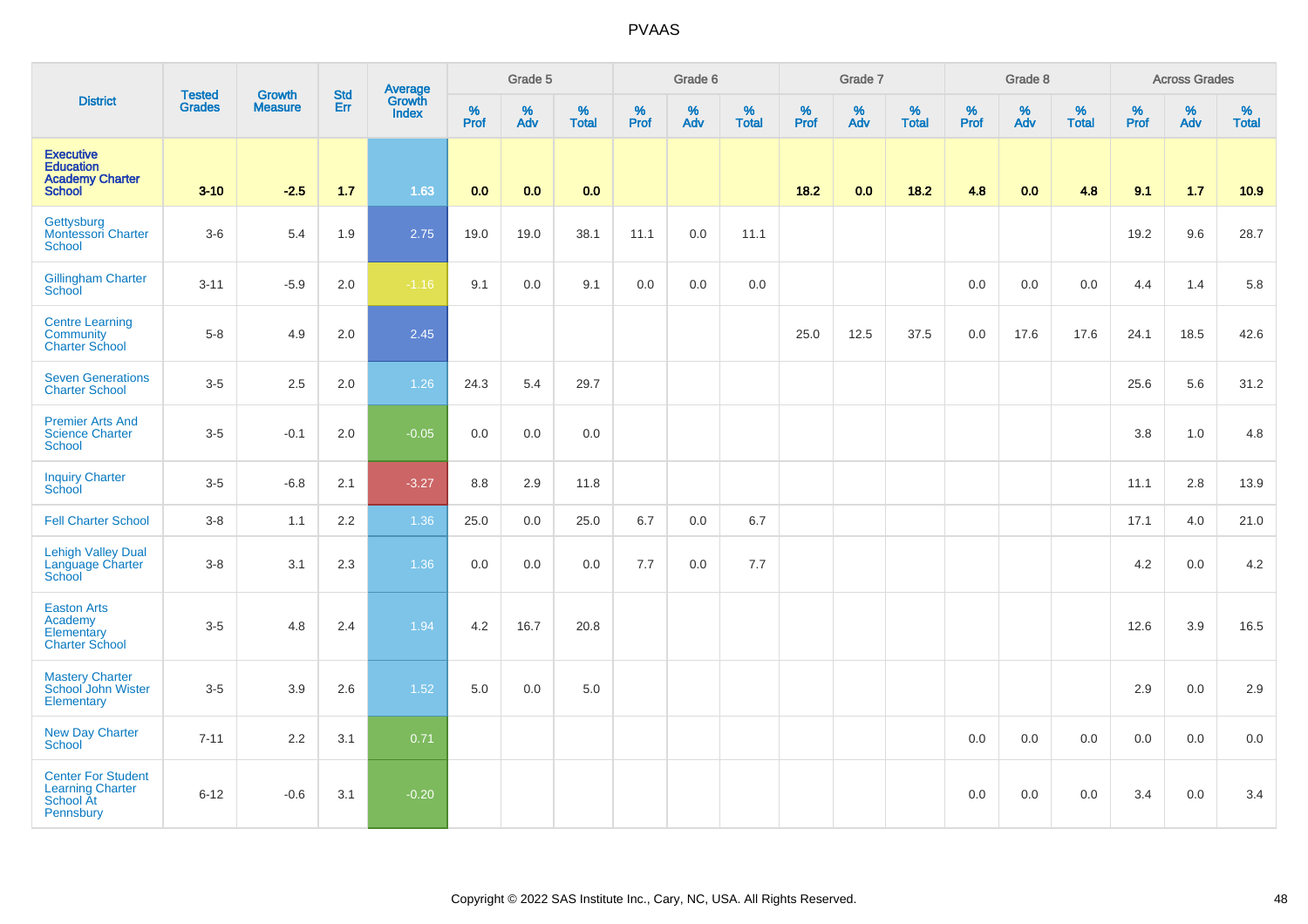# PVAAS

| District | Tested Grades | Growth Measure | Std Err | Average Growth Index | Grade 5 | | | Grade 6 | | | Grade 7 | | | Grade 8 | | | Across Grades | | |
|---|---|---|---|---|---|---|---|---|---|---|---|---|---|---|---|---|---|---|---|
| | | | | | % Prof | % Adv | % Total | % Prof | % Adv | % Total | % Prof | % Adv | % Total | % Prof | % Adv | % Total | % Prof | % Adv | % Total |
| **Executive Education Academy Charter School** | **3-10** | **-2.5** | **1.7** | **1.63** | **0.0** | **0.0** | **0.0** | | | | **18.2** | **0.0** | **18.2** | **4.8** | **0.0** | **4.8** | **9.1** | **1.7** | **10.9** |
| Gettysburg Montessori Charter School | 3-6 | 5.4 | 1.9 | 2.75 | 19.0 | 19.0 | 38.1 | 11.1 | 0.0 | 11.1 | | | | | | | 19.2 | 9.6 | 28.7 |
| Gillingham Charter School | 3-11 | -5.9 | 2.0 | -1.16 | 9.1 | 0.0 | 9.1 | 0.0 | 0.0 | 0.0 | | | | 0.0 | 0.0 | 0.0 | 4.4 | 1.4 | 5.8 |
| Centre Learning Community Charter School | 5-8 | 4.9 | 2.0 | 2.45 | | | | | | | 25.0 | 12.5 | 37.5 | 0.0 | 17.6 | 17.6 | 24.1 | 18.5 | 42.6 |
| Seven Generations Charter School | 3-5 | 2.5 | 2.0 | 1.26 | 24.3 | 5.4 | 29.7 | | | | | | | | | | 25.6 | 5.6 | 31.2 |
| Premier Arts And Science Charter School | 3-5 | -0.1 | 2.0 | -0.05 | 0.0 | 0.0 | 0.0 | | | | | | | | | | 3.8 | 1.0 | 4.8 |
| Inquiry Charter School | 3-5 | -6.8 | 2.1 | -3.27 | 8.8 | 2.9 | 11.8 | | | | | | | | | | 11.1 | 2.8 | 13.9 |
| Fell Charter School | 3-8 | 1.1 | 2.2 | 1.36 | 25.0 | 0.0 | 25.0 | 6.7 | 0.0 | 6.7 | | | | | | | 17.1 | 4.0 | 21.0 |
| Lehigh Valley Dual Language Charter School | 3-8 | 3.1 | 2.3 | 1.36 | 0.0 | 0.0 | 0.0 | 7.7 | 0.0 | 7.7 | | | | | | | 4.2 | 0.0 | 4.2 |
| Easton Arts Academy Elementary Charter School | 3-5 | 4.8 | 2.4 | 1.94 | 4.2 | 16.7 | 20.8 | | | | | | | | | | 12.6 | 3.9 | 16.5 |
| Mastery Charter School John Wister Elementary | 3-5 | 3.9 | 2.6 | 1.52 | 5.0 | 0.0 | 5.0 | | | | | | | | | | 2.9 | 0.0 | 2.9 |
| New Day Charter School | 7-11 | 2.2 | 3.1 | 0.71 | | | | | | | | | | 0.0 | 0.0 | 0.0 | 0.0 | 0.0 | 0.0 |
| Center For Student Learning Charter School At Pennsbury | 6-12 | -0.6 | 3.1 | -0.20 | | | | | | | | | | 0.0 | 0.0 | 0.0 | 3.4 | 0.0 | 3.4 |

Copyright © 2022 SAS Institute Inc., Cary, NC, USA. All Rights Reserved.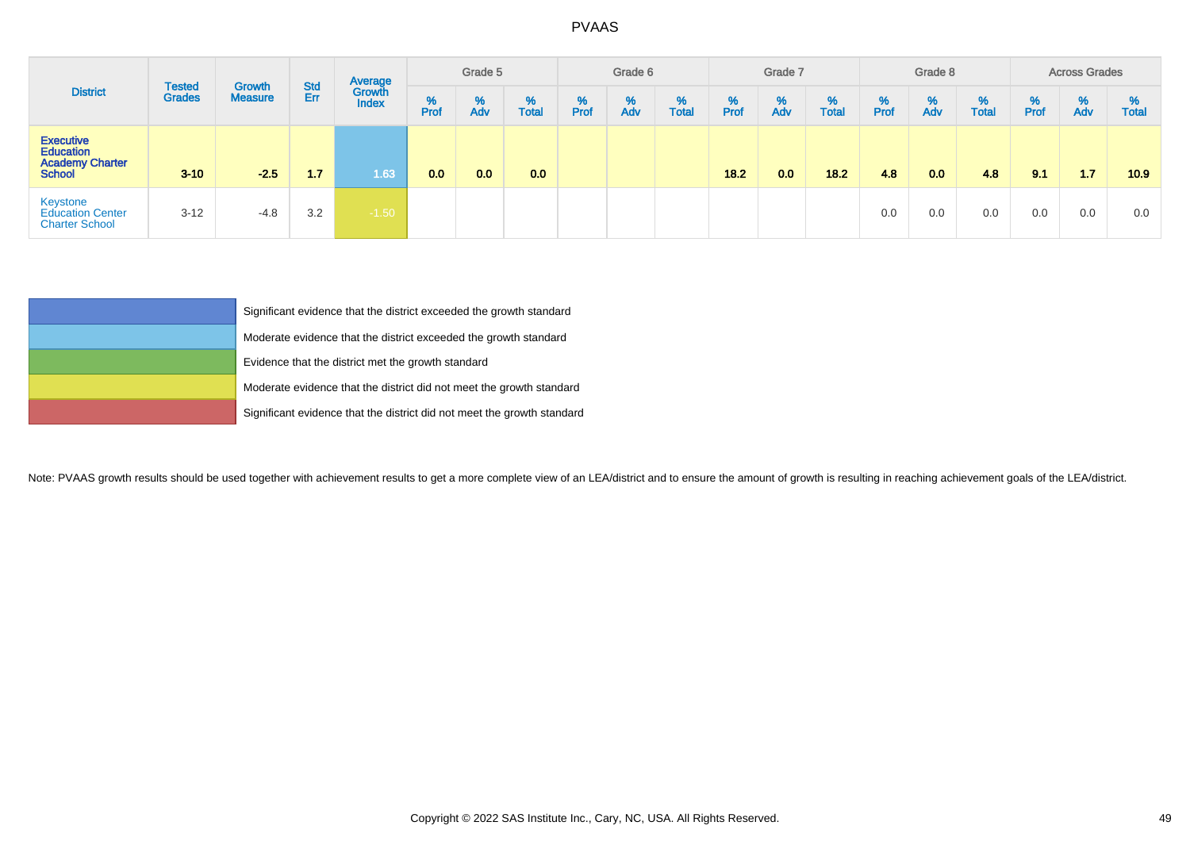# PVAAS

| District | Tested Grades | Growth Measure | Std Err | Average Growth Index | Grade 5 | | | Grade 6 | | | Grade 7 | | | Grade 8 | | | Across Grades | | |
|---|---|---|---|---|---|---|---|---|---|---|---|---|---|---|---|---|---|---|---|
| | | | | | % Prof | % Adv | % Total | % Prof | % Adv | % Total | % Prof | % Adv | % Total | % Prof | % Adv | % Total | % Prof | % Adv | % Total |
| **Executive Education Academy Charter School** | **3-10** | **-2.5** | **1.7** | **1.63** | **0.0** | **0.0** | **0.0** | | | | **18.2** | **0.0** | **18.2** | **4.8** | **0.0** | **4.8** | **9.1** | **1.7** | **10.9** |
| Keystone Education Center Charter School | 3-12 | -4.8 | 3.2 | -1.50 | | | | | | | | | | 0.0 | 0.0 | 0.0 | 0.0 | 0.0 | 0.0 |

Significant evidence that the district exceeded the growth standard

Moderate evidence that the district exceeded the growth standard

Evidence that the district met the growth standard

Moderate evidence that the district did not meet the growth standard

Significant evidence that the district did not meet the growth standard

Note: PVAAS growth results should be used together with achievement results to get a more complete view of an LEA/district and to ensure the amount of growth is resulting in reaching achievement goals of the LEA/district.

Copyright © 2022 SAS Institute Inc., Cary, NC, USA. All Rights Reserved.